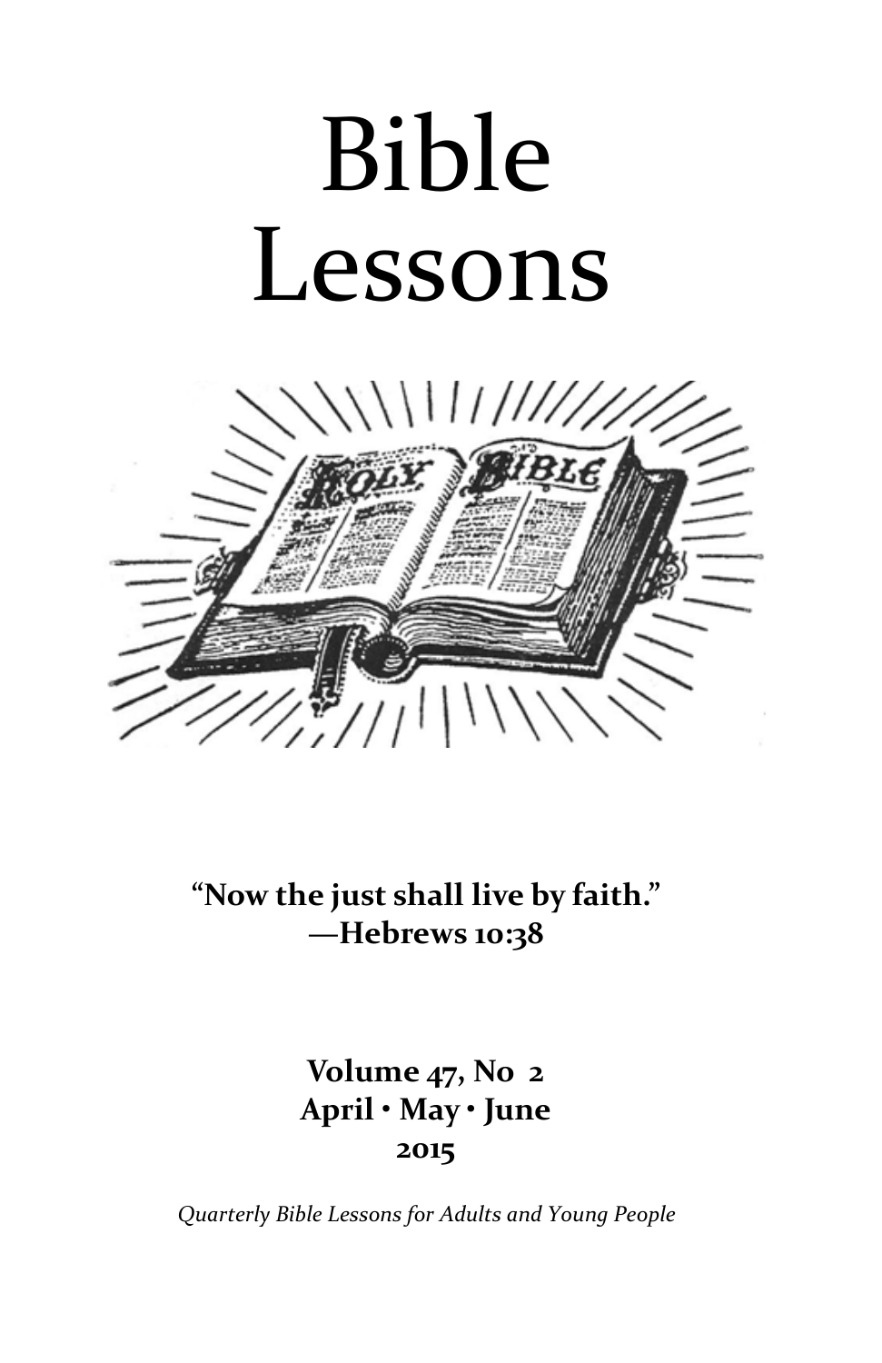# Bible Lessons

**"Now the just shall live by faith."**
**—Hebrews 10:38**

**Volume 47, No 2**
**April • May • June**
**2015**

*Quarterly Bible Lessons for Adults and Young People*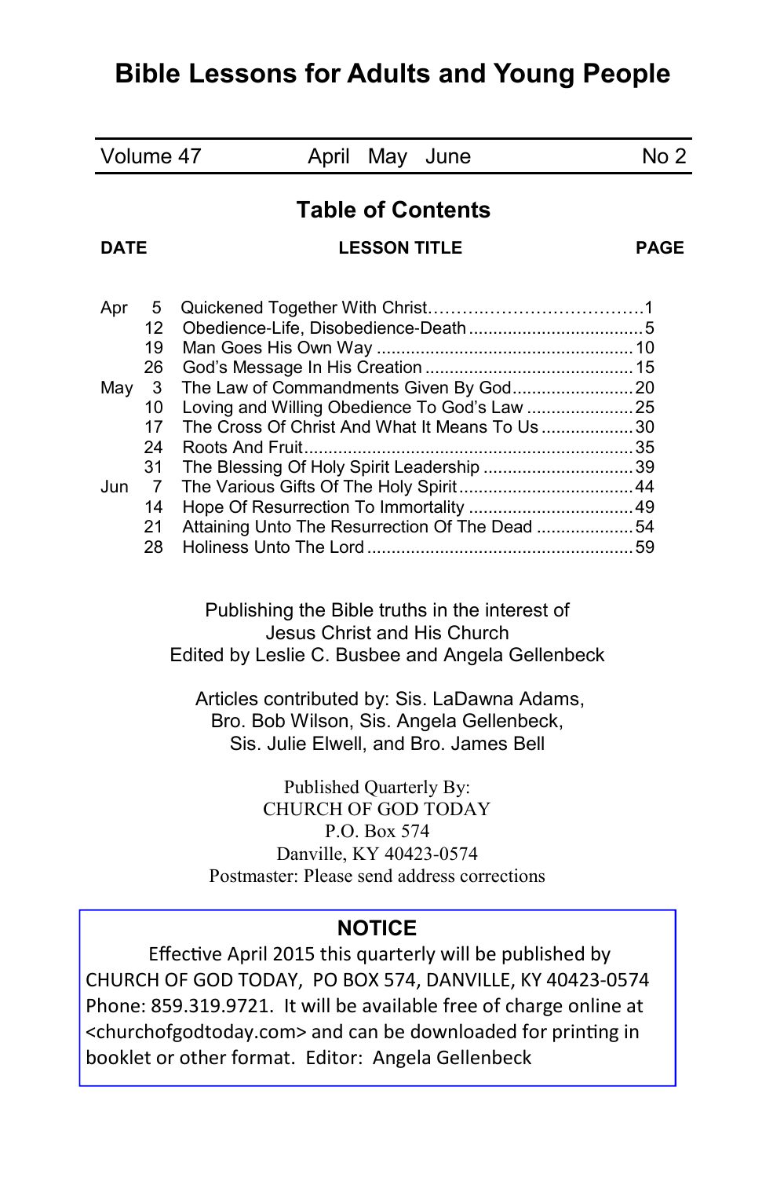# Bible Lessons for Adults and Young People

| Volume 47 | April May June | No 2 |
|---|---|---|

## Table of Contents

| DATE | | LESSON TITLE | PAGE |
|---|---|---|---|
| Apr | 5 | Quickened Together With Christ | 1 |
| | 12 | Obedience-Life, Disobedience-Death | 5 |
| | 19 | Man Goes His Own Way | 10 |
| | 26 | God's Message In His Creation | 15 |
| May | 3 | The Law of Commandments Given By God | 20 |
| | 10 | Loving and Willing Obedience To God's Law | 25 |
| | 17 | The Cross Of Christ And What It Means To Us | 30 |
| | 24 | Roots And Fruit | 35 |
| | 31 | The Blessing Of Holy Spirit Leadership | 39 |
| Jun | 7 | The Various Gifts Of The Holy Spirit | 44 |
| | 14 | Hope Of Resurrection To Immortality | 49 |
| | 21 | Attaining Unto The Resurrection Of The Dead | 54 |
| | 28 | Holiness Unto The Lord | 59 |

Publishing the Bible truths in the interest of
Jesus Christ and His Church
Edited by Leslie C. Busbee and Angela Gellenbeck

Articles contributed by: Sis. LaDawna Adams,
Bro. Bob Wilson, Sis. Angela Gellenbeck,
Sis. Julie Elwell, and Bro. James Bell

Published Quarterly By:
CHURCH OF GOD TODAY
P.O. Box 574
Danville, KY 40423-0574
Postmaster: Please send address corrections

**NOTICE**

Effective April 2015 this quarterly will be published by CHURCH OF GOD TODAY, PO BOX 574, DANVILLE, KY 40423-0574 Phone: 859.319.9721. It will be available free of charge online at <churchofgodtoday.com> and can be downloaded for printing in booklet or other format. Editor: Angela Gellenbeck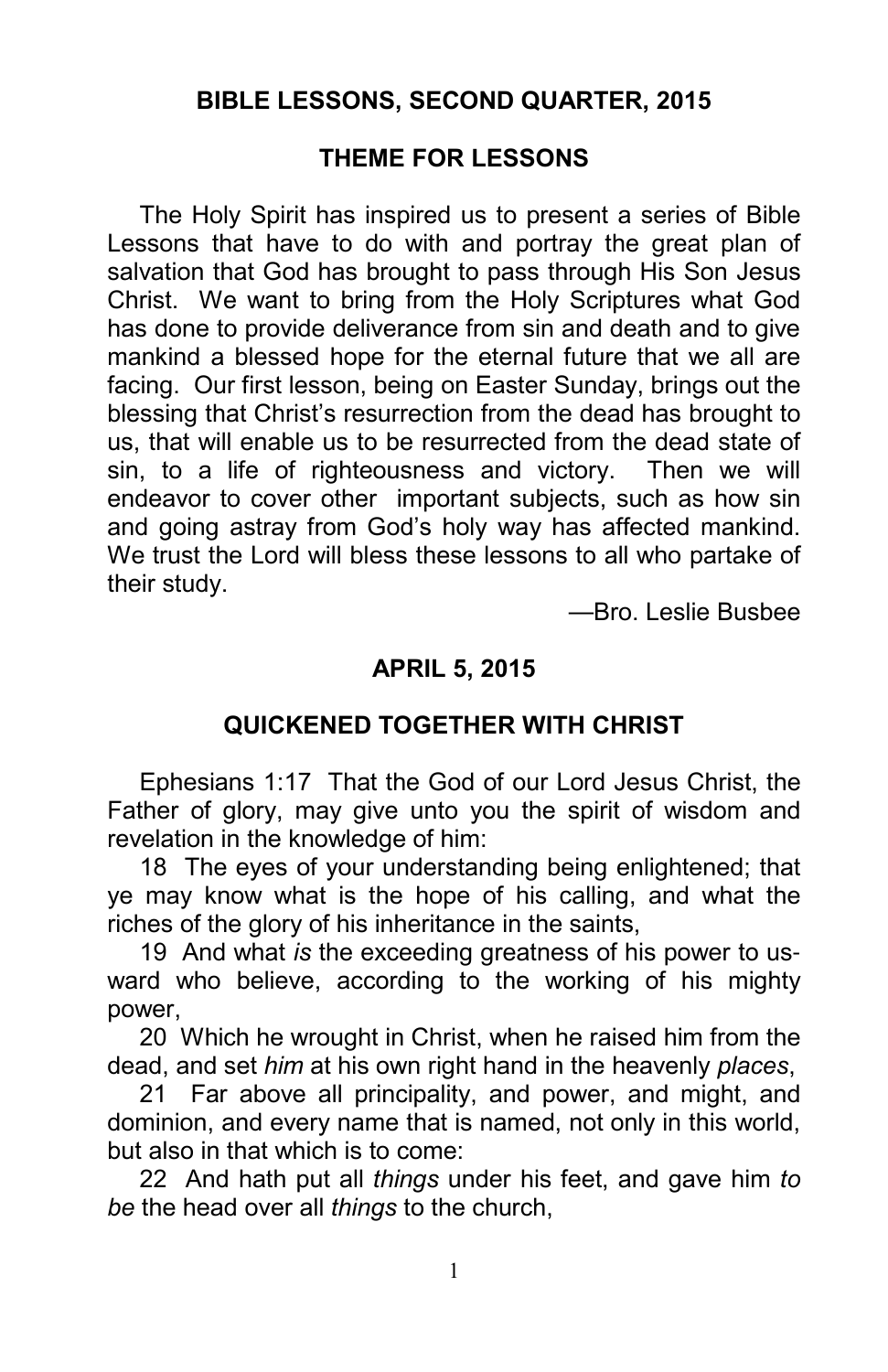## BIBLE LESSONS, SECOND QUARTER, 2015

### THEME FOR LESSONS

The Holy Spirit has inspired us to present a series of Bible Lessons that have to do with and portray the great plan of salvation that God has brought to pass through His Son Jesus Christ. We want to bring from the Holy Scriptures what God has done to provide deliverance from sin and death and to give mankind a blessed hope for the eternal future that we all are facing. Our first lesson, being on Easter Sunday, brings out the blessing that Christ's resurrection from the dead has brought to us, that will enable us to be resurrected from the dead state of sin, to a life of righteousness and victory. Then we will endeavor to cover other important subjects, such as how sin and going astray from God's holy way has affected mankind. We trust the Lord will bless these lessons to all who partake of their study.

—Bro. Leslie Busbee

### APRIL 5, 2015

### QUICKENED TOGETHER WITH CHRIST

Ephesians 1:17 That the God of our Lord Jesus Christ, the Father of glory, may give unto you the spirit of wisdom and revelation in the knowledge of him:

18 The eyes of your understanding being enlightened; that ye may know what is the hope of his calling, and what the riches of the glory of his inheritance in the saints,

19 And what *is* the exceeding greatness of his power to us-ward who believe, according to the working of his mighty power,

20 Which he wrought in Christ, when he raised him from the dead, and set *him* at his own right hand in the heavenly *places*,

21 Far above all principality, and power, and might, and dominion, and every name that is named, not only in this world, but also in that which is to come:

22 And hath put all *things* under his feet, and gave him *to be* the head over all *things* to the church,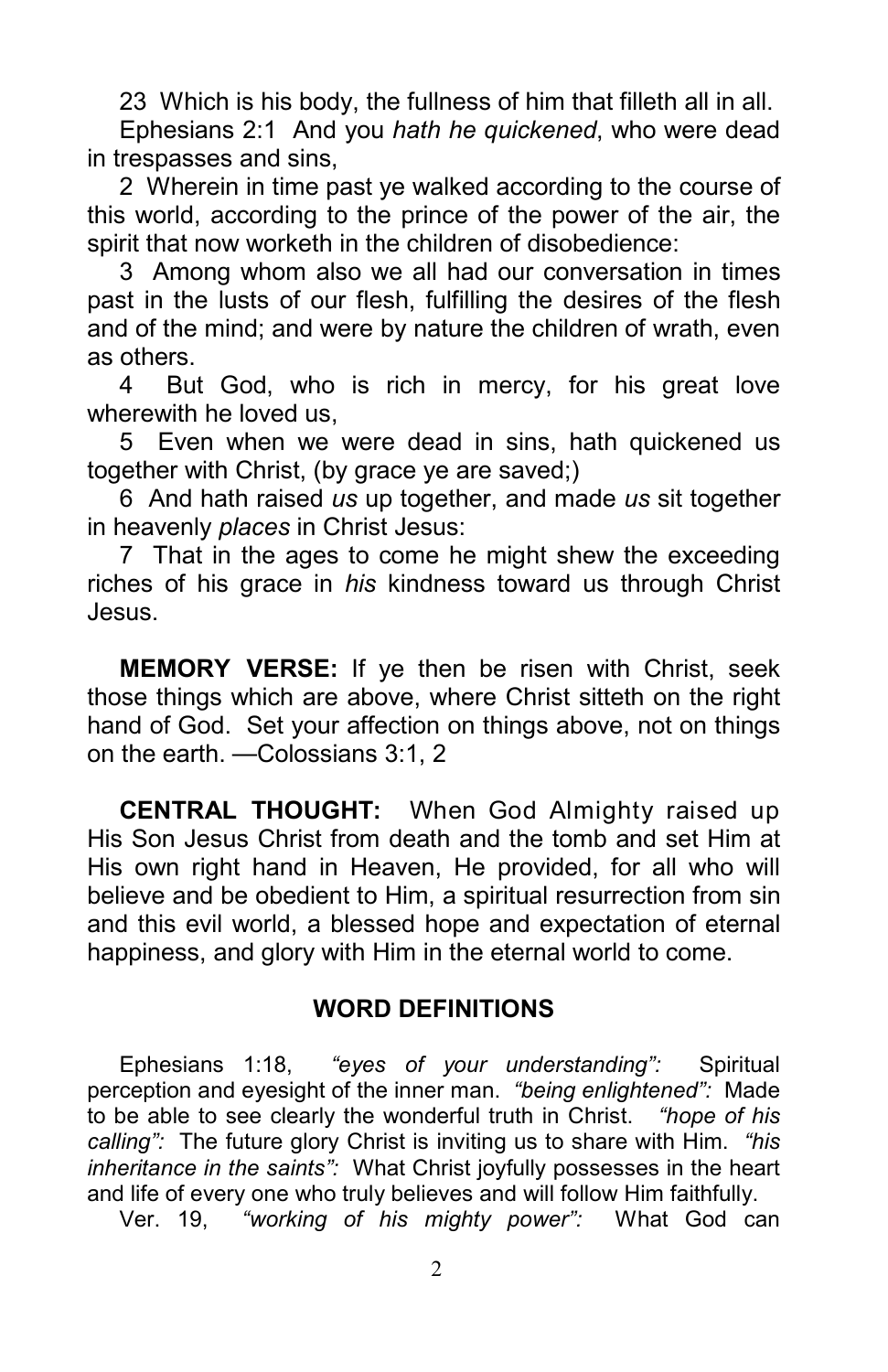23 Which is his body, the fullness of him that filleth all in all.

Ephesians 2:1 And you *hath he quickened*, who were dead in trespasses and sins,

2 Wherein in time past ye walked according to the course of this world, according to the prince of the power of the air, the spirit that now worketh in the children of disobedience:

3 Among whom also we all had our conversation in times past in the lusts of our flesh, fulfilling the desires of the flesh and of the mind; and were by nature the children of wrath, even as others.

4 But God, who is rich in mercy, for his great love wherewith he loved us,

5 Even when we were dead in sins, hath quickened us together with Christ, (by grace ye are saved;)

6 And hath raised *us* up together, and made *us* sit together in heavenly *places* in Christ Jesus:

7 That in the ages to come he might shew the exceeding riches of his grace in *his* kindness toward us through Christ Jesus.

**MEMORY VERSE:** If ye then be risen with Christ, seek those things which are above, where Christ sitteth on the right hand of God. Set your affection on things above, not on things on the earth. —Colossians 3:1, 2

**CENTRAL THOUGHT:** When God Almighty raised up His Son Jesus Christ from death and the tomb and set Him at His own right hand in Heaven, He provided, for all who will believe and be obedient to Him, a spiritual resurrection from sin and this evil world, a blessed hope and expectation of eternal happiness, and glory with Him in the eternal world to come.

## WORD DEFINITIONS

Ephesians 1:18, *"eyes of your understanding":* Spiritual perception and eyesight of the inner man. *"being enlightened":* Made to be able to see clearly the wonderful truth in Christ. *"hope of his calling":* The future glory Christ is inviting us to share with Him. *"his inheritance in the saints":* What Christ joyfully possesses in the heart and life of every one who truly believes and will follow Him faithfully.

Ver. 19, *"working of his mighty power":* What God can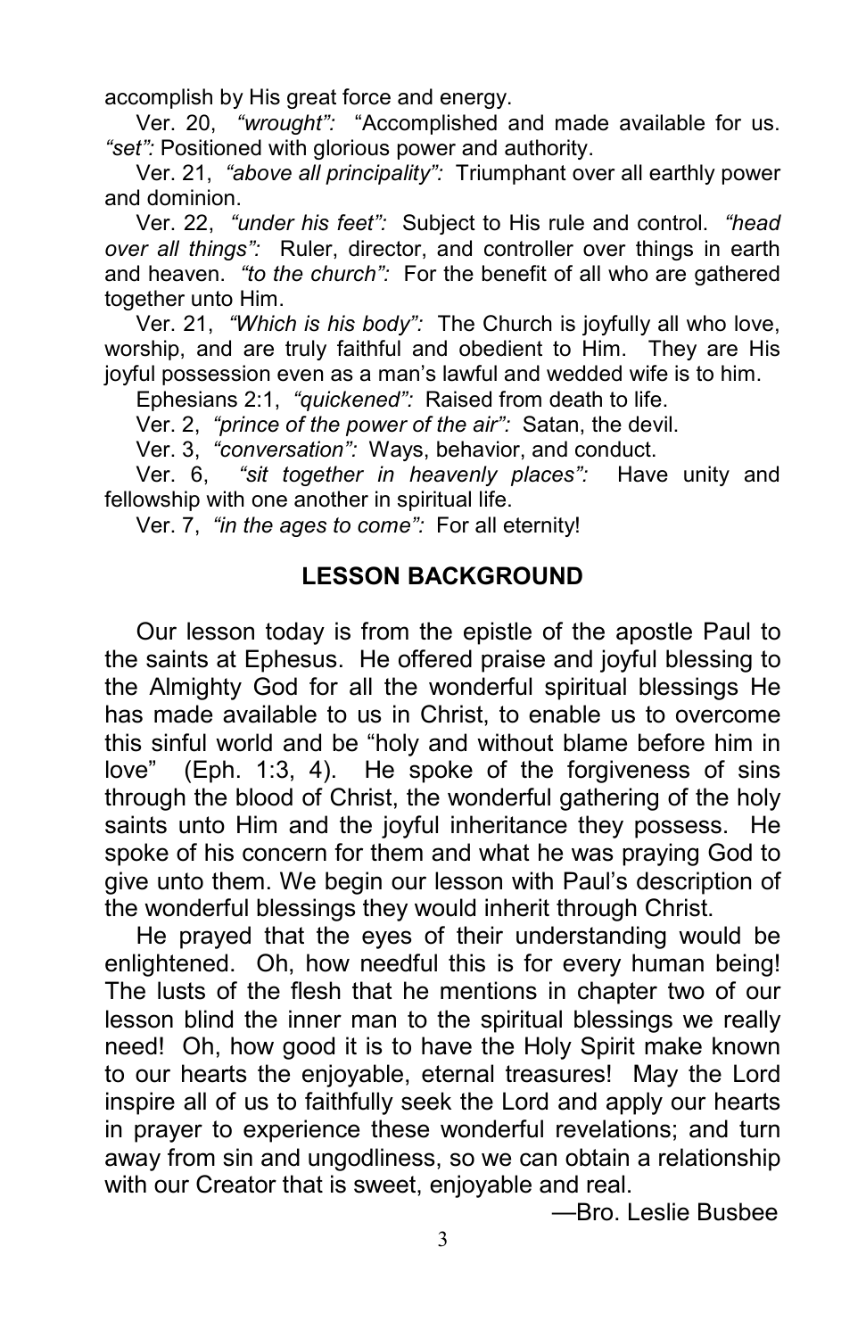accomplish by His great force and energy.

Ver. 20, *"wrought":* "Accomplished and made available for us. *"set":* Positioned with glorious power and authority.

Ver. 21, *"above all principality":* Triumphant over all earthly power and dominion.

Ver. 22, *"under his feet":* Subject to His rule and control. *"head over all things":* Ruler, director, and controller over things in earth and heaven. *"to the church":* For the benefit of all who are gathered together unto Him.

Ver. 21, *"Which is his body":* The Church is joyfully all who love, worship, and are truly faithful and obedient to Him. They are His joyful possession even as a man's lawful and wedded wife is to him.

Ephesians 2:1, *"quickened":* Raised from death to life.

Ver. 2, *"prince of the power of the air":* Satan, the devil.

Ver. 3, *"conversation":* Ways, behavior, and conduct.

Ver. 6, *"sit together in heavenly places":* Have unity and fellowship with one another in spiritual life.

Ver. 7, *"in the ages to come":* For all eternity!

## LESSON BACKGROUND

Our lesson today is from the epistle of the apostle Paul to the saints at Ephesus. He offered praise and joyful blessing to the Almighty God for all the wonderful spiritual blessings He has made available to us in Christ, to enable us to overcome this sinful world and be "holy and without blame before him in love" (Eph. 1:3, 4). He spoke of the forgiveness of sins through the blood of Christ, the wonderful gathering of the holy saints unto Him and the joyful inheritance they possess. He spoke of his concern for them and what he was praying God to give unto them. We begin our lesson with Paul's description of the wonderful blessings they would inherit through Christ.

He prayed that the eyes of their understanding would be enlightened. Oh, how needful this is for every human being! The lusts of the flesh that he mentions in chapter two of our lesson blind the inner man to the spiritual blessings we really need! Oh, how good it is to have the Holy Spirit make known to our hearts the enjoyable, eternal treasures! May the Lord inspire all of us to faithfully seek the Lord and apply our hearts in prayer to experience these wonderful revelations; and turn away from sin and ungodliness, so we can obtain a relationship with our Creator that is sweet, enjoyable and real.

—Bro. Leslie Busbee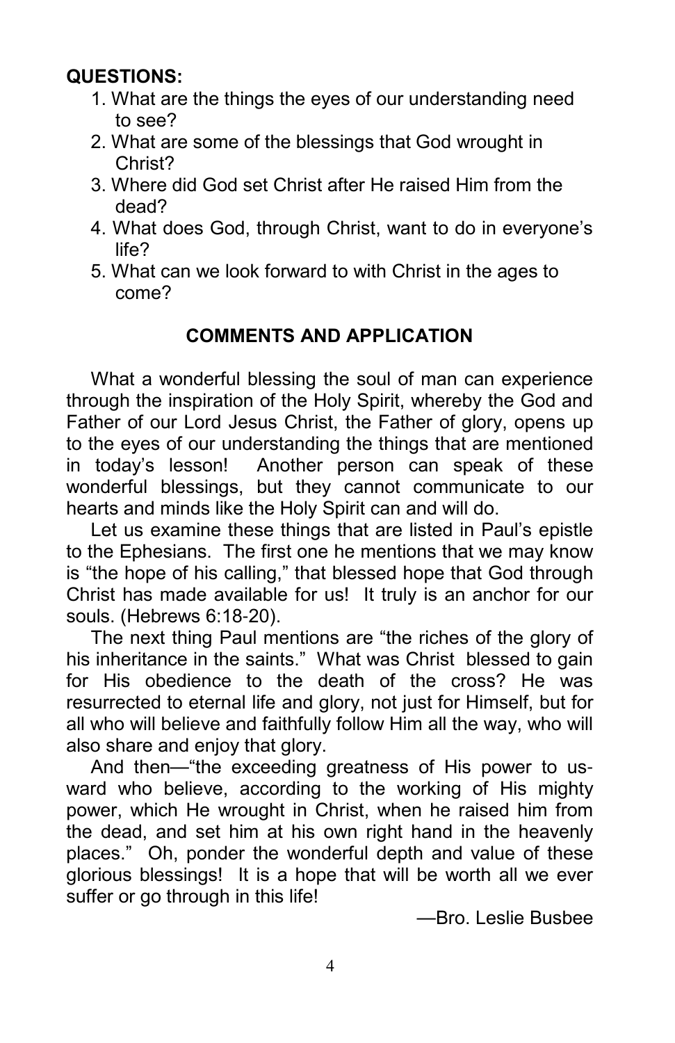**QUESTIONS:**

1. What are the things the eyes of our understanding need to see?
2. What are some of the blessings that God wrought in Christ?
3. Where did God set Christ after He raised Him from the dead?
4. What does God, through Christ, want to do in everyone's life?
5. What can we look forward to with Christ in the ages to come?

## COMMENTS AND APPLICATION

What a wonderful blessing the soul of man can experience through the inspiration of the Holy Spirit, whereby the God and Father of our Lord Jesus Christ, the Father of glory, opens up to the eyes of our understanding the things that are mentioned in today's lesson! Another person can speak of these wonderful blessings, but they cannot communicate to our hearts and minds like the Holy Spirit can and will do.

Let us examine these things that are listed in Paul's epistle to the Ephesians. The first one he mentions that we may know is "the hope of his calling," that blessed hope that God through Christ has made available for us! It truly is an anchor for our souls. (Hebrews 6:18-20).

The next thing Paul mentions are "the riches of the glory of his inheritance in the saints." What was Christ blessed to gain for His obedience to the death of the cross? He was resurrected to eternal life and glory, not just for Himself, but for all who will believe and faithfully follow Him all the way, who will also share and enjoy that glory.

And then—"the exceeding greatness of His power to us-ward who believe, according to the working of His mighty power, which He wrought in Christ, when he raised him from the dead, and set him at his own right hand in the heavenly places." Oh, ponder the wonderful depth and value of these glorious blessings! It is a hope that will be worth all we ever suffer or go through in this life!

—Bro. Leslie Busbee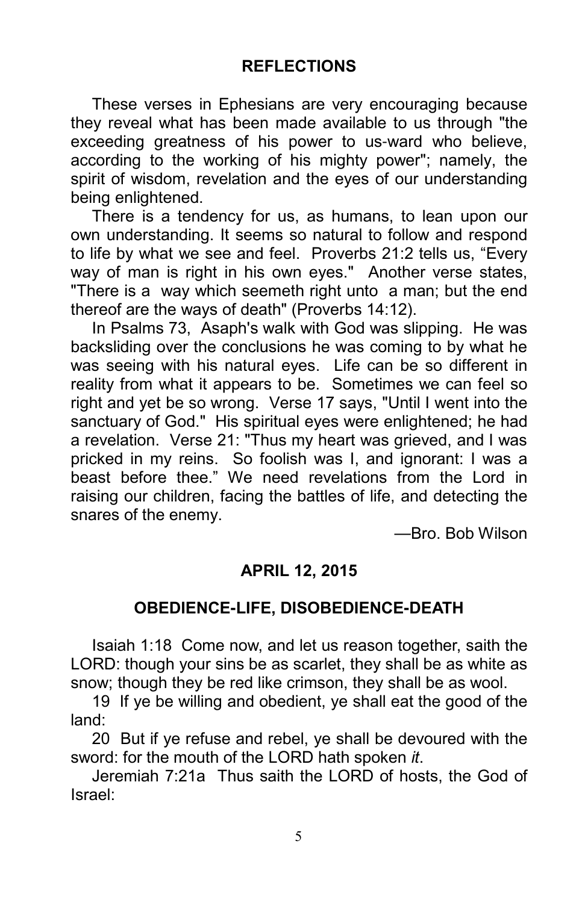## REFLECTIONS

These verses in Ephesians are very encouraging because they reveal what has been made available to us through "the exceeding greatness of his power to us-ward who believe, according to the working of his mighty power"; namely, the spirit of wisdom, revelation and the eyes of our understanding being enlightened.

There is a tendency for us, as humans, to lean upon our own understanding. It seems so natural to follow and respond to life by what we see and feel. Proverbs 21:2 tells us, "Every way of man is right in his own eyes." Another verse states, "There is a way which seemeth right unto a man; but the end thereof are the ways of death" (Proverbs 14:12).

In Psalms 73, Asaph's walk with God was slipping. He was backsliding over the conclusions he was coming to by what he was seeing with his natural eyes. Life can be so different in reality from what it appears to be. Sometimes we can feel so right and yet be so wrong. Verse 17 says, "Until I went into the sanctuary of God." His spiritual eyes were enlightened; he had a revelation. Verse 21: "Thus my heart was grieved, and I was pricked in my reins. So foolish was I, and ignorant: I was a beast before thee." We need revelations from the Lord in raising our children, facing the battles of life, and detecting the snares of the enemy.

—Bro. Bob Wilson

## APRIL 12, 2015

## OBEDIENCE-LIFE, DISOBEDIENCE-DEATH

Isaiah 1:18 Come now, and let us reason together, saith the LORD: though your sins be as scarlet, they shall be as white as snow; though they be red like crimson, they shall be as wool.

19 If ye be willing and obedient, ye shall eat the good of the land:

20 But if ye refuse and rebel, ye shall be devoured with the sword: for the mouth of the LORD hath spoken *it*.

Jeremiah 7:21a Thus saith the LORD of hosts, the God of Israel: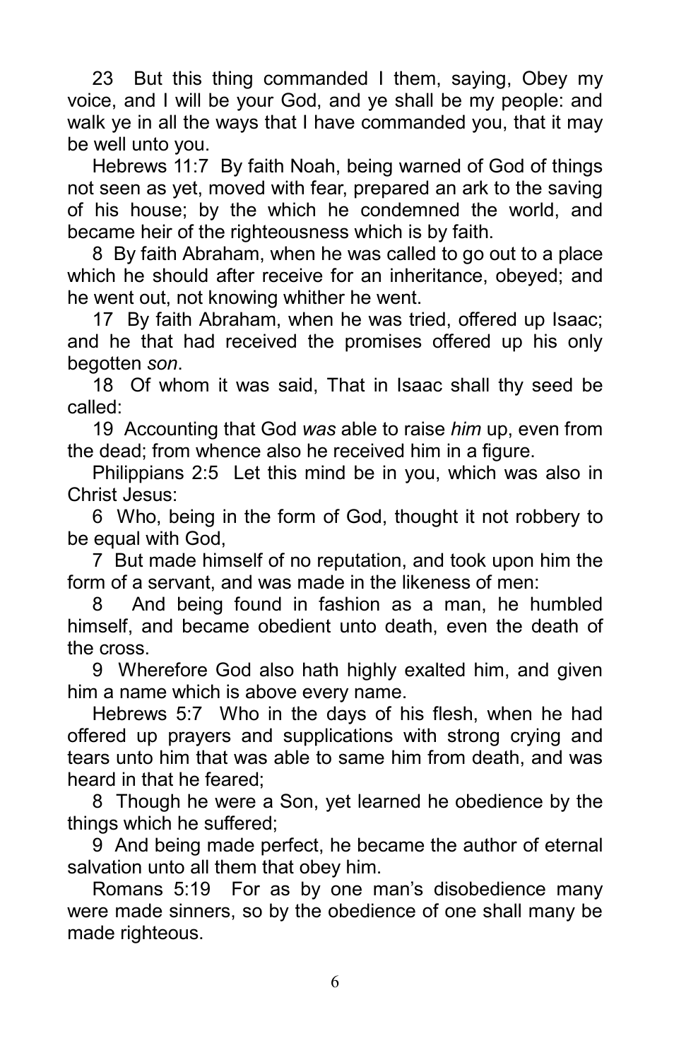23 But this thing commanded I them, saying, Obey my voice, and I will be your God, and ye shall be my people: and walk ye in all the ways that I have commanded you, that it may be well unto you.

Hebrews 11:7 By faith Noah, being warned of God of things not seen as yet, moved with fear, prepared an ark to the saving of his house; by the which he condemned the world, and became heir of the righteousness which is by faith.

8 By faith Abraham, when he was called to go out to a place which he should after receive for an inheritance, obeyed; and he went out, not knowing whither he went.

17 By faith Abraham, when he was tried, offered up Isaac; and he that had received the promises offered up his only begotten *son*.

18 Of whom it was said, That in Isaac shall thy seed be called:

19 Accounting that God *was* able to raise *him* up, even from the dead; from whence also he received him in a figure.

Philippians 2:5 Let this mind be in you, which was also in Christ Jesus:

6 Who, being in the form of God, thought it not robbery to be equal with God,

7 But made himself of no reputation, and took upon him the form of a servant, and was made in the likeness of men:

8 And being found in fashion as a man, he humbled himself, and became obedient unto death, even the death of the cross.

9 Wherefore God also hath highly exalted him, and given him a name which is above every name.

Hebrews 5:7 Who in the days of his flesh, when he had offered up prayers and supplications with strong crying and tears unto him that was able to same him from death, and was heard in that he feared;

8 Though he were a Son, yet learned he obedience by the things which he suffered;

9 And being made perfect, he became the author of eternal salvation unto all them that obey him.

Romans 5:19 For as by one man's disobedience many were made sinners, so by the obedience of one shall many be made righteous.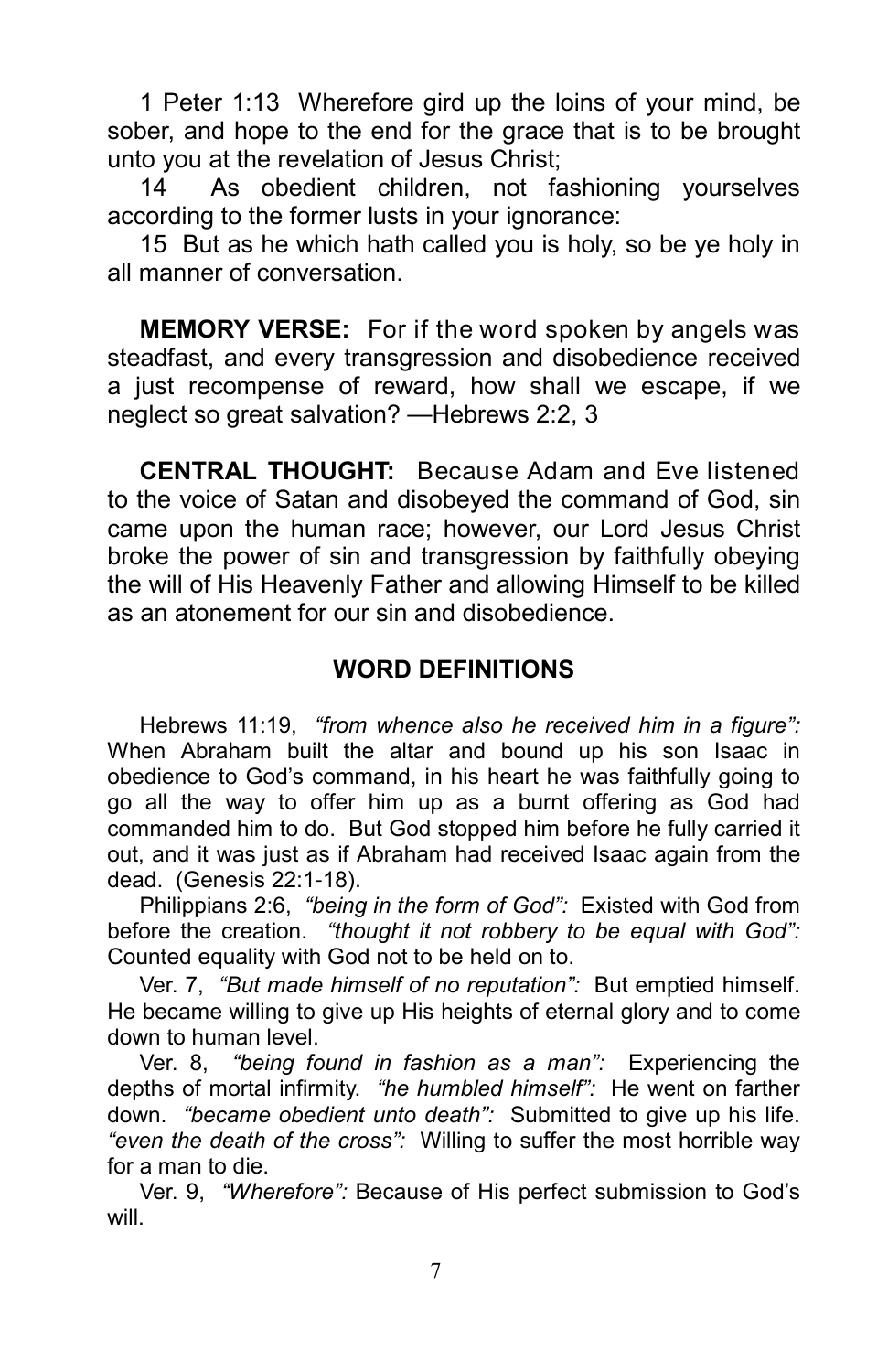1 Peter 1:13 Wherefore gird up the loins of your mind, be sober, and hope to the end for the grace that is to be brought unto you at the revelation of Jesus Christ;

14 As obedient children, not fashioning yourselves according to the former lusts in your ignorance:

15 But as he which hath called you is holy, so be ye holy in all manner of conversation.

**MEMORY VERSE:** For if the word spoken by angels was steadfast, and every transgression and disobedience received a just recompense of reward, how shall we escape, if we neglect so great salvation? —Hebrews 2:2, 3

**CENTRAL THOUGHT:** Because Adam and Eve listened to the voice of Satan and disobeyed the command of God, sin came upon the human race; however, our Lord Jesus Christ broke the power of sin and transgression by faithfully obeying the will of His Heavenly Father and allowing Himself to be killed as an atonement for our sin and disobedience.

## WORD DEFINITIONS

Hebrews 11:19, *"from whence also he received him in a figure":* When Abraham built the altar and bound up his son Isaac in obedience to God's command, in his heart he was faithfully going to go all the way to offer him up as a burnt offering as God had commanded him to do. But God stopped him before he fully carried it out, and it was just as if Abraham had received Isaac again from the dead. (Genesis 22:1-18).

Philippians 2:6, *"being in the form of God":* Existed with God from before the creation. *"thought it not robbery to be equal with God":* Counted equality with God not to be held on to.

Ver. 7, *"But made himself of no reputation":* But emptied himself. He became willing to give up His heights of eternal glory and to come down to human level.

Ver. 8, *"being found in fashion as a man":* Experiencing the depths of mortal infirmity. *"he humbled himself":* He went on farther down. *"became obedient unto death":* Submitted to give up his life. *"even the death of the cross":* Willing to suffer the most horrible way for a man to die.

Ver. 9, *"Wherefore":* Because of His perfect submission to God's will.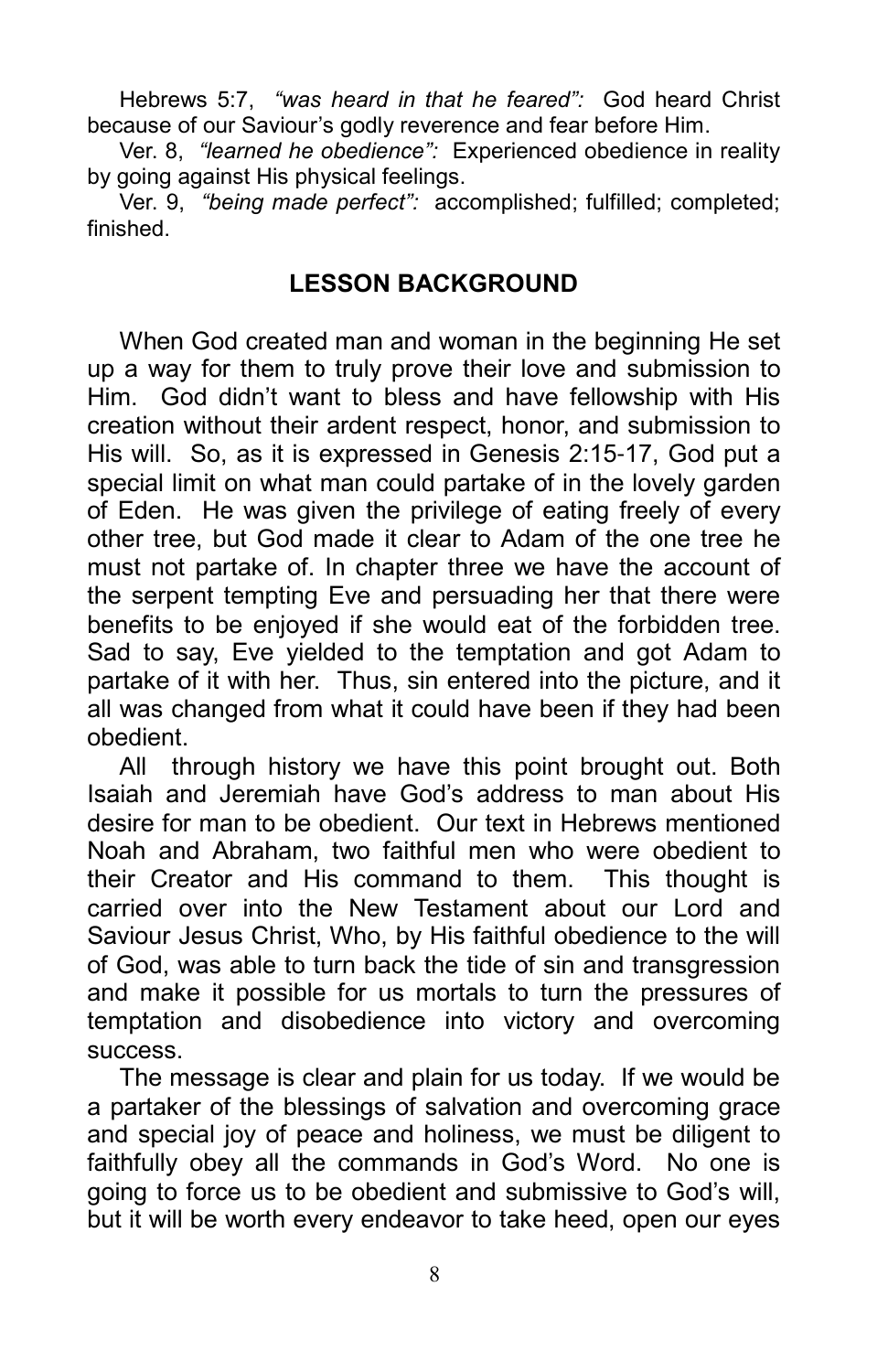Hebrews 5:7, *"was heard in that he feared":* God heard Christ because of our Saviour's godly reverence and fear before Him.

Ver. 8, *"learned he obedience":* Experienced obedience in reality by going against His physical feelings.

Ver. 9, *"being made perfect":* accomplished; fulfilled; completed; finished.

## LESSON BACKGROUND

When God created man and woman in the beginning He set up a way for them to truly prove their love and submission to Him. God didn't want to bless and have fellowship with His creation without their ardent respect, honor, and submission to His will. So, as it is expressed in Genesis 2:15-17, God put a special limit on what man could partake of in the lovely garden of Eden. He was given the privilege of eating freely of every other tree, but God made it clear to Adam of the one tree he must not partake of. In chapter three we have the account of the serpent tempting Eve and persuading her that there were benefits to be enjoyed if she would eat of the forbidden tree. Sad to say, Eve yielded to the temptation and got Adam to partake of it with her. Thus, sin entered into the picture, and it all was changed from what it could have been if they had been obedient.

All through history we have this point brought out. Both Isaiah and Jeremiah have God's address to man about His desire for man to be obedient. Our text in Hebrews mentioned Noah and Abraham, two faithful men who were obedient to their Creator and His command to them. This thought is carried over into the New Testament about our Lord and Saviour Jesus Christ, Who, by His faithful obedience to the will of God, was able to turn back the tide of sin and transgression and make it possible for us mortals to turn the pressures of temptation and disobedience into victory and overcoming success.

The message is clear and plain for us today. If we would be a partaker of the blessings of salvation and overcoming grace and special joy of peace and holiness, we must be diligent to faithfully obey all the commands in God's Word. No one is going to force us to be obedient and submissive to God's will, but it will be worth every endeavor to take heed, open our eyes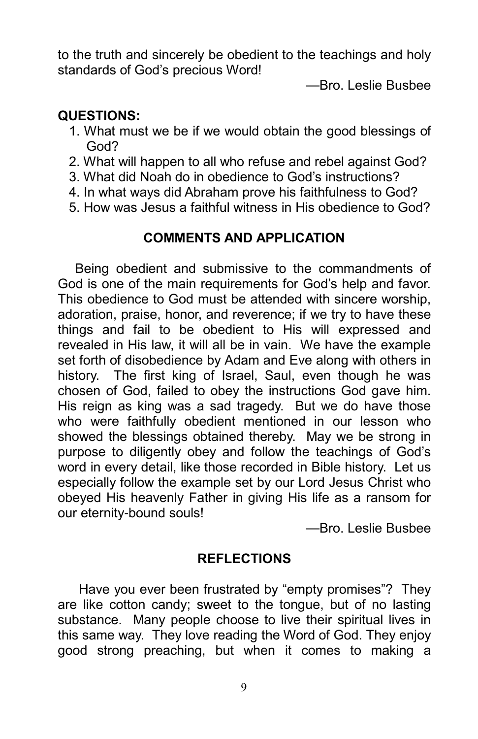to the truth and sincerely be obedient to the teachings and holy standards of God's precious Word!

—Bro. Leslie Busbee

**QUESTIONS:**

1. What must we be if we would obtain the good blessings of God?
2. What will happen to all who refuse and rebel against God?
3. What did Noah do in obedience to God's instructions?
4. In what ways did Abraham prove his faithfulness to God?
5. How was Jesus a faithful witness in His obedience to God?

## COMMENTS AND APPLICATION

Being obedient and submissive to the commandments of God is one of the main requirements for God's help and favor. This obedience to God must be attended with sincere worship, adoration, praise, honor, and reverence; if we try to have these things and fail to be obedient to His will expressed and revealed in His law, it will all be in vain. We have the example set forth of disobedience by Adam and Eve along with others in history. The first king of Israel, Saul, even though he was chosen of God, failed to obey the instructions God gave him. His reign as king was a sad tragedy. But we do have those who were faithfully obedient mentioned in our lesson who showed the blessings obtained thereby. May we be strong in purpose to diligently obey and follow the teachings of God's word in every detail, like those recorded in Bible history. Let us especially follow the example set by our Lord Jesus Christ who obeyed His heavenly Father in giving His life as a ransom for our eternity-bound souls!

—Bro. Leslie Busbee

## REFLECTIONS

Have you ever been frustrated by "empty promises"? They are like cotton candy; sweet to the tongue, but of no lasting substance. Many people choose to live their spiritual lives in this same way. They love reading the Word of God. They enjoy good strong preaching, but when it comes to making a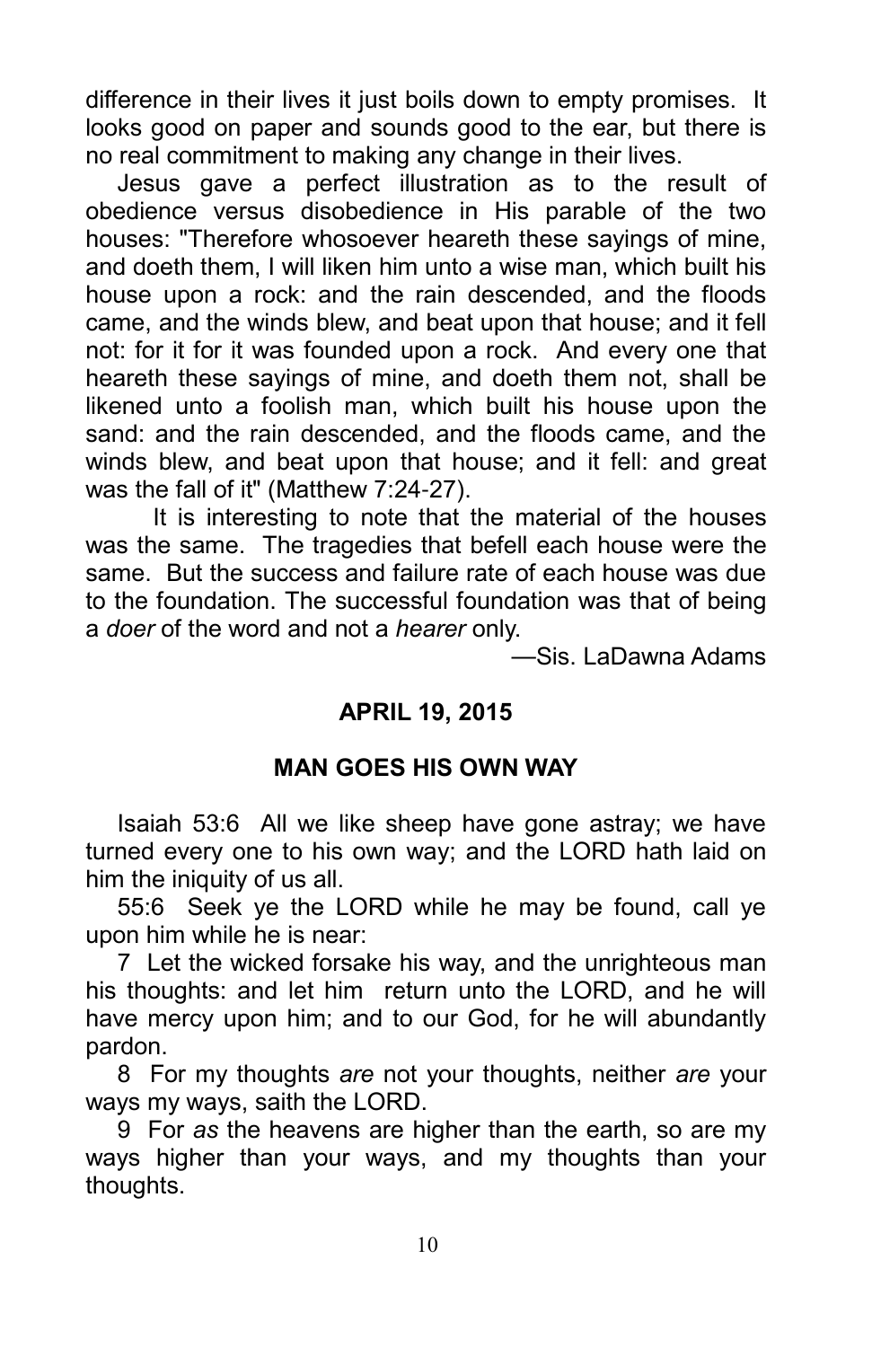difference in their lives it just boils down to empty promises. It looks good on paper and sounds good to the ear, but there is no real commitment to making any change in their lives.

Jesus gave a perfect illustration as to the result of obedience versus disobedience in His parable of the two houses: "Therefore whosoever heareth these sayings of mine, and doeth them, I will liken him unto a wise man, which built his house upon a rock: and the rain descended, and the floods came, and the winds blew, and beat upon that house; and it fell not: for it for it was founded upon a rock. And every one that heareth these sayings of mine, and doeth them not, shall be likened unto a foolish man, which built his house upon the sand: and the rain descended, and the floods came, and the winds blew, and beat upon that house; and it fell: and great was the fall of it" (Matthew 7:24-27).

It is interesting to note that the material of the houses was the same. The tragedies that befell each house were the same. But the success and failure rate of each house was due to the foundation. The successful foundation was that of being a *doer* of the word and not a *hearer* only.

—Sis. LaDawna Adams

**APRIL 19, 2015**

**MAN GOES HIS OWN WAY**

Isaiah 53:6 All we like sheep have gone astray; we have turned every one to his own way; and the LORD hath laid on him the iniquity of us all.

55:6 Seek ye the LORD while he may be found, call ye upon him while he is near:

7 Let the wicked forsake his way, and the unrighteous man his thoughts: and let him return unto the LORD, and he will have mercy upon him; and to our God, for he will abundantly pardon.

8 For my thoughts *are* not your thoughts, neither *are* your ways my ways, saith the LORD.

9 For *as* the heavens are higher than the earth, so are my ways higher than your ways, and my thoughts than your thoughts.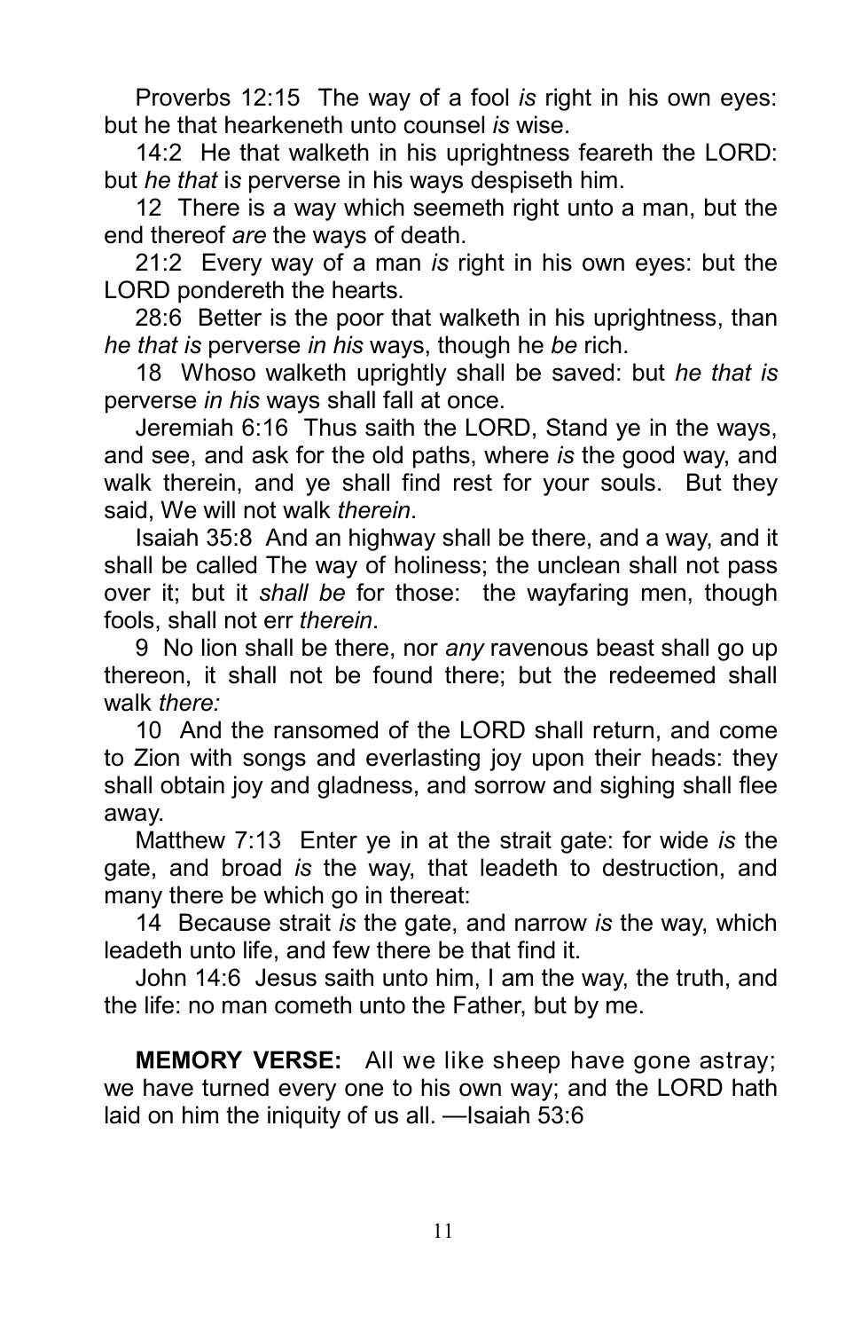Proverbs 12:15 The way of a fool *is* right in his own eyes: but he that hearkeneth unto counsel *is* wise.

14:2 He that walketh in his uprightness feareth the LORD: but *he that is* perverse in his ways despiseth him.

12 There is a way which seemeth right unto a man, but the end thereof *are* the ways of death.

21:2 Every way of a man *is* right in his own eyes: but the LORD pondereth the hearts.

28:6 Better is the poor that walketh in his uprightness, than *he that is* perverse *in his* ways, though he *be* rich.

18 Whoso walketh uprightly shall be saved: but *he that is* perverse *in his* ways shall fall at once.

Jeremiah 6:16 Thus saith the LORD, Stand ye in the ways, and see, and ask for the old paths, where *is* the good way, and walk therein, and ye shall find rest for your souls. But they said, We will not walk *therein*.

Isaiah 35:8 And an highway shall be there, and a way, and it shall be called The way of holiness; the unclean shall not pass over it; but it *shall be* for those: the wayfaring men, though fools, shall not err *therein*.

9 No lion shall be there, nor *any* ravenous beast shall go up thereon, it shall not be found there; but the redeemed shall walk *there:*

10 And the ransomed of the LORD shall return, and come to Zion with songs and everlasting joy upon their heads: they shall obtain joy and gladness, and sorrow and sighing shall flee away.

Matthew 7:13 Enter ye in at the strait gate: for wide *is* the gate, and broad *is* the way, that leadeth to destruction, and many there be which go in thereat:

14 Because strait *is* the gate, and narrow *is* the way, which leadeth unto life, and few there be that find it.

John 14:6 Jesus saith unto him, I am the way, the truth, and the life: no man cometh unto the Father, but by me.

**MEMORY VERSE:** All we like sheep have gone astray; we have turned every one to his own way; and the LORD hath laid on him the iniquity of us all. —Isaiah 53:6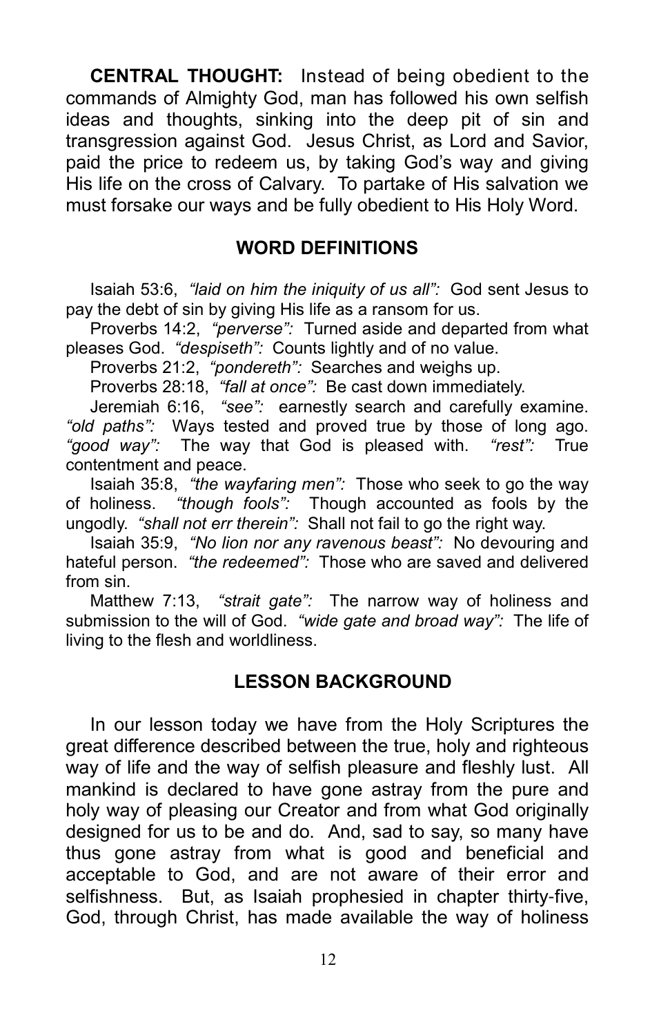**CENTRAL THOUGHT:** Instead of being obedient to the commands of Almighty God, man has followed his own selfish ideas and thoughts, sinking into the deep pit of sin and transgression against God. Jesus Christ, as Lord and Savior, paid the price to redeem us, by taking God's way and giving His life on the cross of Calvary. To partake of His salvation we must forsake our ways and be fully obedient to His Holy Word.

## WORD DEFINITIONS

Isaiah 53:6, *"laid on him the iniquity of us all":* God sent Jesus to pay the debt of sin by giving His life as a ransom for us.

Proverbs 14:2, *"perverse":* Turned aside and departed from what pleases God. *"despiseth":* Counts lightly and of no value.

Proverbs 21:2, *"pondereth":* Searches and weighs up.

Proverbs 28:18, *"fall at once":* Be cast down immediately.

Jeremiah 6:16, *"see":* earnestly search and carefully examine. *"old paths":* Ways tested and proved true by those of long ago. *"good way":* The way that God is pleased with. *"rest":* True contentment and peace.

Isaiah 35:8, *"the wayfaring men":* Those who seek to go the way of holiness. *"though fools":* Though accounted as fools by the ungodly. *"shall not err therein":* Shall not fail to go the right way.

Isaiah 35:9, *"No lion nor any ravenous beast":* No devouring and hateful person. *"the redeemed":* Those who are saved and delivered from sin.

Matthew 7:13, *"strait gate":* The narrow way of holiness and submission to the will of God. *"wide gate and broad way":* The life of living to the flesh and worldliness.

## LESSON BACKGROUND

In our lesson today we have from the Holy Scriptures the great difference described between the true, holy and righteous way of life and the way of selfish pleasure and fleshly lust. All mankind is declared to have gone astray from the pure and holy way of pleasing our Creator and from what God originally designed for us to be and do. And, sad to say, so many have thus gone astray from what is good and beneficial and acceptable to God, and are not aware of their error and selfishness. But, as Isaiah prophesied in chapter thirty-five, God, through Christ, has made available the way of holiness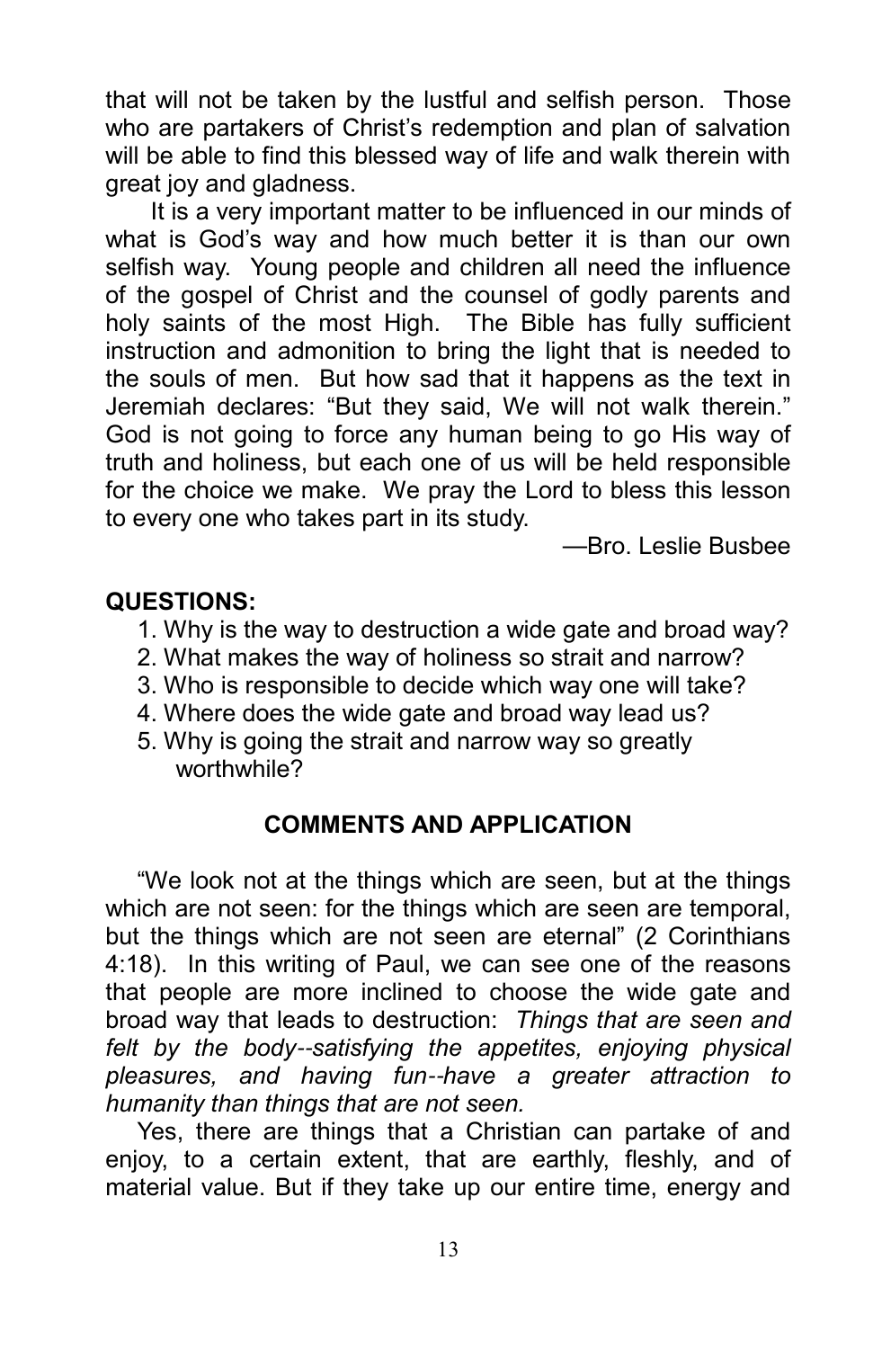that will not be taken by the lustful and selfish person. Those who are partakers of Christ's redemption and plan of salvation will be able to find this blessed way of life and walk therein with great joy and gladness.

It is a very important matter to be influenced in our minds of what is God's way and how much better it is than our own selfish way. Young people and children all need the influence of the gospel of Christ and the counsel of godly parents and holy saints of the most High. The Bible has fully sufficient instruction and admonition to bring the light that is needed to the souls of men. But how sad that it happens as the text in Jeremiah declares: "But they said, We will not walk therein." God is not going to force any human being to go His way of truth and holiness, but each one of us will be held responsible for the choice we make. We pray the Lord to bless this lesson to every one who takes part in its study.

—Bro. Leslie Busbee

**QUESTIONS:**

1. Why is the way to destruction a wide gate and broad way?
2. What makes the way of holiness so strait and narrow?
3. Who is responsible to decide which way one will take?
4. Where does the wide gate and broad way lead us?
5. Why is going the strait and narrow way so greatly worthwhile?

## COMMENTS AND APPLICATION

"We look not at the things which are seen, but at the things which are not seen: for the things which are seen are temporal, but the things which are not seen are eternal" (2 Corinthians 4:18). In this writing of Paul, we can see one of the reasons that people are more inclined to choose the wide gate and broad way that leads to destruction: *Things that are seen and felt by the body--satisfying the appetites, enjoying physical pleasures, and having fun--have a greater attraction to humanity than things that are not seen.*

Yes, there are things that a Christian can partake of and enjoy, to a certain extent, that are earthly, fleshly, and of material value. But if they take up our entire time, energy and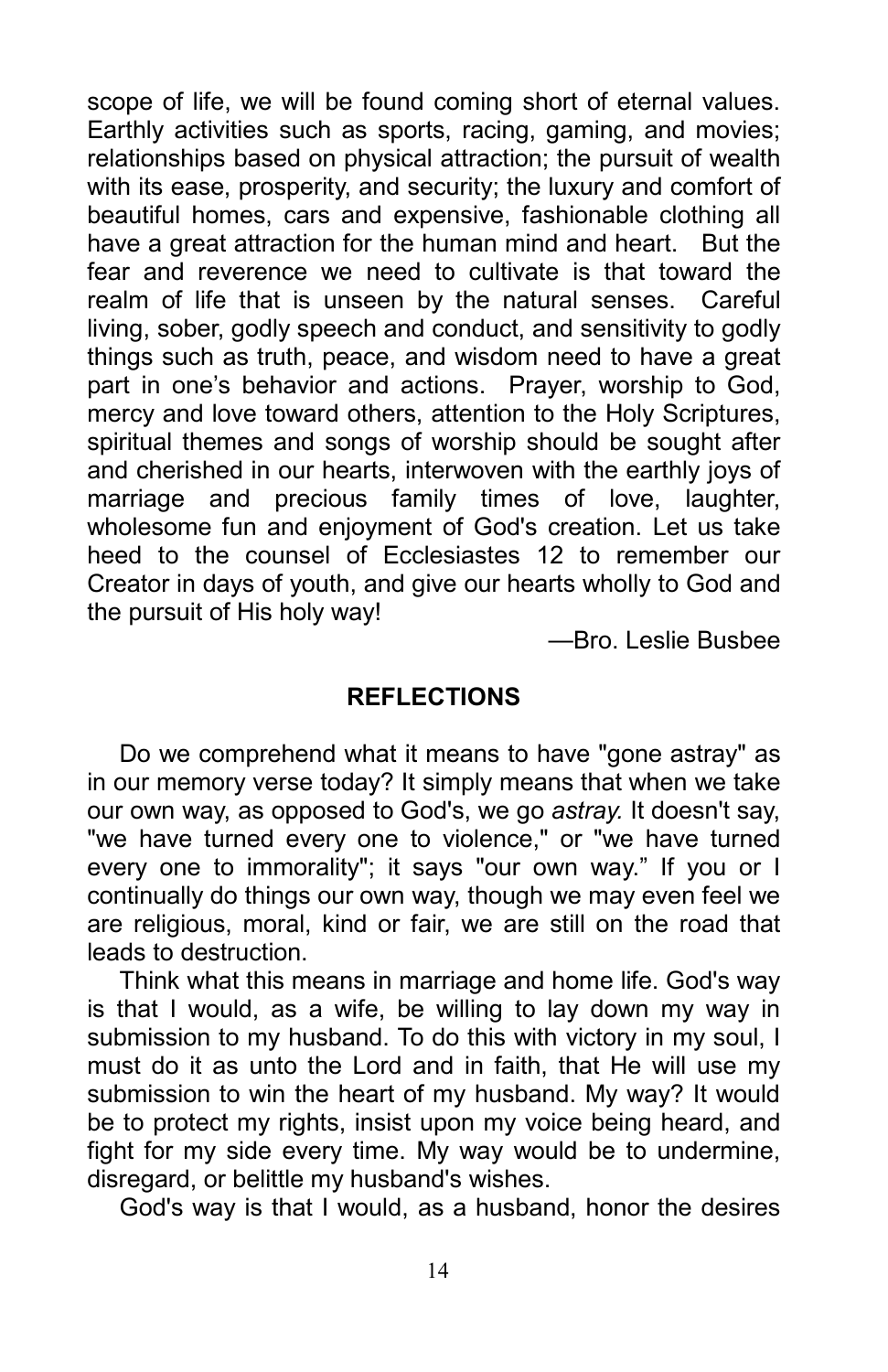scope of life, we will be found coming short of eternal values. Earthly activities such as sports, racing, gaming, and movies; relationships based on physical attraction; the pursuit of wealth with its ease, prosperity, and security; the luxury and comfort of beautiful homes, cars and expensive, fashionable clothing all have a great attraction for the human mind and heart. But the fear and reverence we need to cultivate is that toward the realm of life that is unseen by the natural senses. Careful living, sober, godly speech and conduct, and sensitivity to godly things such as truth, peace, and wisdom need to have a great part in one's behavior and actions. Prayer, worship to God, mercy and love toward others, attention to the Holy Scriptures, spiritual themes and songs of worship should be sought after and cherished in our hearts, interwoven with the earthly joys of marriage and precious family times of love, laughter, wholesome fun and enjoyment of God's creation. Let us take heed to the counsel of Ecclesiastes 12 to remember our Creator in days of youth, and give our hearts wholly to God and the pursuit of His holy way!

—Bro. Leslie Busbee

## REFLECTIONS

Do we comprehend what it means to have "gone astray" as in our memory verse today? It simply means that when we take our own way, as opposed to God's, we go *astray.* It doesn't say, "we have turned every one to violence," or "we have turned every one to immorality"; it says "our own way." If you or I continually do things our own way, though we may even feel we are religious, moral, kind or fair, we are still on the road that leads to destruction.

Think what this means in marriage and home life. God's way is that I would, as a wife, be willing to lay down my way in submission to my husband. To do this with victory in my soul, I must do it as unto the Lord and in faith, that He will use my submission to win the heart of my husband. My way? It would be to protect my rights, insist upon my voice being heard, and fight for my side every time. My way would be to undermine, disregard, or belittle my husband's wishes.

God's way is that I would, as a husband, honor the desires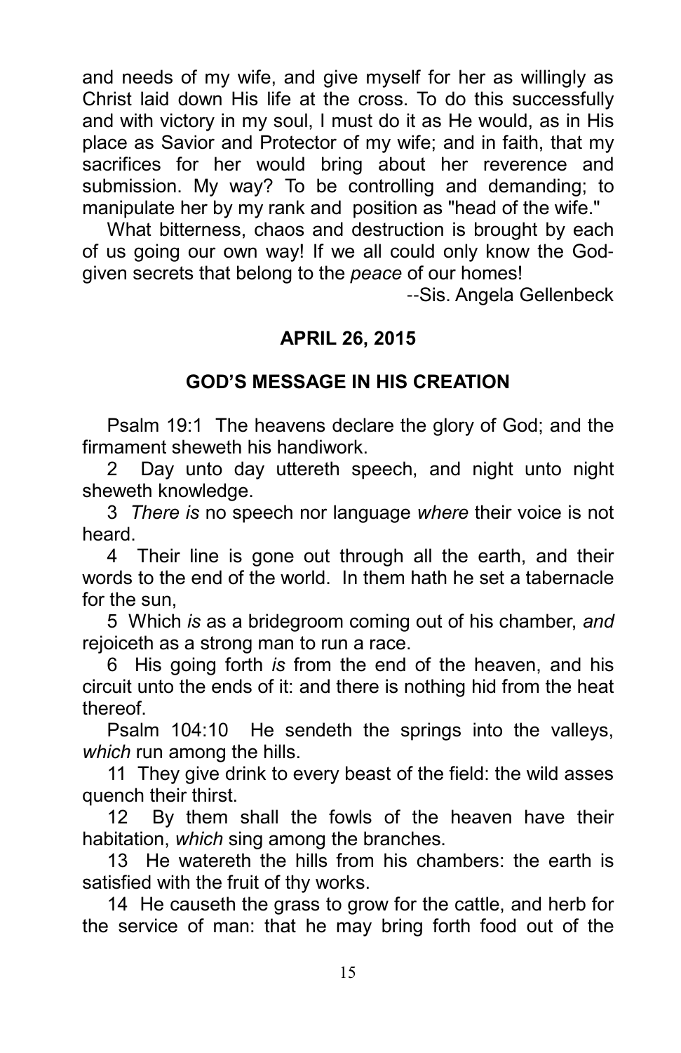and needs of my wife, and give myself for her as willingly as Christ laid down His life at the cross. To do this successfully and with victory in my soul, I must do it as He would, as in His place as Savior and Protector of my wife; and in faith, that my sacrifices for her would bring about her reverence and submission. My way? To be controlling and demanding; to manipulate her by my rank and position as "head of the wife."

What bitterness, chaos and destruction is brought by each of us going our own way! If we all could only know the God-given secrets that belong to the *peace* of our homes!

--Sis. Angela Gellenbeck

**APRIL 26, 2015**

**GOD'S MESSAGE IN HIS CREATION**

Psalm 19:1 The heavens declare the glory of God; and the firmament sheweth his handiwork.

2 Day unto day uttereth speech, and night unto night sheweth knowledge.

3 *There is* no speech nor language *where* their voice is not heard.

4 Their line is gone out through all the earth, and their words to the end of the world. In them hath he set a tabernacle for the sun,

5 Which *is* as a bridegroom coming out of his chamber, *and* rejoiceth as a strong man to run a race.

6 His going forth *is* from the end of the heaven, and his circuit unto the ends of it: and there is nothing hid from the heat thereof.

Psalm 104:10 He sendeth the springs into the valleys, *which* run among the hills.

11 They give drink to every beast of the field: the wild asses quench their thirst.

12 By them shall the fowls of the heaven have their habitation, *which* sing among the branches.

13 He watereth the hills from his chambers: the earth is satisfied with the fruit of thy works.

14 He causeth the grass to grow for the cattle, and herb for the service of man: that he may bring forth food out of the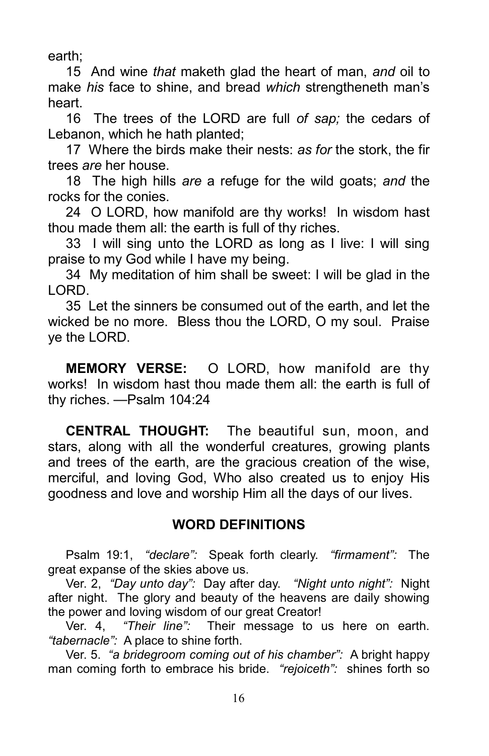earth;

15 And wine *that* maketh glad the heart of man, *and* oil to make *his* face to shine, and bread *which* strengtheneth man's heart.

16 The trees of the LORD are full *of sap;* the cedars of Lebanon, which he hath planted;

17 Where the birds make their nests: *as for* the stork, the fir trees *are* her house.

18 The high hills *are* a refuge for the wild goats; *and* the rocks for the conies.

24 O LORD, how manifold are thy works! In wisdom hast thou made them all: the earth is full of thy riches.

33 I will sing unto the LORD as long as I live: I will sing praise to my God while I have my being.

34 My meditation of him shall be sweet: I will be glad in the LORD.

35 Let the sinners be consumed out of the earth, and let the wicked be no more. Bless thou the LORD, O my soul. Praise ye the LORD.

**MEMORY VERSE:** O LORD, how manifold are thy works! In wisdom hast thou made them all: the earth is full of thy riches. —Psalm 104:24

**CENTRAL THOUGHT:** The beautiful sun, moon, and stars, along with all the wonderful creatures, growing plants and trees of the earth, are the gracious creation of the wise, merciful, and loving God, Who also created us to enjoy His goodness and love and worship Him all the days of our lives.

## WORD DEFINITIONS

Psalm 19:1, *"declare":* Speak forth clearly. *"firmament":* The great expanse of the skies above us.

Ver. 2, *"Day unto day":* Day after day. *"Night unto night":* Night after night. The glory and beauty of the heavens are daily showing the power and loving wisdom of our great Creator!

Ver. 4, *"Their line":* Their message to us here on earth. *"tabernacle":* A place to shine forth.

Ver. 5. *"a bridegroom coming out of his chamber":* A bright happy man coming forth to embrace his bride. *"rejoiceth":* shines forth so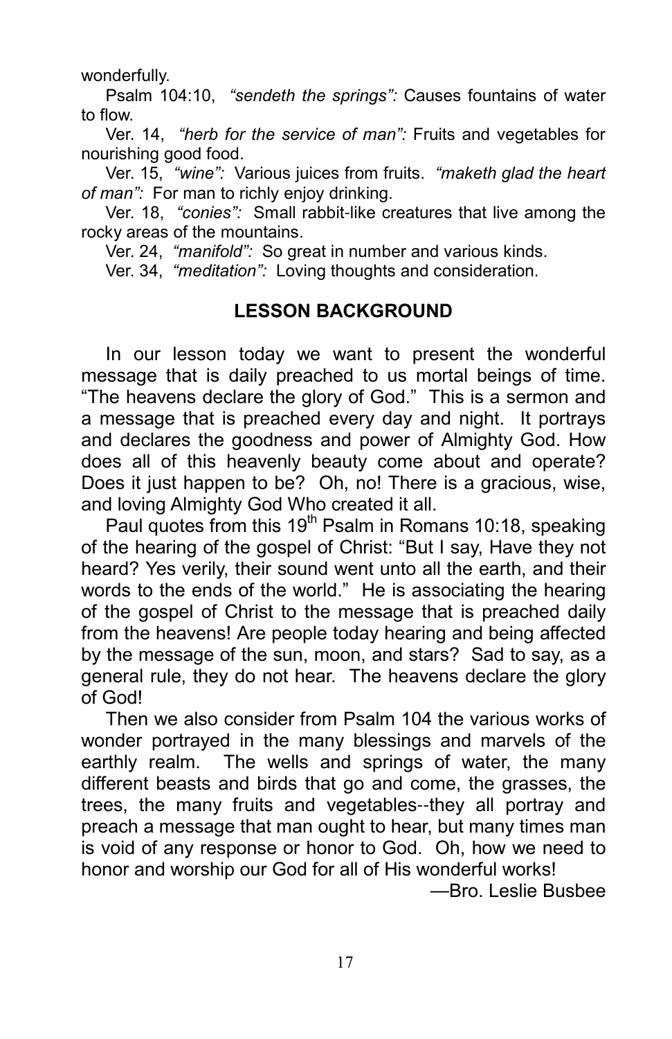wonderfully.

Psalm 104:10, *"sendeth the springs":* Causes fountains of water to flow.

Ver. 14, *"herb for the service of man":* Fruits and vegetables for nourishing good food.

Ver. 15, *"wine":* Various juices from fruits. *"maketh glad the heart of man":* For man to richly enjoy drinking.

Ver. 18, *"conies":* Small rabbit-like creatures that live among the rocky areas of the mountains.

Ver. 24, *"manifold":* So great in number and various kinds.

Ver. 34, *"meditation":* Loving thoughts and consideration.

## LESSON BACKGROUND

In our lesson today we want to present the wonderful message that is daily preached to us mortal beings of time. "The heavens declare the glory of God." This is a sermon and a message that is preached every day and night. It portrays and declares the goodness and power of Almighty God. How does all of this heavenly beauty come about and operate? Does it just happen to be? Oh, no! There is a gracious, wise, and loving Almighty God Who created it all.

Paul quotes from this 19th Psalm in Romans 10:18, speaking of the hearing of the gospel of Christ: "But I say, Have they not heard? Yes verily, their sound went unto all the earth, and their words to the ends of the world." He is associating the hearing of the gospel of Christ to the message that is preached daily from the heavens! Are people today hearing and being affected by the message of the sun, moon, and stars? Sad to say, as a general rule, they do not hear. The heavens declare the glory of God!

Then we also consider from Psalm 104 the various works of wonder portrayed in the many blessings and marvels of the earthly realm. The wells and springs of water, the many different beasts and birds that go and come, the grasses, the trees, the many fruits and vegetables--they all portray and preach a message that man ought to hear, but many times man is void of any response or honor to God. Oh, how we need to honor and worship our God for all of His wonderful works!

—Bro. Leslie Busbee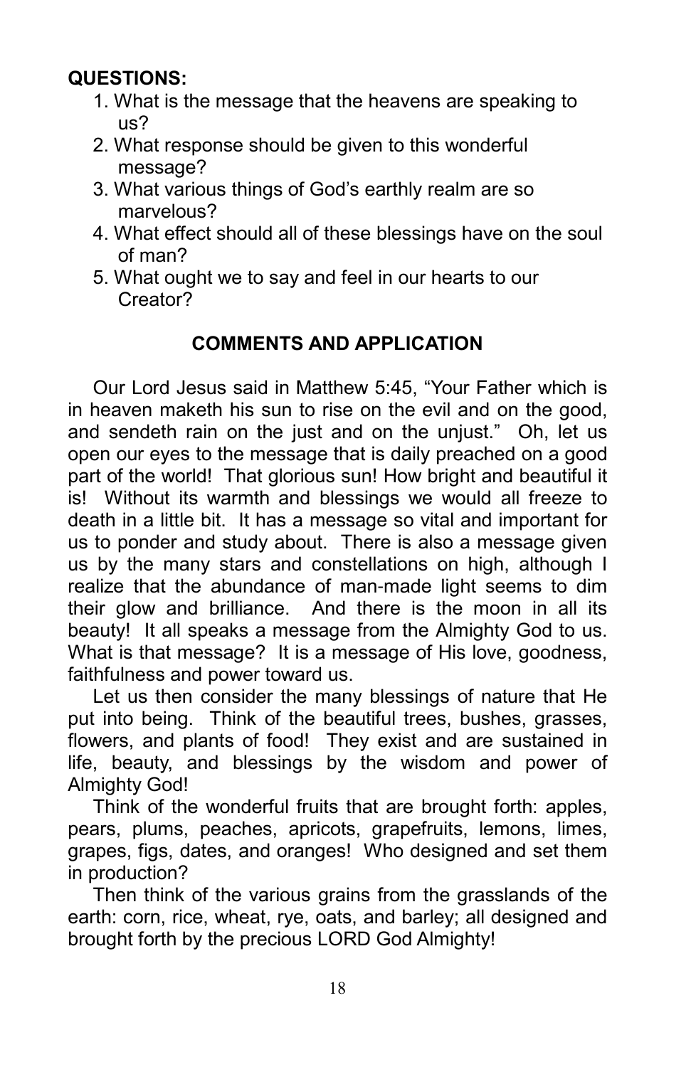**QUESTIONS:**

1. What is the message that the heavens are speaking to us?
2. What response should be given to this wonderful message?
3. What various things of God's earthly realm are so marvelous?
4. What effect should all of these blessings have on the soul of man?
5. What ought we to say and feel in our hearts to our Creator?

## COMMENTS AND APPLICATION

Our Lord Jesus said in Matthew 5:45, "Your Father which is in heaven maketh his sun to rise on the evil and on the good, and sendeth rain on the just and on the unjust." Oh, let us open our eyes to the message that is daily preached on a good part of the world! That glorious sun! How bright and beautiful it is! Without its warmth and blessings we would all freeze to death in a little bit. It has a message so vital and important for us to ponder and study about. There is also a message given us by the many stars and constellations on high, although I realize that the abundance of man-made light seems to dim their glow and brilliance. And there is the moon in all its beauty! It all speaks a message from the Almighty God to us. What is that message? It is a message of His love, goodness, faithfulness and power toward us.

Let us then consider the many blessings of nature that He put into being. Think of the beautiful trees, bushes, grasses, flowers, and plants of food! They exist and are sustained in life, beauty, and blessings by the wisdom and power of Almighty God!

Think of the wonderful fruits that are brought forth: apples, pears, plums, peaches, apricots, grapefruits, lemons, limes, grapes, figs, dates, and oranges! Who designed and set them in production?

Then think of the various grains from the grasslands of the earth: corn, rice, wheat, rye, oats, and barley; all designed and brought forth by the precious LORD God Almighty!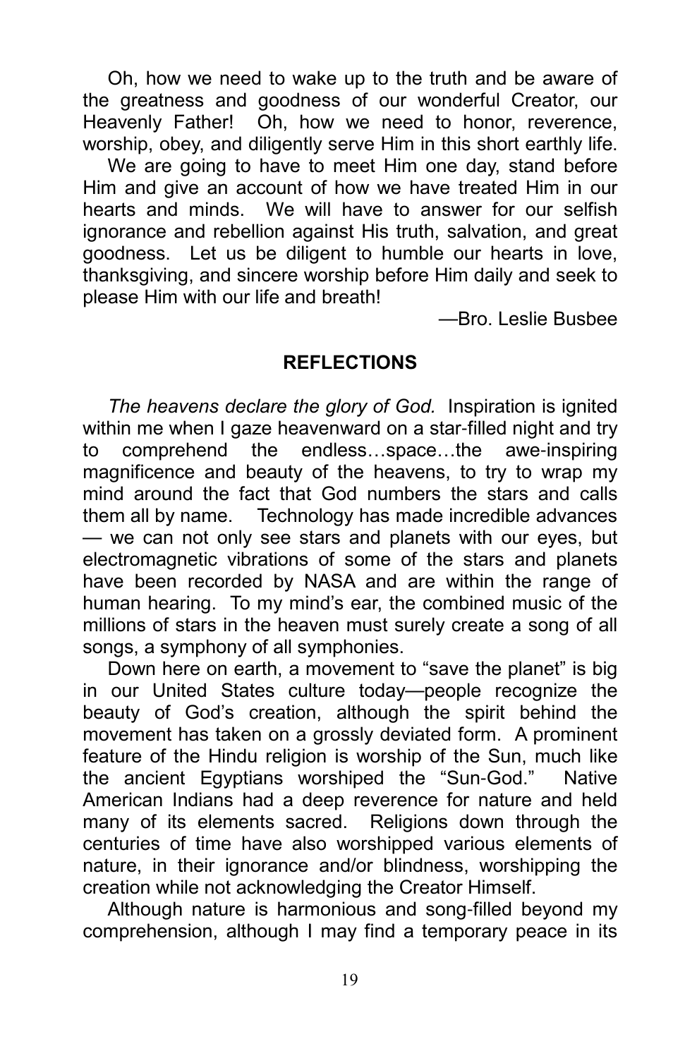Oh, how we need to wake up to the truth and be aware of the greatness and goodness of our wonderful Creator, our Heavenly Father! Oh, how we need to honor, reverence, worship, obey, and diligently serve Him in this short earthly life.

We are going to have to meet Him one day, stand before Him and give an account of how we have treated Him in our hearts and minds. We will have to answer for our selfish ignorance and rebellion against His truth, salvation, and great goodness. Let us be diligent to humble our hearts in love, thanksgiving, and sincere worship before Him daily and seek to please Him with our life and breath!

—Bro. Leslie Busbee

## REFLECTIONS

*The heavens declare the glory of God.* Inspiration is ignited within me when I gaze heavenward on a star-filled night and try to comprehend the endless…space…the awe-inspiring magnificence and beauty of the heavens, to try to wrap my mind around the fact that God numbers the stars and calls them all by name. Technology has made incredible advances — we can not only see stars and planets with our eyes, but electromagnetic vibrations of some of the stars and planets have been recorded by NASA and are within the range of human hearing. To my mind's ear, the combined music of the millions of stars in the heaven must surely create a song of all songs, a symphony of all symphonies.

Down here on earth, a movement to "save the planet" is big in our United States culture today—people recognize the beauty of God's creation, although the spirit behind the movement has taken on a grossly deviated form. A prominent feature of the Hindu religion is worship of the Sun, much like the ancient Egyptians worshiped the "Sun-God." Native American Indians had a deep reverence for nature and held many of its elements sacred. Religions down through the centuries of time have also worshipped various elements of nature, in their ignorance and/or blindness, worshipping the creation while not acknowledging the Creator Himself.

Although nature is harmonious and song-filled beyond my comprehension, although I may find a temporary peace in its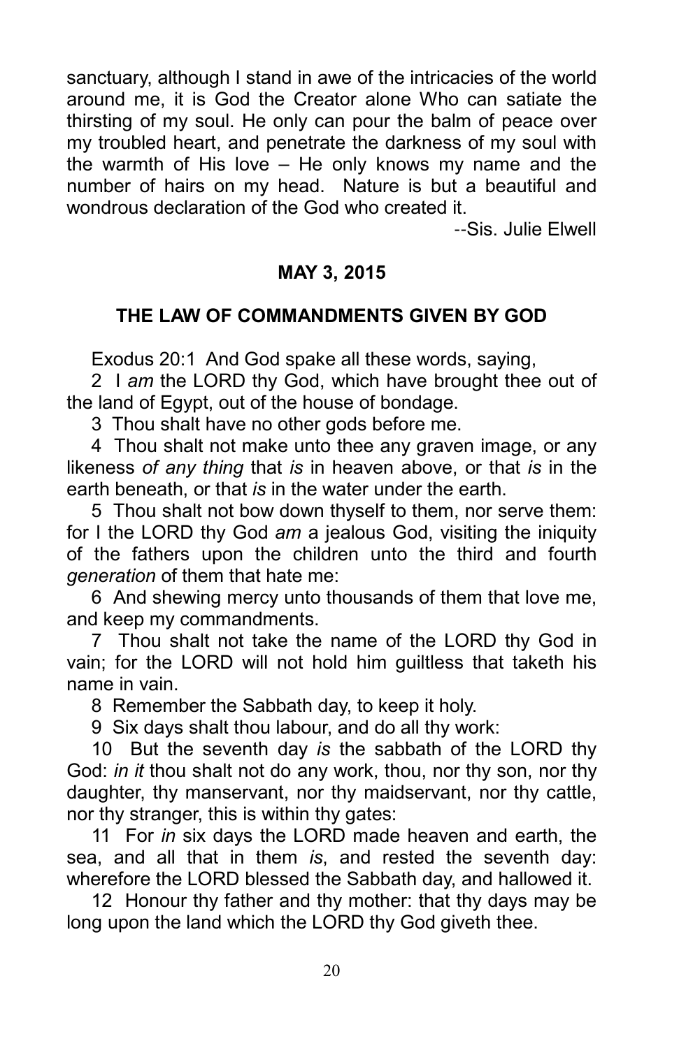sanctuary, although I stand in awe of the intricacies of the world around me, it is God the Creator alone Who can satiate the thirsting of my soul. He only can pour the balm of peace over my troubled heart, and penetrate the darkness of my soul with the warmth of His love – He only knows my name and the number of hairs on my head. Nature is but a beautiful and wondrous declaration of the God who created it.

--Sis. Julie Elwell

**MAY 3, 2015**

**THE LAW OF COMMANDMENTS GIVEN BY GOD**

Exodus 20:1 And God spake all these words, saying,

2 I *am* the LORD thy God, which have brought thee out of the land of Egypt, out of the house of bondage.

3 Thou shalt have no other gods before me.

4 Thou shalt not make unto thee any graven image, or any likeness *of any thing* that *is* in heaven above, or that *is* in the earth beneath, or that *is* in the water under the earth.

5 Thou shalt not bow down thyself to them, nor serve them: for I the LORD thy God *am* a jealous God, visiting the iniquity of the fathers upon the children unto the third and fourth *generation* of them that hate me:

6 And shewing mercy unto thousands of them that love me, and keep my commandments.

7 Thou shalt not take the name of the LORD thy God in vain; for the LORD will not hold him guiltless that taketh his name in vain.

8 Remember the Sabbath day, to keep it holy.

9 Six days shalt thou labour, and do all thy work:

10 But the seventh day *is* the sabbath of the LORD thy God: *in it* thou shalt not do any work, thou, nor thy son, nor thy daughter, thy manservant, nor thy maidservant, nor thy cattle, nor thy stranger, this is within thy gates:

11 For *in* six days the LORD made heaven and earth, the sea, and all that in them *is*, and rested the seventh day: wherefore the LORD blessed the Sabbath day, and hallowed it.

12 Honour thy father and thy mother: that thy days may be long upon the land which the LORD thy God giveth thee.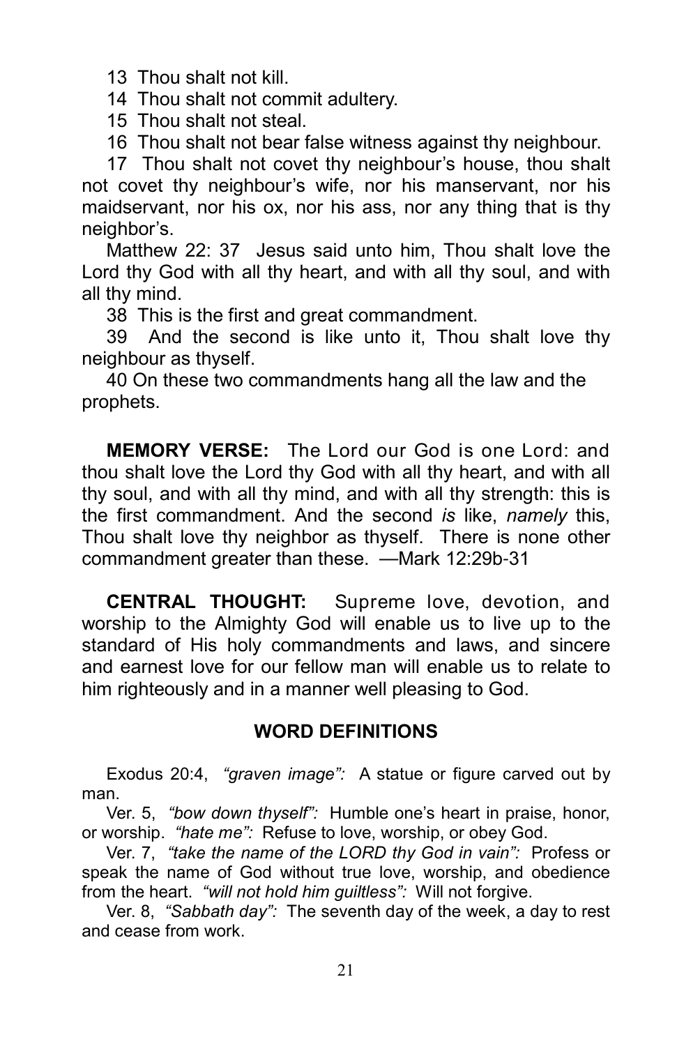13 Thou shalt not kill.

14 Thou shalt not commit adultery.

15 Thou shalt not steal.

16 Thou shalt not bear false witness against thy neighbour.

17 Thou shalt not covet thy neighbour's house, thou shalt not covet thy neighbour's wife, nor his manservant, nor his maidservant, nor his ox, nor his ass, nor any thing that is thy neighbor's.

Matthew 22: 37 Jesus said unto him, Thou shalt love the Lord thy God with all thy heart, and with all thy soul, and with all thy mind.

38 This is the first and great commandment.

39 And the second is like unto it, Thou shalt love thy neighbour as thyself.

40 On these two commandments hang all the law and the prophets.

**MEMORY VERSE:** The Lord our God is one Lord: and thou shalt love the Lord thy God with all thy heart, and with all thy soul, and with all thy mind, and with all thy strength: this is the first commandment. And the second *is* like, *namely* this, Thou shalt love thy neighbor as thyself. There is none other commandment greater than these. —Mark 12:29b-31

**CENTRAL THOUGHT:** Supreme love, devotion, and worship to the Almighty God will enable us to live up to the standard of His holy commandments and laws, and sincere and earnest love for our fellow man will enable us to relate to him righteously and in a manner well pleasing to God.

## WORD DEFINITIONS

Exodus 20:4, *"graven image":* A statue or figure carved out by man.

Ver. 5, *"bow down thyself":* Humble one's heart in praise, honor, or worship. *"hate me":* Refuse to love, worship, or obey God.

Ver. 7, *"take the name of the LORD thy God in vain":* Profess or speak the name of God without true love, worship, and obedience from the heart. *"will not hold him guiltless":* Will not forgive.

Ver. 8, *"Sabbath day":* The seventh day of the week, a day to rest and cease from work.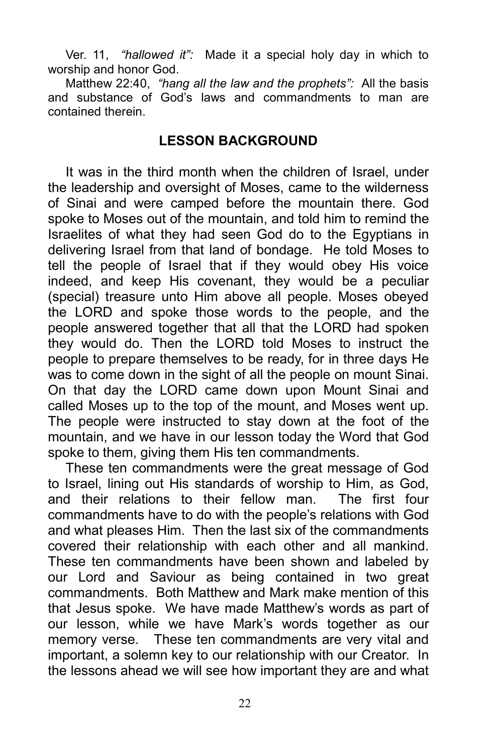Ver. 11, *"hallowed it":* Made it a special holy day in which to worship and honor God.

Matthew 22:40, *"hang all the law and the prophets":* All the basis and substance of God's laws and commandments to man are contained therein.

## LESSON BACKGROUND

It was in the third month when the children of Israel, under the leadership and oversight of Moses, came to the wilderness of Sinai and were camped before the mountain there. God spoke to Moses out of the mountain, and told him to remind the Israelites of what they had seen God do to the Egyptians in delivering Israel from that land of bondage. He told Moses to tell the people of Israel that if they would obey His voice indeed, and keep His covenant, they would be a peculiar (special) treasure unto Him above all people. Moses obeyed the LORD and spoke those words to the people, and the people answered together that all that the LORD had spoken they would do. Then the LORD told Moses to instruct the people to prepare themselves to be ready, for in three days He was to come down in the sight of all the people on mount Sinai. On that day the LORD came down upon Mount Sinai and called Moses up to the top of the mount, and Moses went up. The people were instructed to stay down at the foot of the mountain, and we have in our lesson today the Word that God spoke to them, giving them His ten commandments.

These ten commandments were the great message of God to Israel, lining out His standards of worship to Him, as God, and their relations to their fellow man. The first four commandments have to do with the people's relations with God and what pleases Him. Then the last six of the commandments covered their relationship with each other and all mankind. These ten commandments have been shown and labeled by our Lord and Saviour as being contained in two great commandments. Both Matthew and Mark make mention of this that Jesus spoke. We have made Matthew's words as part of our lesson, while we have Mark's words together as our memory verse. These ten commandments are very vital and important, a solemn key to our relationship with our Creator. In the lessons ahead we will see how important they are and what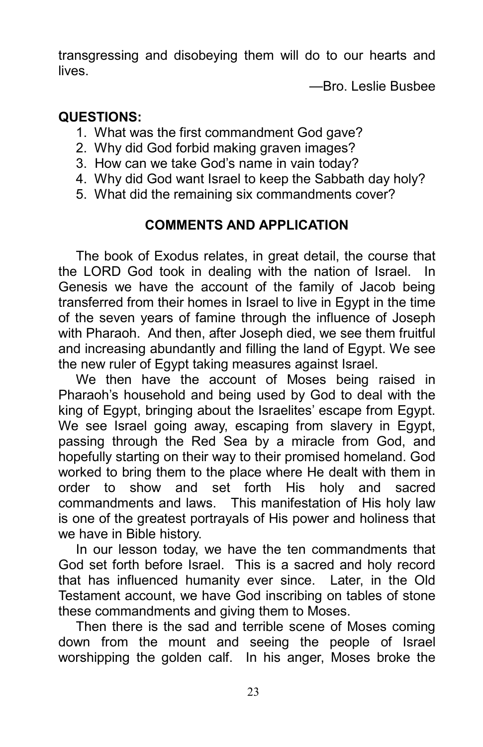transgressing and disobeying them will do to our hearts and lives.

—Bro. Leslie Busbee

**QUESTIONS:**

1. What was the first commandment God gave?
2. Why did God forbid making graven images?
3. How can we take God's name in vain today?
4. Why did God want Israel to keep the Sabbath day holy?
5. What did the remaining six commandments cover?

## COMMENTS AND APPLICATION

The book of Exodus relates, in great detail, the course that the LORD God took in dealing with the nation of Israel. In Genesis we have the account of the family of Jacob being transferred from their homes in Israel to live in Egypt in the time of the seven years of famine through the influence of Joseph with Pharaoh. And then, after Joseph died, we see them fruitful and increasing abundantly and filling the land of Egypt. We see the new ruler of Egypt taking measures against Israel.

We then have the account of Moses being raised in Pharaoh's household and being used by God to deal with the king of Egypt, bringing about the Israelites' escape from Egypt. We see Israel going away, escaping from slavery in Egypt, passing through the Red Sea by a miracle from God, and hopefully starting on their way to their promised homeland. God worked to bring them to the place where He dealt with them in order to show and set forth His holy and sacred commandments and laws. This manifestation of His holy law is one of the greatest portrayals of His power and holiness that we have in Bible history.

In our lesson today, we have the ten commandments that God set forth before Israel. This is a sacred and holy record that has influenced humanity ever since. Later, in the Old Testament account, we have God inscribing on tables of stone these commandments and giving them to Moses.

Then there is the sad and terrible scene of Moses coming down from the mount and seeing the people of Israel worshipping the golden calf. In his anger, Moses broke the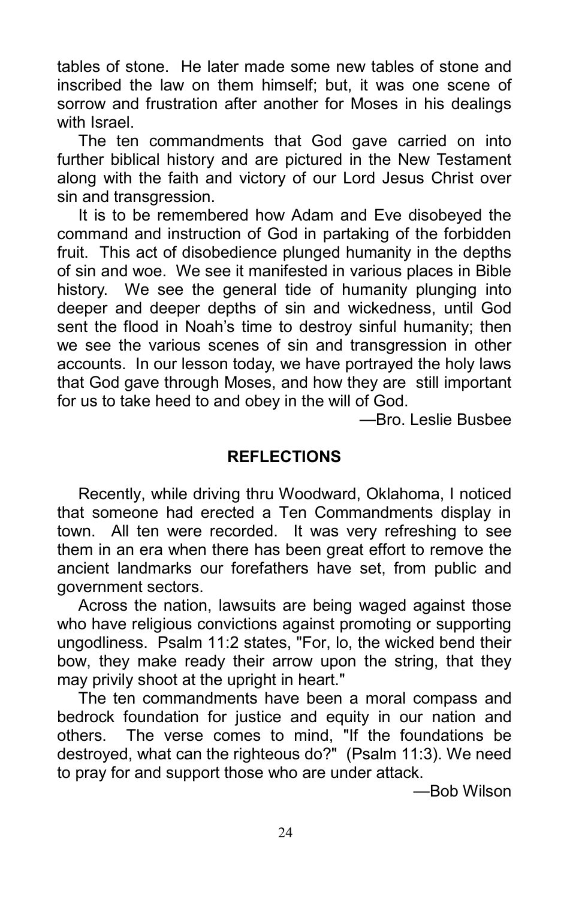tables of stone. He later made some new tables of stone and inscribed the law on them himself; but, it was one scene of sorrow and frustration after another for Moses in his dealings with Israel.

The ten commandments that God gave carried on into further biblical history and are pictured in the New Testament along with the faith and victory of our Lord Jesus Christ over sin and transgression.

It is to be remembered how Adam and Eve disobeyed the command and instruction of God in partaking of the forbidden fruit. This act of disobedience plunged humanity in the depths of sin and woe. We see it manifested in various places in Bible history. We see the general tide of humanity plunging into deeper and deeper depths of sin and wickedness, until God sent the flood in Noah's time to destroy sinful humanity; then we see the various scenes of sin and transgression in other accounts. In our lesson today, we have portrayed the holy laws that God gave through Moses, and how they are still important for us to take heed to and obey in the will of God.

—Bro. Leslie Busbee

## REFLECTIONS

Recently, while driving thru Woodward, Oklahoma, I noticed that someone had erected a Ten Commandments display in town. All ten were recorded. It was very refreshing to see them in an era when there has been great effort to remove the ancient landmarks our forefathers have set, from public and government sectors.

Across the nation, lawsuits are being waged against those who have religious convictions against promoting or supporting ungodliness. Psalm 11:2 states, "For, lo, the wicked bend their bow, they make ready their arrow upon the string, that they may privily shoot at the upright in heart."

The ten commandments have been a moral compass and bedrock foundation for justice and equity in our nation and others. The verse comes to mind, "If the foundations be destroyed, what can the righteous do?" (Psalm 11:3). We need to pray for and support those who are under attack.

—Bob Wilson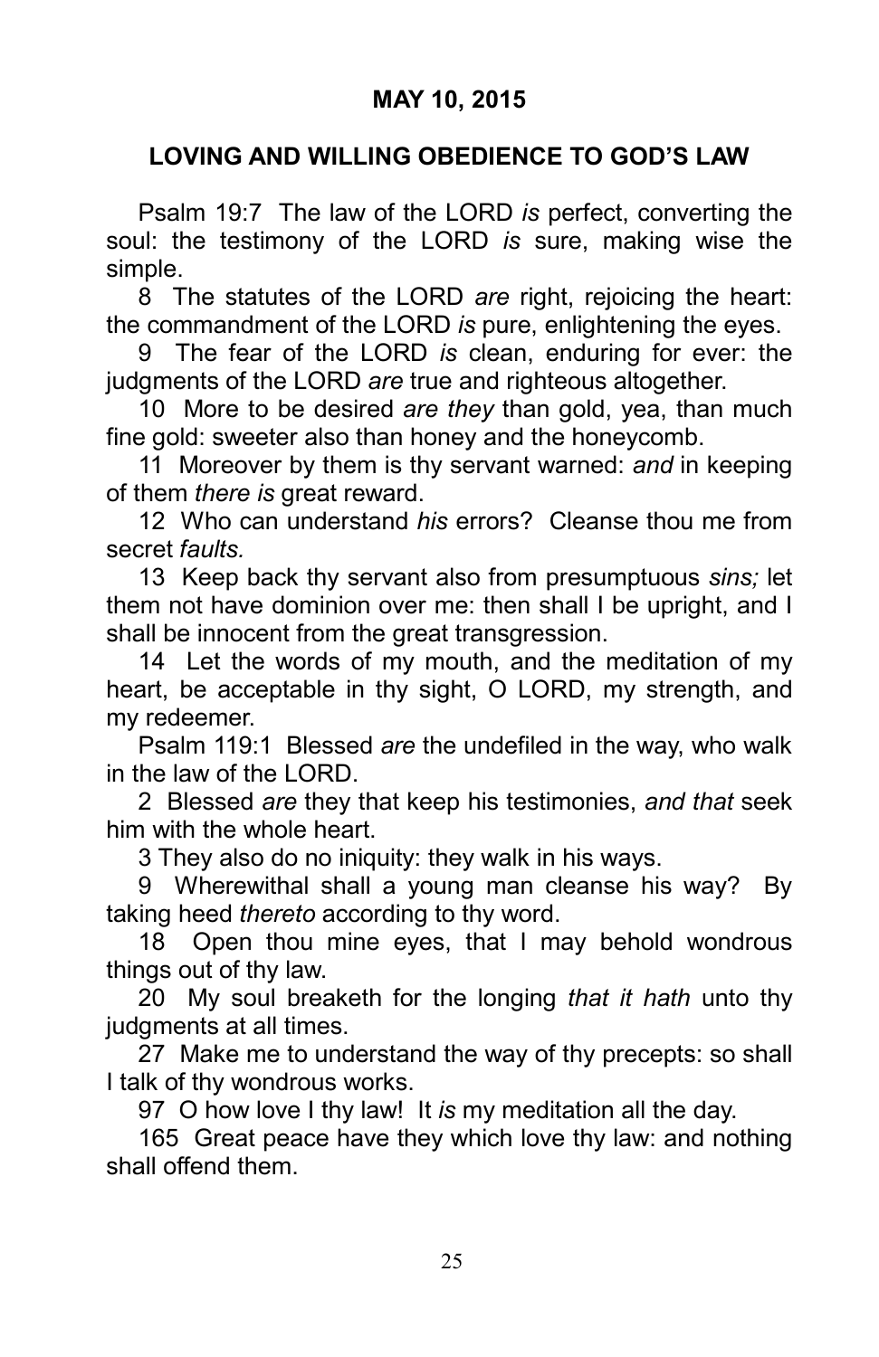**MAY 10, 2015**

**LOVING AND WILLING OBEDIENCE TO GOD'S LAW**

Psalm 19:7 The law of the LORD *is* perfect, converting the soul: the testimony of the LORD *is* sure, making wise the simple.

8 The statutes of the LORD *are* right, rejoicing the heart: the commandment of the LORD *is* pure, enlightening the eyes.

9 The fear of the LORD *is* clean, enduring for ever: the judgments of the LORD *are* true and righteous altogether.

10 More to be desired *are they* than gold, yea, than much fine gold: sweeter also than honey and the honeycomb.

11 Moreover by them is thy servant warned: *and* in keeping of them *there is* great reward.

12 Who can understand *his* errors? Cleanse thou me from secret *faults.*

13 Keep back thy servant also from presumptuous *sins;* let them not have dominion over me: then shall I be upright, and I shall be innocent from the great transgression.

14 Let the words of my mouth, and the meditation of my heart, be acceptable in thy sight, O LORD, my strength, and my redeemer.

Psalm 119:1 Blessed *are* the undefiled in the way, who walk in the law of the LORD.

2 Blessed *are* they that keep his testimonies, *and that* seek him with the whole heart.

3 They also do no iniquity: they walk in his ways.

9 Wherewithal shall a young man cleanse his way? By taking heed *thereto* according to thy word.

18 Open thou mine eyes, that I may behold wondrous things out of thy law.

20 My soul breaketh for the longing *that it hath* unto thy judgments at all times.

27 Make me to understand the way of thy precepts: so shall I talk of thy wondrous works.

97 O how love I thy law! It *is* my meditation all the day.

165 Great peace have they which love thy law: and nothing shall offend them.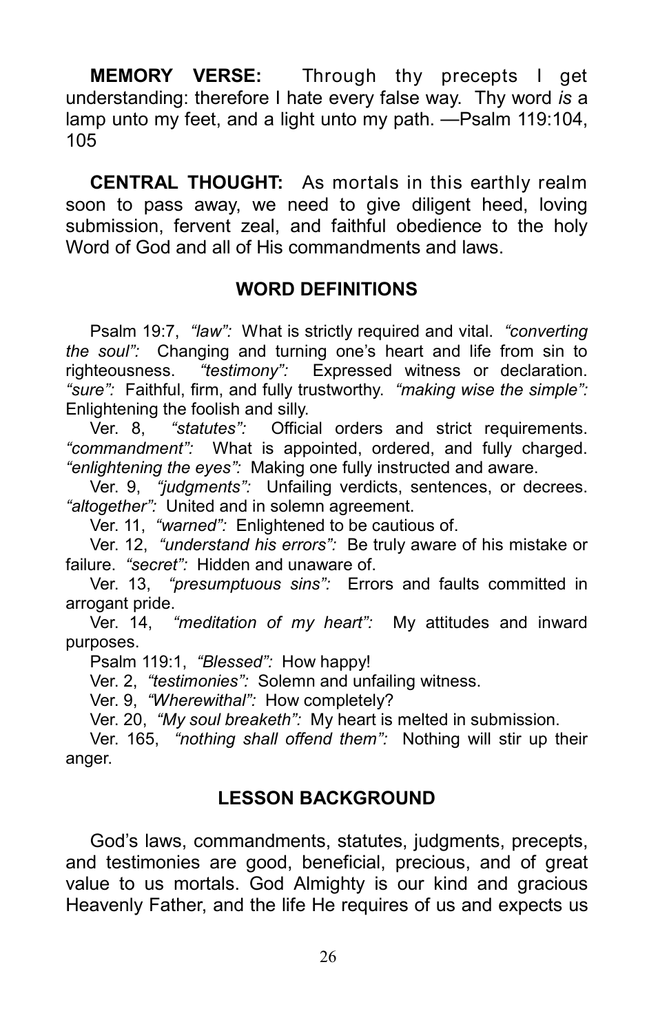**MEMORY VERSE:** Through thy precepts I get understanding: therefore I hate every false way. Thy word *is* a lamp unto my feet, and a light unto my path. —Psalm 119:104, 105

**CENTRAL THOUGHT:** As mortals in this earthly realm soon to pass away, we need to give diligent heed, loving submission, fervent zeal, and faithful obedience to the holy Word of God and all of His commandments and laws.

## WORD DEFINITIONS

Psalm 19:7, *"law":* What is strictly required and vital. *"converting the soul":* Changing and turning one's heart and life from sin to righteousness. *"testimony":* Expressed witness or declaration. *"sure":* Faithful, firm, and fully trustworthy. *"making wise the simple":* Enlightening the foolish and silly.

Ver. 8, *"statutes":* Official orders and strict requirements. *"commandment":* What is appointed, ordered, and fully charged. *"enlightening the eyes":* Making one fully instructed and aware.

Ver. 9, *"judgments":* Unfailing verdicts, sentences, or decrees. *"altogether":* United and in solemn agreement.

Ver. 11, *"warned":* Enlightened to be cautious of.

Ver. 12, *"understand his errors":* Be truly aware of his mistake or failure. *"secret":* Hidden and unaware of.

Ver. 13, *"presumptuous sins":* Errors and faults committed in arrogant pride.

Ver. 14, *"meditation of my heart":* My attitudes and inward purposes.

Psalm 119:1, *"Blessed":* How happy!

Ver. 2, *"testimonies":* Solemn and unfailing witness.

Ver. 9, *"Wherewithal":* How completely?

Ver. 20, *"My soul breaketh":* My heart is melted in submission.

Ver. 165, *"nothing shall offend them":* Nothing will stir up their anger.

## LESSON BACKGROUND

God's laws, commandments, statutes, judgments, precepts, and testimonies are good, beneficial, precious, and of great value to us mortals. God Almighty is our kind and gracious Heavenly Father, and the life He requires of us and expects us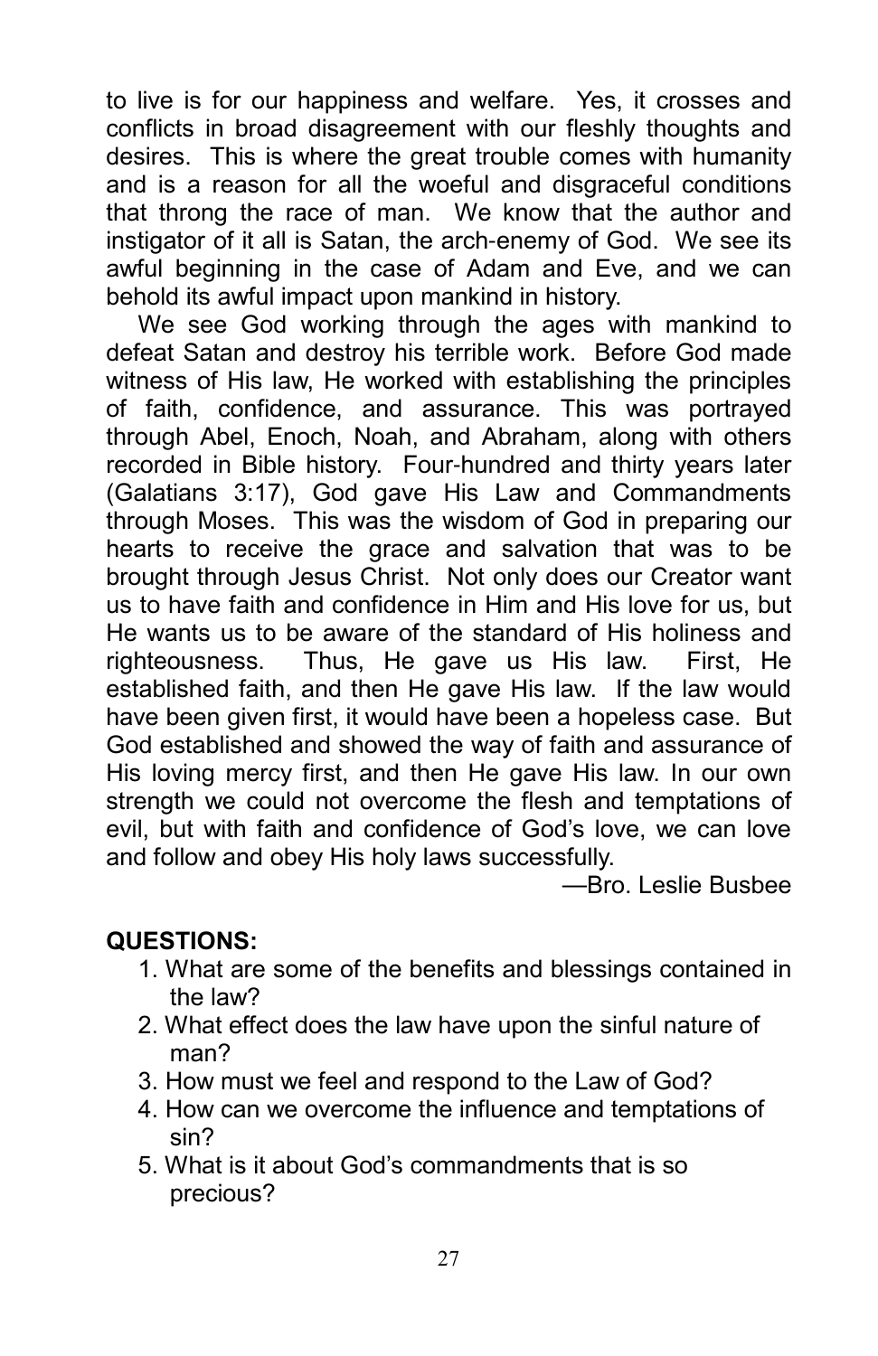to live is for our happiness and welfare. Yes, it crosses and conflicts in broad disagreement with our fleshly thoughts and desires. This is where the great trouble comes with humanity and is a reason for all the woeful and disgraceful conditions that throng the race of man. We know that the author and instigator of it all is Satan, the arch-enemy of God. We see its awful beginning in the case of Adam and Eve, and we can behold its awful impact upon mankind in history.

We see God working through the ages with mankind to defeat Satan and destroy his terrible work. Before God made witness of His law, He worked with establishing the principles of faith, confidence, and assurance. This was portrayed through Abel, Enoch, Noah, and Abraham, along with others recorded in Bible history. Four-hundred and thirty years later (Galatians 3:17), God gave His Law and Commandments through Moses. This was the wisdom of God in preparing our hearts to receive the grace and salvation that was to be brought through Jesus Christ. Not only does our Creator want us to have faith and confidence in Him and His love for us, but He wants us to be aware of the standard of His holiness and righteousness. Thus, He gave us His law. First, He established faith, and then He gave His law. If the law would have been given first, it would have been a hopeless case. But God established and showed the way of faith and assurance of His loving mercy first, and then He gave His law. In our own strength we could not overcome the flesh and temptations of evil, but with faith and confidence of God's love, we can love and follow and obey His holy laws successfully.

—Bro. Leslie Busbee

**QUESTIONS:**

1. What are some of the benefits and blessings contained in the law?
2. What effect does the law have upon the sinful nature of man?
3. How must we feel and respond to the Law of God?
4. How can we overcome the influence and temptations of sin?
5. What is it about God's commandments that is so precious?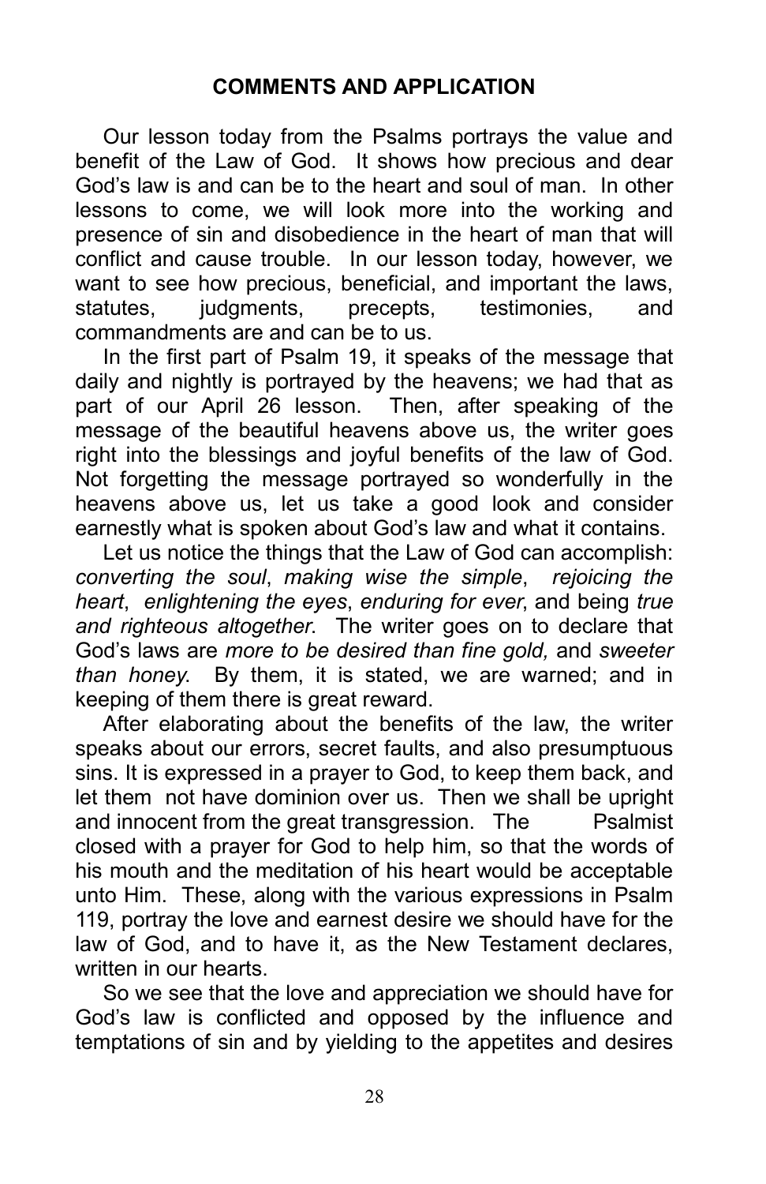## COMMENTS AND APPLICATION

Our lesson today from the Psalms portrays the value and benefit of the Law of God. It shows how precious and dear God's law is and can be to the heart and soul of man. In other lessons to come, we will look more into the working and presence of sin and disobedience in the heart of man that will conflict and cause trouble. In our lesson today, however, we want to see how precious, beneficial, and important the laws, statutes, judgments, precepts, testimonies, and commandments are and can be to us.

In the first part of Psalm 19, it speaks of the message that daily and nightly is portrayed by the heavens; we had that as part of our April 26 lesson. Then, after speaking of the message of the beautiful heavens above us, the writer goes right into the blessings and joyful benefits of the law of God. Not forgetting the message portrayed so wonderfully in the heavens above us, let us take a good look and consider earnestly what is spoken about God's law and what it contains.

Let us notice the things that the Law of God can accomplish: *converting the soul*, *making wise the simple*, *rejoicing the heart*, *enlightening the eyes*, *enduring for ever*, and being *true and righteous altogether*. The writer goes on to declare that God's laws are *more to be desired than fine gold,* and *sweeter than honey*. By them, it is stated, we are warned; and in keeping of them there is great reward.

After elaborating about the benefits of the law, the writer speaks about our errors, secret faults, and also presumptuous sins. It is expressed in a prayer to God, to keep them back, and let them not have dominion over us. Then we shall be upright and innocent from the great transgression. The Psalmist closed with a prayer for God to help him, so that the words of his mouth and the meditation of his heart would be acceptable unto Him. These, along with the various expressions in Psalm 119, portray the love and earnest desire we should have for the law of God, and to have it, as the New Testament declares, written in our hearts.

So we see that the love and appreciation we should have for God's law is conflicted and opposed by the influence and temptations of sin and by yielding to the appetites and desires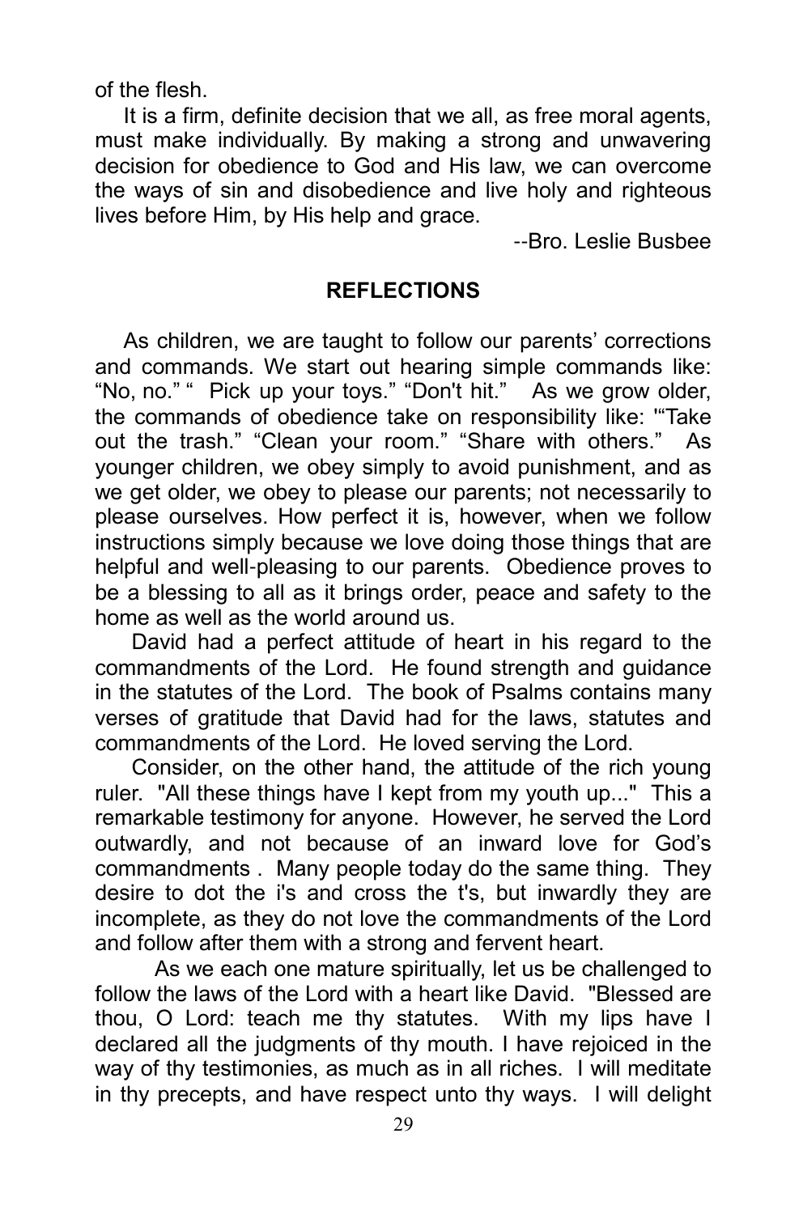of the flesh.

It is a firm, definite decision that we all, as free moral agents, must make individually. By making a strong and unwavering decision for obedience to God and His law, we can overcome the ways of sin and disobedience and live holy and righteous lives before Him, by His help and grace.

--Bro. Leslie Busbee

## REFLECTIONS

As children, we are taught to follow our parents' corrections and commands. We start out hearing simple commands like: "No, no." " Pick up your toys." "Don't hit." As we grow older, the commands of obedience take on responsibility like: '"Take out the trash." "Clean your room." "Share with others." As younger children, we obey simply to avoid punishment, and as we get older, we obey to please our parents; not necessarily to please ourselves. How perfect it is, however, when we follow instructions simply because we love doing those things that are helpful and well-pleasing to our parents. Obedience proves to be a blessing to all as it brings order, peace and safety to the home as well as the world around us.

David had a perfect attitude of heart in his regard to the commandments of the Lord. He found strength and guidance in the statutes of the Lord. The book of Psalms contains many verses of gratitude that David had for the laws, statutes and commandments of the Lord. He loved serving the Lord.

Consider, on the other hand, the attitude of the rich young ruler. "All these things have I kept from my youth up..." This a remarkable testimony for anyone. However, he served the Lord outwardly, and not because of an inward love for God's commandments . Many people today do the same thing. They desire to dot the i's and cross the t's, but inwardly they are incomplete, as they do not love the commandments of the Lord and follow after them with a strong and fervent heart.

As we each one mature spiritually, let us be challenged to follow the laws of the Lord with a heart like David. "Blessed are thou, O Lord: teach me thy statutes. With my lips have I declared all the judgments of thy mouth. I have rejoiced in the way of thy testimonies, as much as in all riches. I will meditate in thy precepts, and have respect unto thy ways. I will delight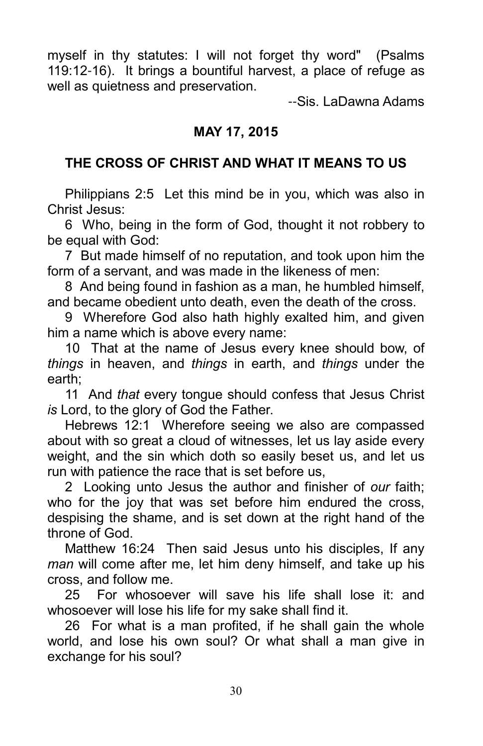myself in thy statutes: I will not forget thy word" (Psalms 119:12-16). It brings a bountiful harvest, a place of refuge as well as quietness and preservation.

--Sis. LaDawna Adams

## MAY 17, 2015

## THE CROSS OF CHRIST AND WHAT IT MEANS TO US

Philippians 2:5 Let this mind be in you, which was also in Christ Jesus:

6 Who, being in the form of God, thought it not robbery to be equal with God:

7 But made himself of no reputation, and took upon him the form of a servant, and was made in the likeness of men:

8 And being found in fashion as a man, he humbled himself, and became obedient unto death, even the death of the cross.

9 Wherefore God also hath highly exalted him, and given him a name which is above every name:

10 That at the name of Jesus every knee should bow, of *things* in heaven, and *things* in earth, and *things* under the earth;

11 And *that* every tongue should confess that Jesus Christ *is* Lord, to the glory of God the Father.

Hebrews 12:1 Wherefore seeing we also are compassed about with so great a cloud of witnesses, let us lay aside every weight, and the sin which doth so easily beset us, and let us run with patience the race that is set before us,

2 Looking unto Jesus the author and finisher of *our* faith; who for the joy that was set before him endured the cross, despising the shame, and is set down at the right hand of the throne of God.

Matthew 16:24 Then said Jesus unto his disciples, If any *man* will come after me, let him deny himself, and take up his cross, and follow me.

25 For whosoever will save his life shall lose it: and whosoever will lose his life for my sake shall find it.

26 For what is a man profited, if he shall gain the whole world, and lose his own soul? Or what shall a man give in exchange for his soul?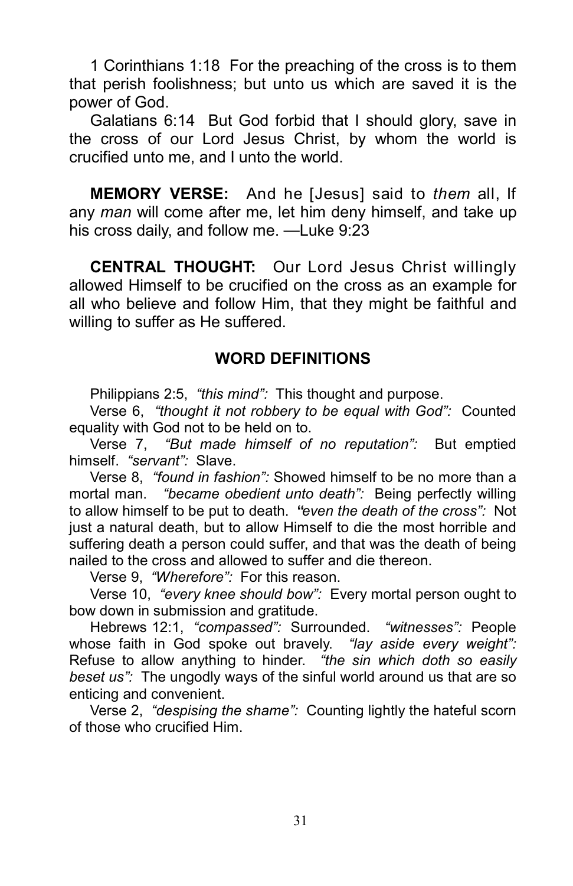1 Corinthians 1:18 For the preaching of the cross is to them that perish foolishness; but unto us which are saved it is the power of God.

Galatians 6:14 But God forbid that I should glory, save in the cross of our Lord Jesus Christ, by whom the world is crucified unto me, and I unto the world.

**MEMORY VERSE:** And he [Jesus] said to *them* all, If any *man* will come after me, let him deny himself, and take up his cross daily, and follow me. —Luke 9:23

**CENTRAL THOUGHT:** Our Lord Jesus Christ willingly allowed Himself to be crucified on the cross as an example for all who believe and follow Him, that they might be faithful and willing to suffer as He suffered.

## WORD DEFINITIONS

Philippians 2:5, *"this mind":* This thought and purpose.

Verse 6, *"thought it not robbery to be equal with God":* Counted equality with God not to be held on to.

Verse 7, *"But made himself of no reputation":* But emptied himself. *"servant":* Slave.

Verse 8, *"found in fashion":* Showed himself to be no more than a mortal man. *"became obedient unto death":* Being perfectly willing to allow himself to be put to death. **"***even the death of the cross":* Not just a natural death, but to allow Himself to die the most horrible and suffering death a person could suffer, and that was the death of being nailed to the cross and allowed to suffer and die thereon.

Verse 9, *"Wherefore":* For this reason.

Verse 10, *"every knee should bow":* Every mortal person ought to bow down in submission and gratitude.

Hebrews 12:1, *"compassed":* Surrounded. *"witnesses":* People whose faith in God spoke out bravely. *"lay aside every weight":* Refuse to allow anything to hinder. *"the sin which doth so easily beset us":* The ungodly ways of the sinful world around us that are so enticing and convenient.

Verse 2, *"despising the shame":* Counting lightly the hateful scorn of those who crucified Him.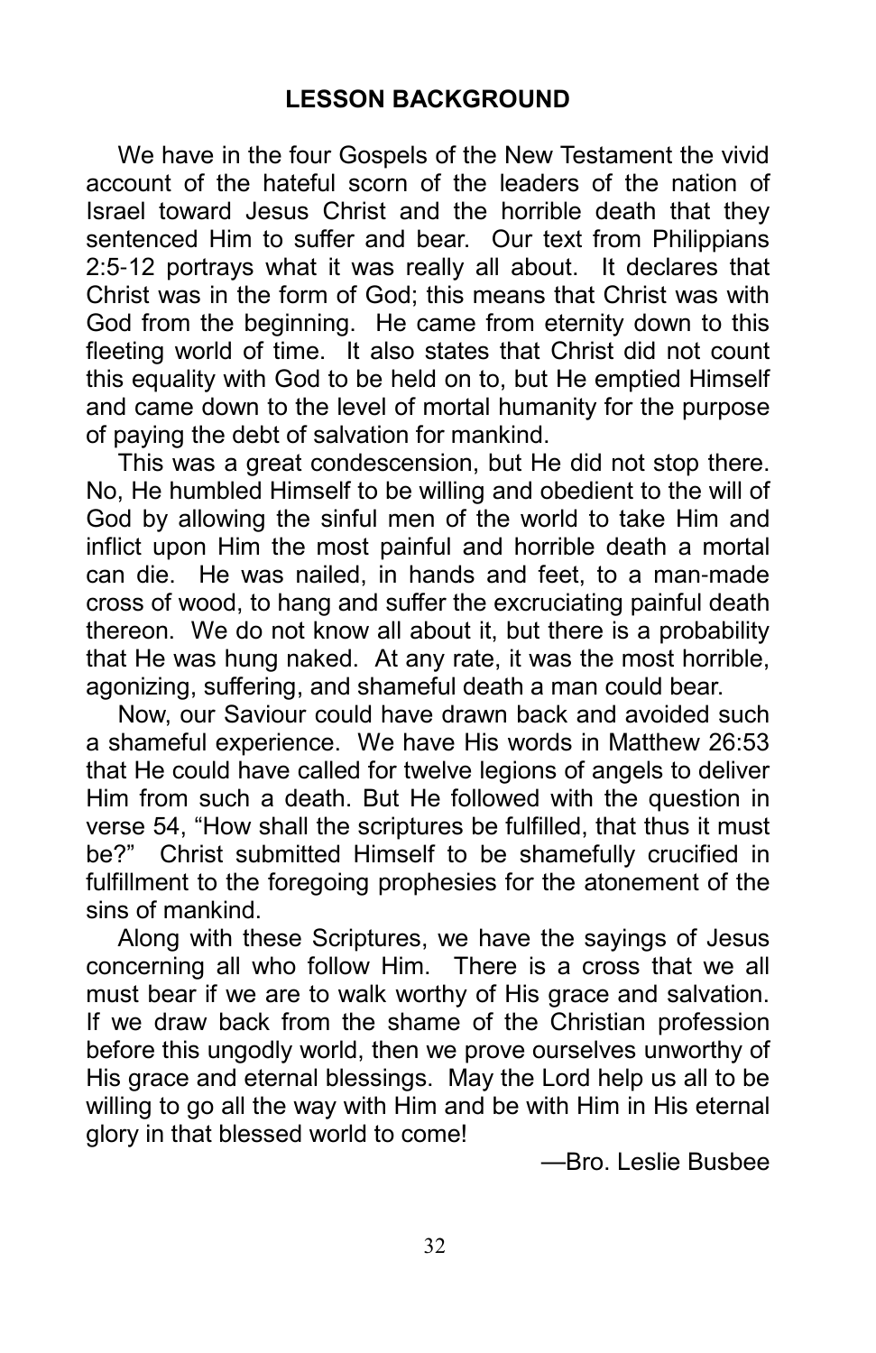## LESSON BACKGROUND

We have in the four Gospels of the New Testament the vivid account of the hateful scorn of the leaders of the nation of Israel toward Jesus Christ and the horrible death that they sentenced Him to suffer and bear. Our text from Philippians 2:5-12 portrays what it was really all about. It declares that Christ was in the form of God; this means that Christ was with God from the beginning. He came from eternity down to this fleeting world of time. It also states that Christ did not count this equality with God to be held on to, but He emptied Himself and came down to the level of mortal humanity for the purpose of paying the debt of salvation for mankind.

This was a great condescension, but He did not stop there. No, He humbled Himself to be willing and obedient to the will of God by allowing the sinful men of the world to take Him and inflict upon Him the most painful and horrible death a mortal can die. He was nailed, in hands and feet, to a man-made cross of wood, to hang and suffer the excruciating painful death thereon. We do not know all about it, but there is a probability that He was hung naked. At any rate, it was the most horrible, agonizing, suffering, and shameful death a man could bear.

Now, our Saviour could have drawn back and avoided such a shameful experience. We have His words in Matthew 26:53 that He could have called for twelve legions of angels to deliver Him from such a death. But He followed with the question in verse 54, "How shall the scriptures be fulfilled, that thus it must be?" Christ submitted Himself to be shamefully crucified in fulfillment to the foregoing prophesies for the atonement of the sins of mankind.

Along with these Scriptures, we have the sayings of Jesus concerning all who follow Him. There is a cross that we all must bear if we are to walk worthy of His grace and salvation. If we draw back from the shame of the Christian profession before this ungodly world, then we prove ourselves unworthy of His grace and eternal blessings. May the Lord help us all to be willing to go all the way with Him and be with Him in His eternal glory in that blessed world to come!

—Bro. Leslie Busbee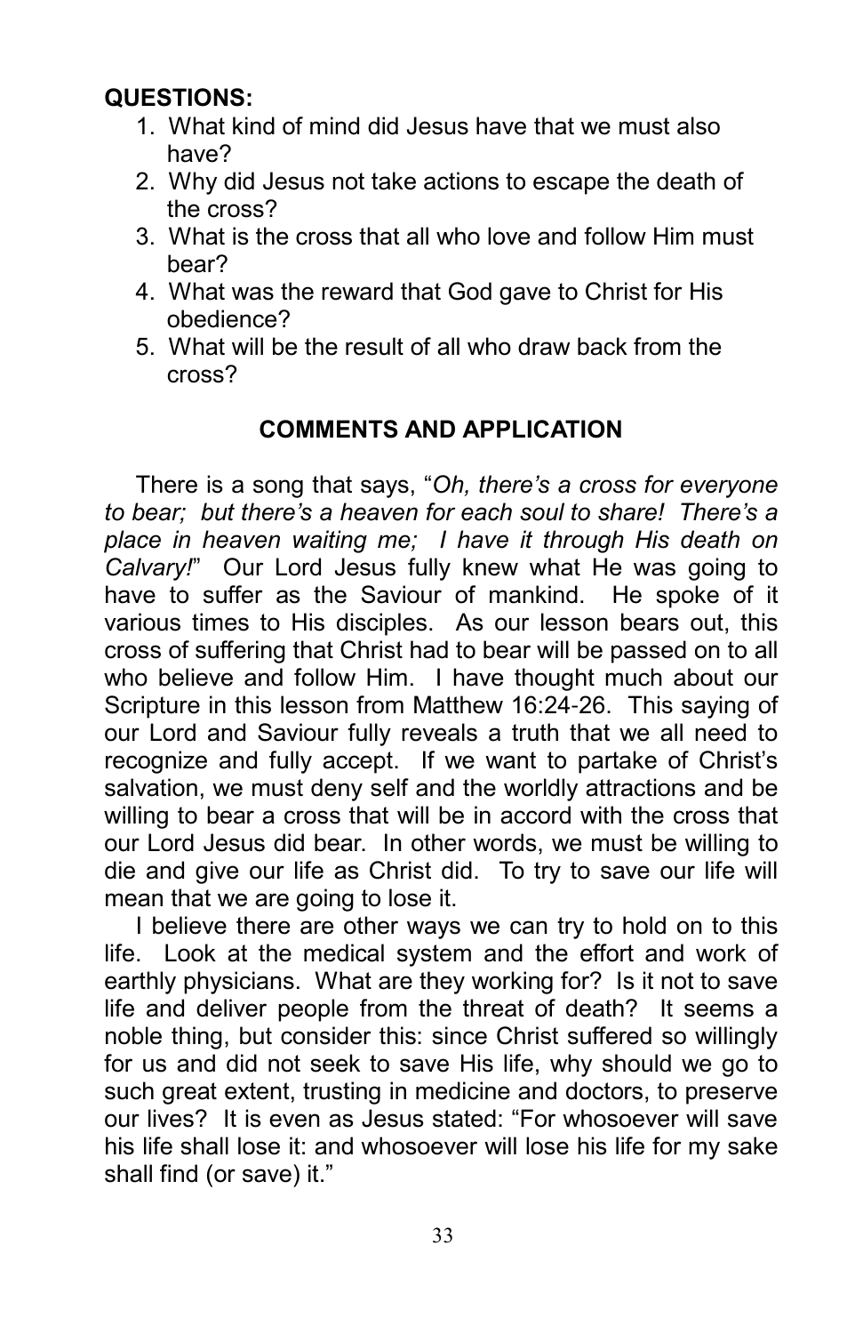**QUESTIONS:**

1. What kind of mind did Jesus have that we must also have?
2. Why did Jesus not take actions to escape the death of the cross?
3. What is the cross that all who love and follow Him must bear?
4. What was the reward that God gave to Christ for His obedience?
5. What will be the result of all who draw back from the cross?

**COMMENTS AND APPLICATION**

There is a song that says, "*Oh, there's a cross for everyone to bear; but there's a heaven for each soul to share! There's a place in heaven waiting me; I have it through His death on Calvary!*" Our Lord Jesus fully knew what He was going to have to suffer as the Saviour of mankind. He spoke of it various times to His disciples. As our lesson bears out, this cross of suffering that Christ had to bear will be passed on to all who believe and follow Him. I have thought much about our Scripture in this lesson from Matthew 16:24-26. This saying of our Lord and Saviour fully reveals a truth that we all need to recognize and fully accept. If we want to partake of Christ's salvation, we must deny self and the worldly attractions and be willing to bear a cross that will be in accord with the cross that our Lord Jesus did bear. In other words, we must be willing to die and give our life as Christ did. To try to save our life will mean that we are going to lose it.

I believe there are other ways we can try to hold on to this life. Look at the medical system and the effort and work of earthly physicians. What are they working for? Is it not to save life and deliver people from the threat of death? It seems a noble thing, but consider this: since Christ suffered so willingly for us and did not seek to save His life, why should we go to such great extent, trusting in medicine and doctors, to preserve our lives? It is even as Jesus stated: "For whosoever will save his life shall lose it: and whosoever will lose his life for my sake shall find (or save) it."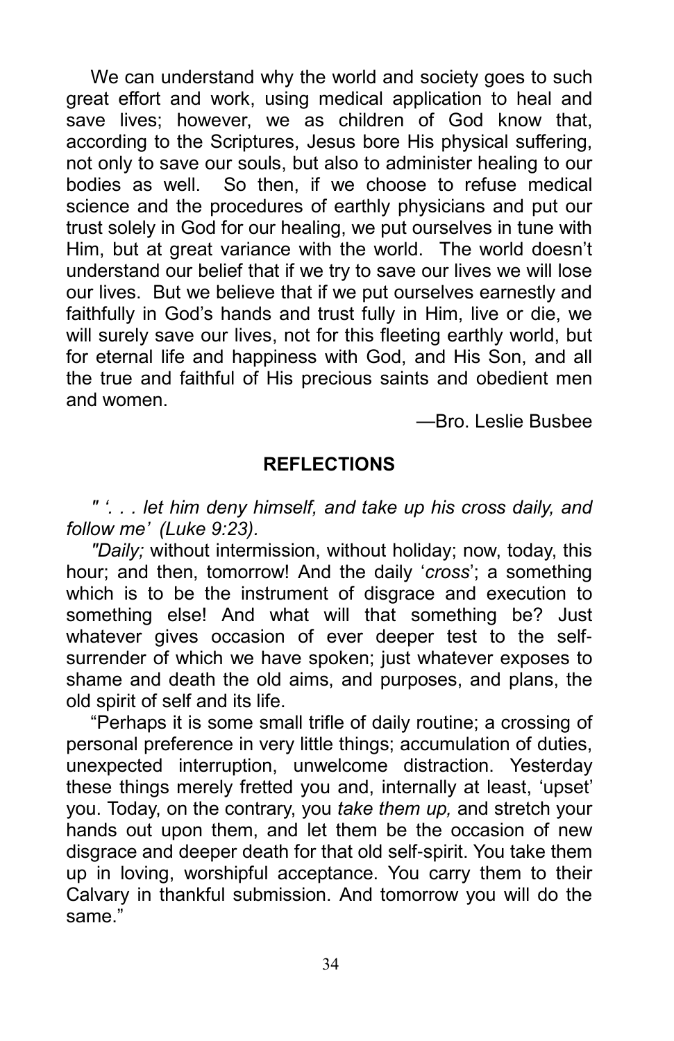We can understand why the world and society goes to such great effort and work, using medical application to heal and save lives; however, we as children of God know that, according to the Scriptures, Jesus bore His physical suffering, not only to save our souls, but also to administer healing to our bodies as well. So then, if we choose to refuse medical science and the procedures of earthly physicians and put our trust solely in God for our healing, we put ourselves in tune with Him, but at great variance with the world. The world doesn't understand our belief that if we try to save our lives we will lose our lives. But we believe that if we put ourselves earnestly and faithfully in God's hands and trust fully in Him, live or die, we will surely save our lives, not for this fleeting earthly world, but for eternal life and happiness with God, and His Son, and all the true and faithful of His precious saints and obedient men and women.

—Bro. Leslie Busbee

**REFLECTIONS**

*" '. . . let him deny himself, and take up his cross daily, and follow me' (Luke 9:23).*

*"Daily;* without intermission, without holiday; now, today, this hour; and then, tomorrow! And the daily '*cross*'; a something which is to be the instrument of disgrace and execution to something else! And what will that something be? Just whatever gives occasion of ever deeper test to the self-surrender of which we have spoken; just whatever exposes to shame and death the old aims, and purposes, and plans, the old spirit of self and its life.

"Perhaps it is some small trifle of daily routine; a crossing of personal preference in very little things; accumulation of duties, unexpected interruption, unwelcome distraction. Yesterday these things merely fretted you and, internally at least, 'upset' you. Today, on the contrary, you *take them up,* and stretch your hands out upon them, and let them be the occasion of new disgrace and deeper death for that old self-spirit. You take them up in loving, worshipful acceptance. You carry them to their Calvary in thankful submission. And tomorrow you will do the same."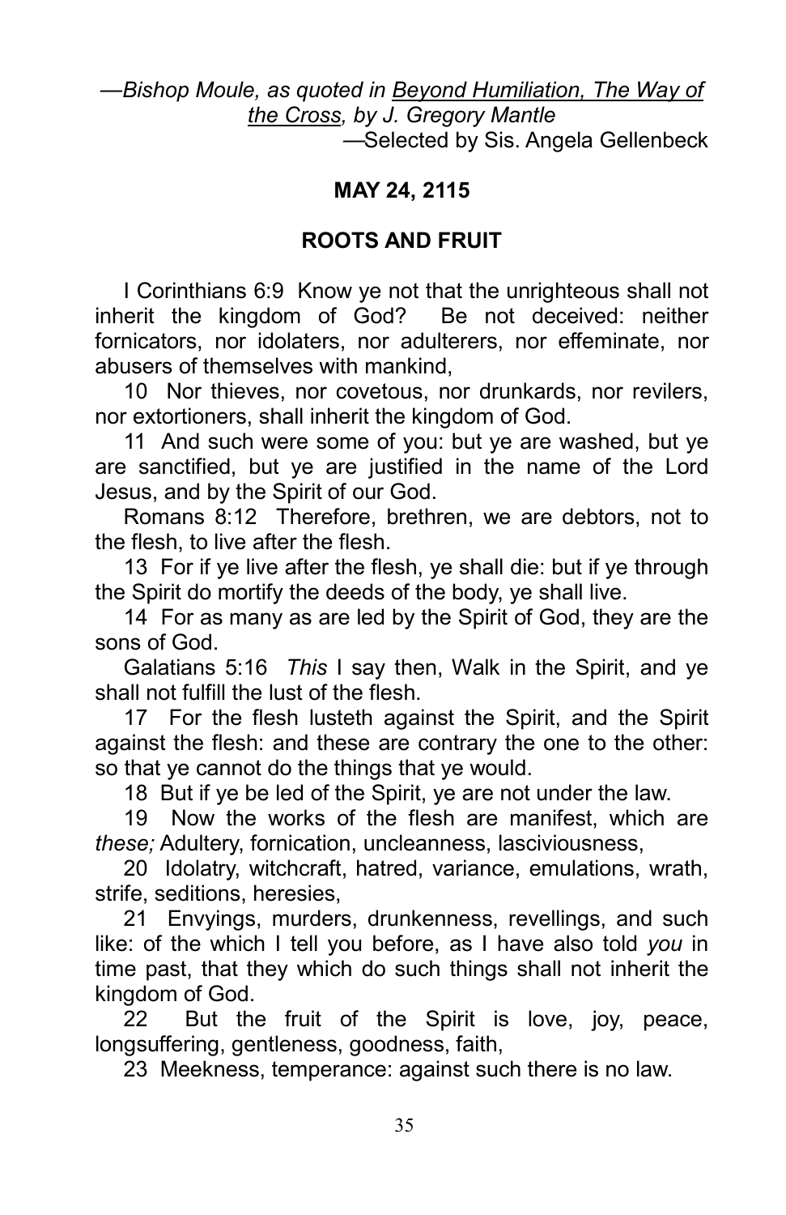—*Bishop Moule, as quoted in Beyond Humiliation, The Way of the Cross, by J. Gregory Mantle*

—Selected by Sis. Angela Gellenbeck

**MAY 24, 2115**

**ROOTS AND FRUIT**

I Corinthians 6:9 Know ye not that the unrighteous shall not inherit the kingdom of God? Be not deceived: neither fornicators, nor idolaters, nor adulterers, nor effeminate, nor abusers of themselves with mankind,

10 Nor thieves, nor covetous, nor drunkards, nor revilers, nor extortioners, shall inherit the kingdom of God.

11 And such were some of you: but ye are washed, but ye are sanctified, but ye are justified in the name of the Lord Jesus, and by the Spirit of our God.

Romans 8:12 Therefore, brethren, we are debtors, not to the flesh, to live after the flesh.

13 For if ye live after the flesh, ye shall die: but if ye through the Spirit do mortify the deeds of the body, ye shall live.

14 For as many as are led by the Spirit of God, they are the sons of God.

Galatians 5:16 *This* I say then, Walk in the Spirit, and ye shall not fulfill the lust of the flesh.

17 For the flesh lusteth against the Spirit, and the Spirit against the flesh: and these are contrary the one to the other: so that ye cannot do the things that ye would.

18 But if ye be led of the Spirit, ye are not under the law.

19 Now the works of the flesh are manifest, which are *these;* Adultery, fornication, uncleanness, lasciviousness,

20 Idolatry, witchcraft, hatred, variance, emulations, wrath, strife, seditions, heresies,

21 Envyings, murders, drunkenness, revellings, and such like: of the which I tell you before, as I have also told *you* in time past, that they which do such things shall not inherit the kingdom of God.

22 But the fruit of the Spirit is love, joy, peace, longsuffering, gentleness, goodness, faith,

23 Meekness, temperance: against such there is no law.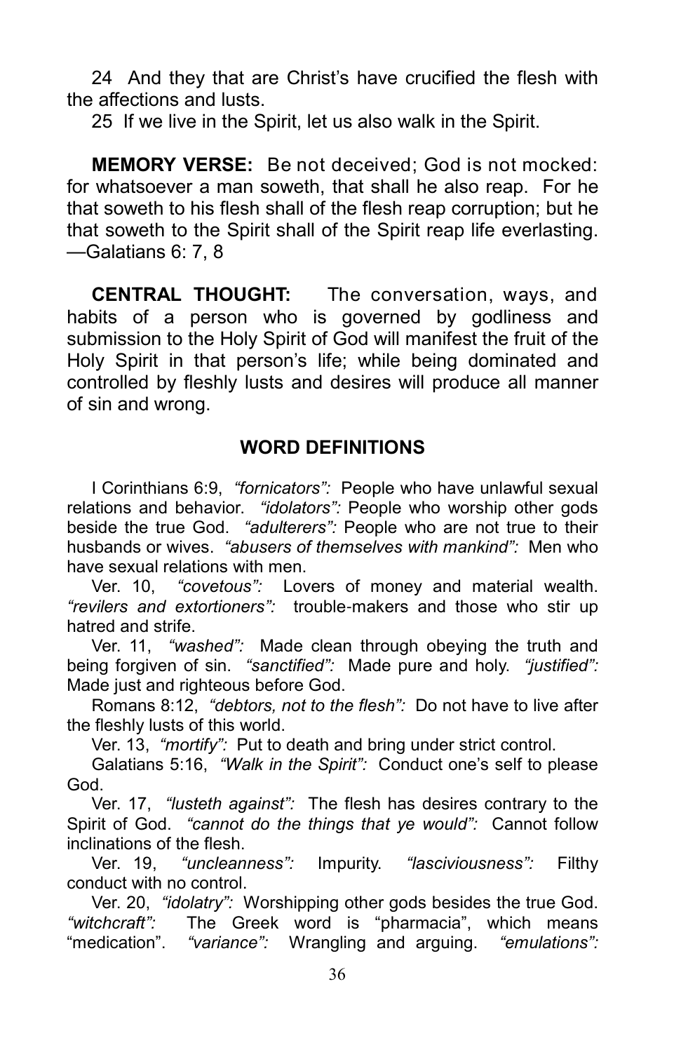24 And they that are Christ's have crucified the flesh with the affections and lusts.

25 If we live in the Spirit, let us also walk in the Spirit.

**MEMORY VERSE:** Be not deceived; God is not mocked: for whatsoever a man soweth, that shall he also reap. For he that soweth to his flesh shall of the flesh reap corruption; but he that soweth to the Spirit shall of the Spirit reap life everlasting. —Galatians 6: 7, 8

**CENTRAL THOUGHT:** The conversation, ways, and habits of a person who is governed by godliness and submission to the Holy Spirit of God will manifest the fruit of the Holy Spirit in that person's life; while being dominated and controlled by fleshly lusts and desires will produce all manner of sin and wrong.

## WORD DEFINITIONS

I Corinthians 6:9, *"fornicators":* People who have unlawful sexual relations and behavior. *"idolators":* People who worship other gods beside the true God. *"adulterers":* People who are not true to their husbands or wives. *"abusers of themselves with mankind":* Men who have sexual relations with men.

Ver. 10, *"covetous":* Lovers of money and material wealth. *"revilers and extortioners":* trouble-makers and those who stir up hatred and strife.

Ver. 11, *"washed":* Made clean through obeying the truth and being forgiven of sin. *"sanctified":* Made pure and holy. *"justified":* Made just and righteous before God.

Romans 8:12, *"debtors, not to the flesh":* Do not have to live after the fleshly lusts of this world.

Ver. 13, *"mortify":* Put to death and bring under strict control.

Galatians 5:16, *"Walk in the Spirit":* Conduct one's self to please God.

Ver. 17, *"lusteth against":* The flesh has desires contrary to the Spirit of God. *"cannot do the things that ye would":* Cannot follow inclinations of the flesh.

Ver. 19, *"uncleanness":* Impurity. *"lasciviousness":* Filthy conduct with no control.

Ver. 20, *"idolatry":* Worshipping other gods besides the true God. *"witchcraft":* The Greek word is "pharmacia", which means "medication". *"variance":* Wrangling and arguing. *"emulations":*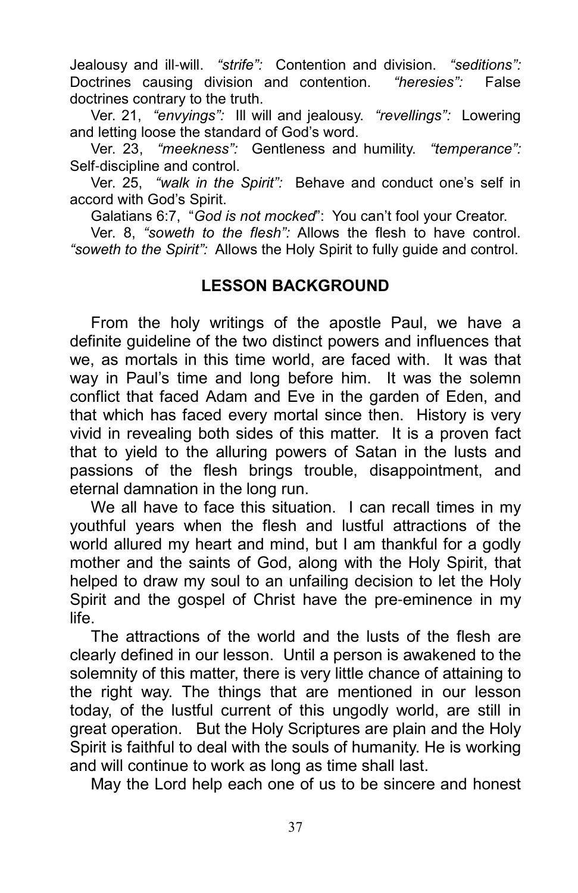Jealousy and ill-will. *"strife":* Contention and division. *"seditions":* Doctrines causing division and contention. *"heresies":* False doctrines contrary to the truth.

Ver. 21, *"envyings":* Ill will and jealousy. *"revellings":* Lowering and letting loose the standard of God's word.

Ver. 23, *"meekness":* Gentleness and humility. *"temperance":* Self-discipline and control.

Ver. 25, *"walk in the Spirit":* Behave and conduct one's self in accord with God's Spirit.

Galatians 6:7, "*God is not mocked*": You can't fool your Creator.

Ver. 8, *"soweth to the flesh":* Allows the flesh to have control. *"soweth to the Spirit":* Allows the Holy Spirit to fully guide and control.

## LESSON BACKGROUND

From the holy writings of the apostle Paul, we have a definite guideline of the two distinct powers and influences that we, as mortals in this time world, are faced with. It was that way in Paul's time and long before him. It was the solemn conflict that faced Adam and Eve in the garden of Eden, and that which has faced every mortal since then. History is very vivid in revealing both sides of this matter. It is a proven fact that to yield to the alluring powers of Satan in the lusts and passions of the flesh brings trouble, disappointment, and eternal damnation in the long run.

We all have to face this situation. I can recall times in my youthful years when the flesh and lustful attractions of the world allured my heart and mind, but I am thankful for a godly mother and the saints of God, along with the Holy Spirit, that helped to draw my soul to an unfailing decision to let the Holy Spirit and the gospel of Christ have the pre-eminence in my life.

The attractions of the world and the lusts of the flesh are clearly defined in our lesson. Until a person is awakened to the solemnity of this matter, there is very little chance of attaining to the right way. The things that are mentioned in our lesson today, of the lustful current of this ungodly world, are still in great operation. But the Holy Scriptures are plain and the Holy Spirit is faithful to deal with the souls of humanity. He is working and will continue to work as long as time shall last.

May the Lord help each one of us to be sincere and honest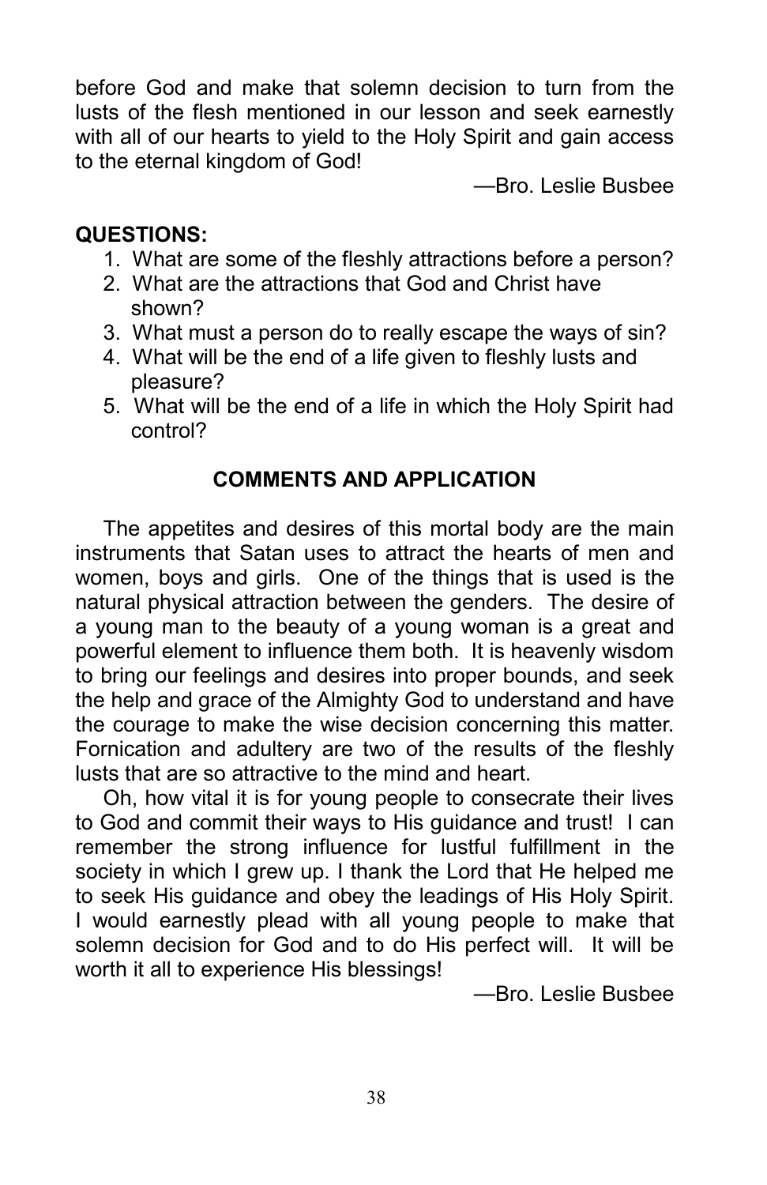before God and make that solemn decision to turn from the lusts of the flesh mentioned in our lesson and seek earnestly with all of our hearts to yield to the Holy Spirit and gain access to the eternal kingdom of God!

—Bro. Leslie Busbee

**QUESTIONS:**

1. What are some of the fleshly attractions before a person?
2. What are the attractions that God and Christ have shown?
3. What must a person do to really escape the ways of sin?
4. What will be the end of a life given to fleshly lusts and pleasure?
5. What will be the end of a life in which the Holy Spirit had control?

## COMMENTS AND APPLICATION

The appetites and desires of this mortal body are the main instruments that Satan uses to attract the hearts of men and women, boys and girls. One of the things that is used is the natural physical attraction between the genders. The desire of a young man to the beauty of a young woman is a great and powerful element to influence them both. It is heavenly wisdom to bring our feelings and desires into proper bounds, and seek the help and grace of the Almighty God to understand and have the courage to make the wise decision concerning this matter. Fornication and adultery are two of the results of the fleshly lusts that are so attractive to the mind and heart.

Oh, how vital it is for young people to consecrate their lives to God and commit their ways to His guidance and trust! I can remember the strong influence for lustful fulfillment in the society in which I grew up. I thank the Lord that He helped me to seek His guidance and obey the leadings of His Holy Spirit. I would earnestly plead with all young people to make that solemn decision for God and to do His perfect will. It will be worth it all to experience His blessings!

—Bro. Leslie Busbee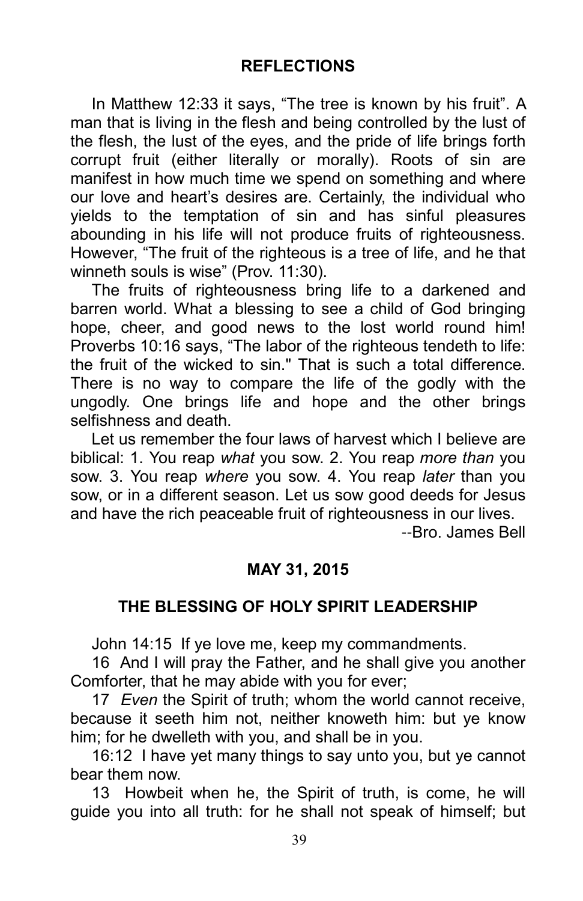## REFLECTIONS

In Matthew 12:33 it says, "The tree is known by his fruit". A man that is living in the flesh and being controlled by the lust of the flesh, the lust of the eyes, and the pride of life brings forth corrupt fruit (either literally or morally). Roots of sin are manifest in how much time we spend on something and where our love and heart's desires are. Certainly, the individual who yields to the temptation of sin and has sinful pleasures abounding in his life will not produce fruits of righteousness. However, "The fruit of the righteous is a tree of life, and he that winneth souls is wise" (Prov. 11:30).

The fruits of righteousness bring life to a darkened and barren world. What a blessing to see a child of God bringing hope, cheer, and good news to the lost world round him! Proverbs 10:16 says, "The labor of the righteous tendeth to life: the fruit of the wicked to sin." That is such a total difference. There is no way to compare the life of the godly with the ungodly. One brings life and hope and the other brings selfishness and death.

Let us remember the four laws of harvest which I believe are biblical: 1. You reap *what* you sow. 2. You reap *more than* you sow. 3. You reap *where* you sow. 4. You reap *later* than you sow, or in a different season. Let us sow good deeds for Jesus and have the rich peaceable fruit of righteousness in our lives.

--Bro. James Bell

## MAY 31, 2015

## THE BLESSING OF HOLY SPIRIT LEADERSHIP

John 14:15 If ye love me, keep my commandments.

16 And I will pray the Father, and he shall give you another Comforter, that he may abide with you for ever;

17 *Even* the Spirit of truth; whom the world cannot receive, because it seeth him not, neither knoweth him: but ye know him; for he dwelleth with you, and shall be in you.

16:12 I have yet many things to say unto you, but ye cannot bear them now.

13 Howbeit when he, the Spirit of truth, is come, he will guide you into all truth: for he shall not speak of himself; but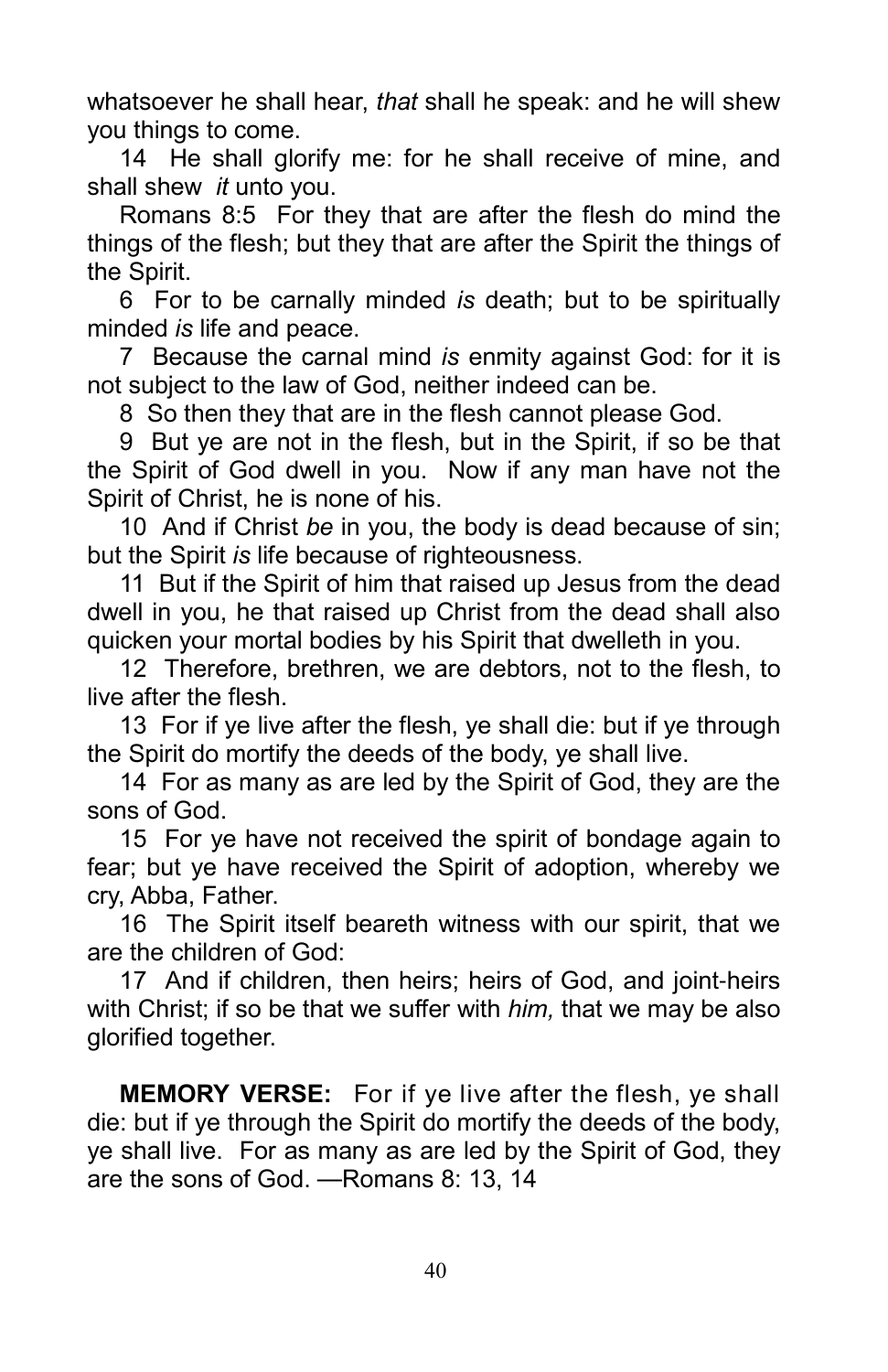whatsoever he shall hear, *that* shall he speak: and he will shew you things to come.

14 He shall glorify me: for he shall receive of mine, and shall shew *it* unto you.

Romans 8:5 For they that are after the flesh do mind the things of the flesh; but they that are after the Spirit the things of the Spirit.

6 For to be carnally minded *is* death; but to be spiritually minded *is* life and peace.

7 Because the carnal mind *is* enmity against God: for it is not subject to the law of God, neither indeed can be.

8 So then they that are in the flesh cannot please God.

9 But ye are not in the flesh, but in the Spirit, if so be that the Spirit of God dwell in you. Now if any man have not the Spirit of Christ, he is none of his.

10 And if Christ *be* in you, the body is dead because of sin; but the Spirit *is* life because of righteousness.

11 But if the Spirit of him that raised up Jesus from the dead dwell in you, he that raised up Christ from the dead shall also quicken your mortal bodies by his Spirit that dwelleth in you.

12 Therefore, brethren, we are debtors, not to the flesh, to live after the flesh.

13 For if ye live after the flesh, ye shall die: but if ye through the Spirit do mortify the deeds of the body, ye shall live.

14 For as many as are led by the Spirit of God, they are the sons of God.

15 For ye have not received the spirit of bondage again to fear; but ye have received the Spirit of adoption, whereby we cry, Abba, Father.

16 The Spirit itself beareth witness with our spirit, that we are the children of God:

17 And if children, then heirs; heirs of God, and joint-heirs with Christ; if so be that we suffer with *him,* that we may be also glorified together.

**MEMORY VERSE:** For if ye live after the flesh, ye shall die: but if ye through the Spirit do mortify the deeds of the body, ye shall live. For as many as are led by the Spirit of God, they are the sons of God. —Romans 8: 13, 14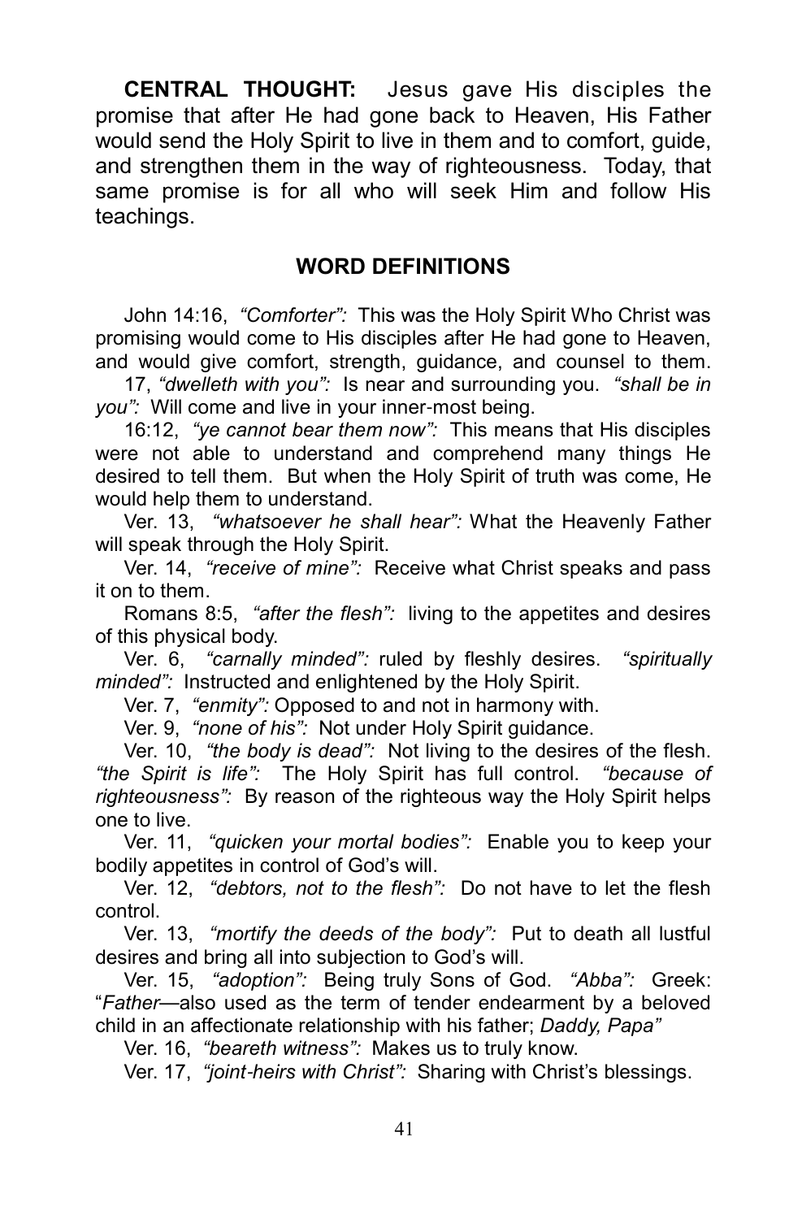**CENTRAL THOUGHT:** Jesus gave His disciples the promise that after He had gone back to Heaven, His Father would send the Holy Spirit to live in them and to comfort, guide, and strengthen them in the way of righteousness. Today, that same promise is for all who will seek Him and follow His teachings.

## WORD DEFINITIONS

John 14:16, *"Comforter":* This was the Holy Spirit Who Christ was promising would come to His disciples after He had gone to Heaven, and would give comfort, strength, guidance, and counsel to them.

17, *"dwelleth with you":* Is near and surrounding you. *"shall be in you":* Will come and live in your inner-most being.

16:12, *"ye cannot bear them now":* This means that His disciples were not able to understand and comprehend many things He desired to tell them. But when the Holy Spirit of truth was come, He would help them to understand.

Ver. 13, *"whatsoever he shall hear":* What the Heavenly Father will speak through the Holy Spirit.

Ver. 14, *"receive of mine":* Receive what Christ speaks and pass it on to them.

Romans 8:5, *"after the flesh":* living to the appetites and desires of this physical body.

Ver. 6, *"carnally minded":* ruled by fleshly desires. *"spiritually minded":* Instructed and enlightened by the Holy Spirit.

Ver. 7, *"enmity":* Opposed to and not in harmony with.

Ver. 9, *"none of his":* Not under Holy Spirit guidance.

Ver. 10, *"the body is dead":* Not living to the desires of the flesh. *"the Spirit is life":* The Holy Spirit has full control. *"because of righteousness":* By reason of the righteous way the Holy Spirit helps one to live.

Ver. 11, *"quicken your mortal bodies":* Enable you to keep your bodily appetites in control of God's will.

Ver. 12, *"debtors, not to the flesh":* Do not have to let the flesh control.

Ver. 13, *"mortify the deeds of the body":* Put to death all lustful desires and bring all into subjection to God's will.

Ver. 15, *"adoption":* Being truly Sons of God. *"Abba":* Greek: "*Father*—also used as the term of tender endearment by a beloved child in an affectionate relationship with his father; *Daddy, Papa"*

Ver. 16, *"beareth witness":* Makes us to truly know.

Ver. 17, *"joint-heirs with Christ":* Sharing with Christ's blessings.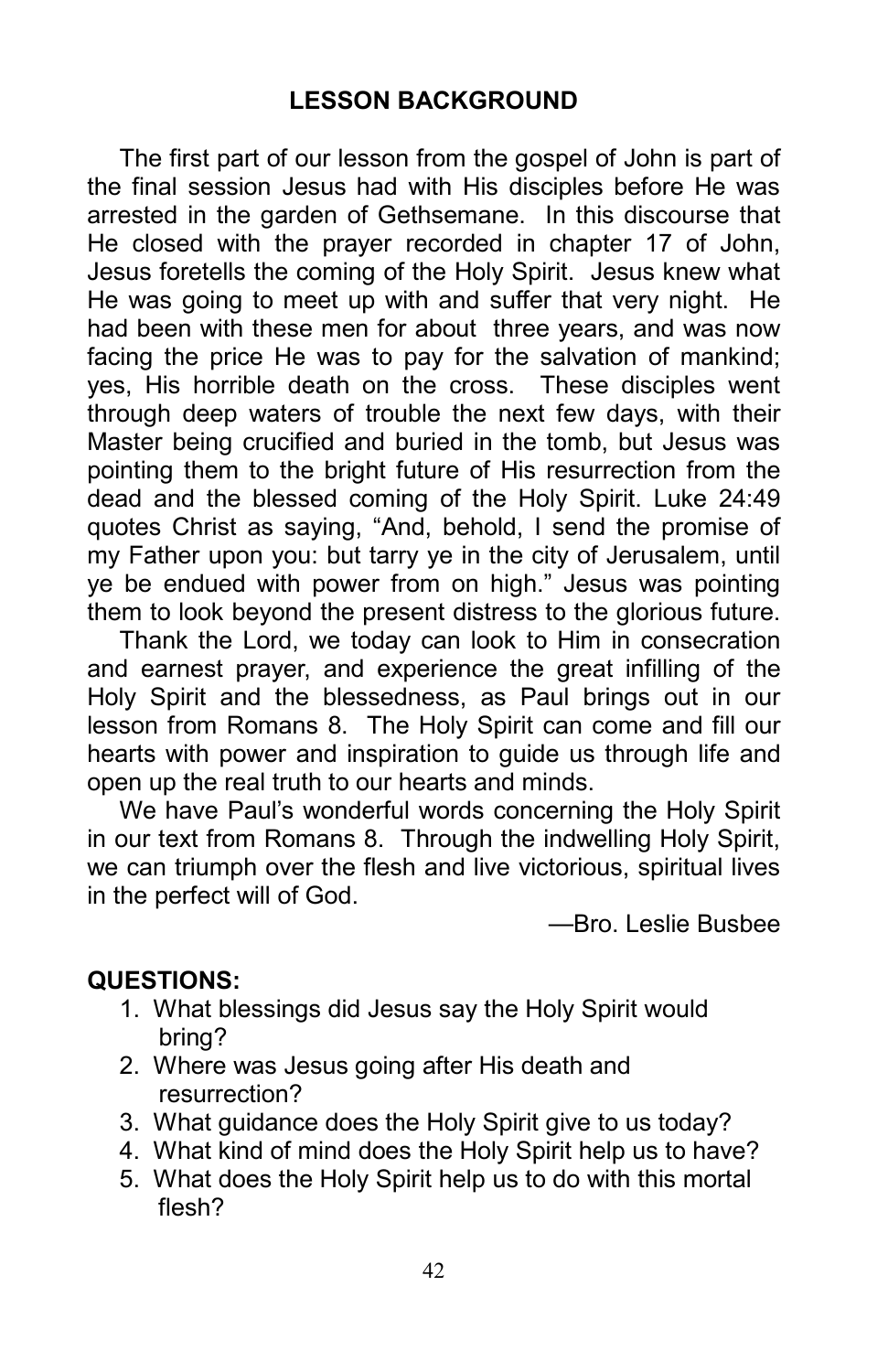## LESSON BACKGROUND

The first part of our lesson from the gospel of John is part of the final session Jesus had with His disciples before He was arrested in the garden of Gethsemane. In this discourse that He closed with the prayer recorded in chapter 17 of John, Jesus foretells the coming of the Holy Spirit. Jesus knew what He was going to meet up with and suffer that very night. He had been with these men for about three years, and was now facing the price He was to pay for the salvation of mankind; yes, His horrible death on the cross. These disciples went through deep waters of trouble the next few days, with their Master being crucified and buried in the tomb, but Jesus was pointing them to the bright future of His resurrection from the dead and the blessed coming of the Holy Spirit. Luke 24:49 quotes Christ as saying, "And, behold, I send the promise of my Father upon you: but tarry ye in the city of Jerusalem, until ye be endued with power from on high." Jesus was pointing them to look beyond the present distress to the glorious future.

Thank the Lord, we today can look to Him in consecration and earnest prayer, and experience the great infilling of the Holy Spirit and the blessedness, as Paul brings out in our lesson from Romans 8. The Holy Spirit can come and fill our hearts with power and inspiration to guide us through life and open up the real truth to our hearts and minds.

We have Paul's wonderful words concerning the Holy Spirit in our text from Romans 8. Through the indwelling Holy Spirit, we can triumph over the flesh and live victorious, spiritual lives in the perfect will of God.

—Bro. Leslie Busbee

**QUESTIONS:**

1. What blessings did Jesus say the Holy Spirit would bring?
2. Where was Jesus going after His death and resurrection?
3. What guidance does the Holy Spirit give to us today?
4. What kind of mind does the Holy Spirit help us to have?
5. What does the Holy Spirit help us to do with this mortal flesh?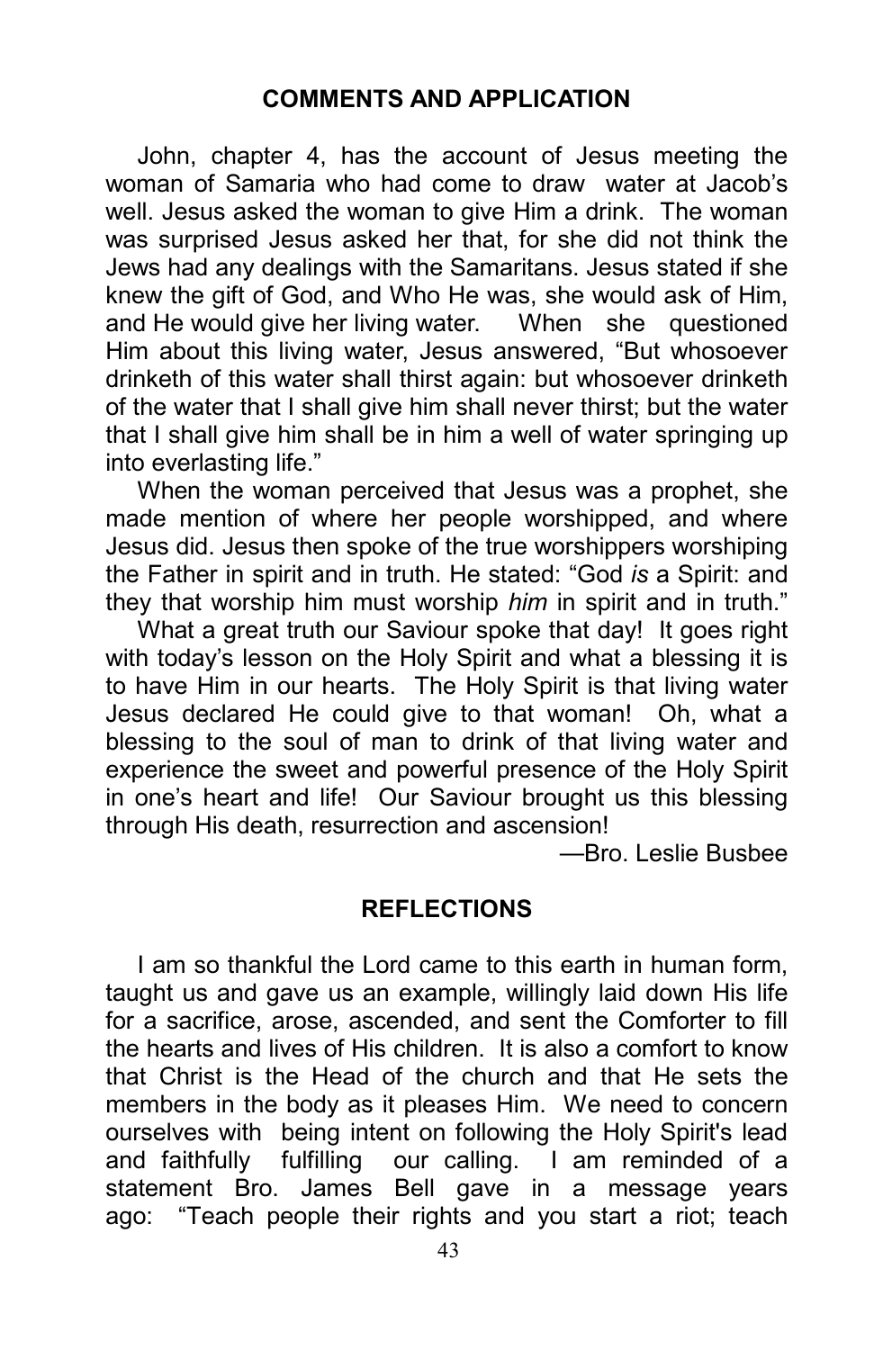## COMMENTS AND APPLICATION

John, chapter 4, has the account of Jesus meeting the woman of Samaria who had come to draw water at Jacob's well. Jesus asked the woman to give Him a drink. The woman was surprised Jesus asked her that, for she did not think the Jews had any dealings with the Samaritans. Jesus stated if she knew the gift of God, and Who He was, she would ask of Him, and He would give her living water. When she questioned Him about this living water, Jesus answered, "But whosoever drinketh of this water shall thirst again: but whosoever drinketh of the water that I shall give him shall never thirst; but the water that I shall give him shall be in him a well of water springing up into everlasting life."

When the woman perceived that Jesus was a prophet, she made mention of where her people worshipped, and where Jesus did. Jesus then spoke of the true worshippers worshiping the Father in spirit and in truth. He stated: "God *is* a Spirit: and they that worship him must worship *him* in spirit and in truth."

What a great truth our Saviour spoke that day! It goes right with today's lesson on the Holy Spirit and what a blessing it is to have Him in our hearts. The Holy Spirit is that living water Jesus declared He could give to that woman! Oh, what a blessing to the soul of man to drink of that living water and experience the sweet and powerful presence of the Holy Spirit in one's heart and life! Our Saviour brought us this blessing through His death, resurrection and ascension!

—Bro. Leslie Busbee

## REFLECTIONS

I am so thankful the Lord came to this earth in human form, taught us and gave us an example, willingly laid down His life for a sacrifice, arose, ascended, and sent the Comforter to fill the hearts and lives of His children. It is also a comfort to know that Christ is the Head of the church and that He sets the members in the body as it pleases Him. We need to concern ourselves with being intent on following the Holy Spirit's lead and faithfully fulfilling our calling. I am reminded of a statement Bro. James Bell gave in a message years ago: "Teach people their rights and you start a riot; teach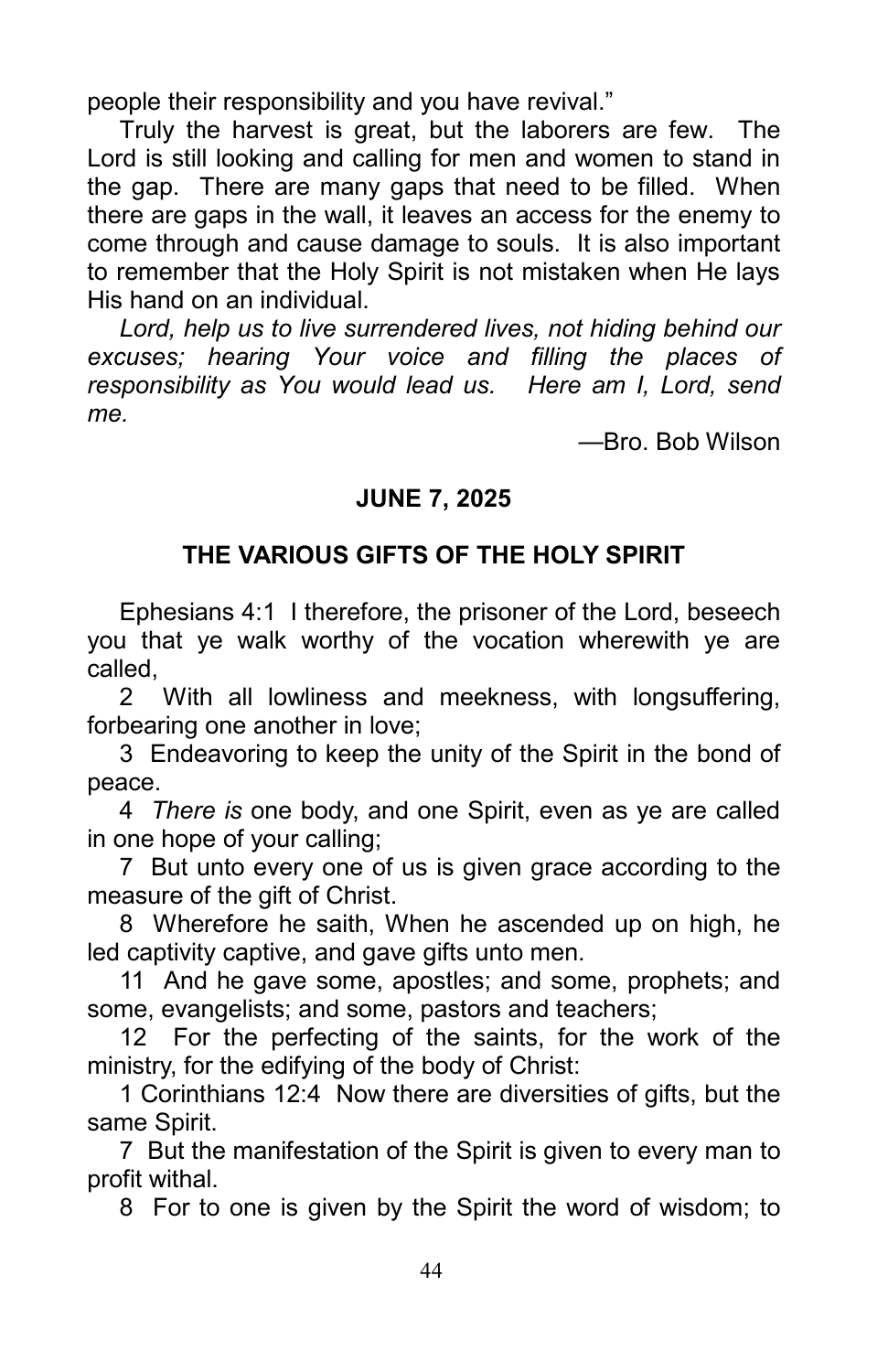people their responsibility and you have revival."

Truly the harvest is great, but the laborers are few. The Lord is still looking and calling for men and women to stand in the gap. There are many gaps that need to be filled. When there are gaps in the wall, it leaves an access for the enemy to come through and cause damage to souls. It is also important to remember that the Holy Spirit is not mistaken when He lays His hand on an individual.

*Lord, help us to live surrendered lives, not hiding behind our excuses; hearing Your voice and filling the places of responsibility as You would lead us. Here am I, Lord, send me.*

—Bro. Bob Wilson

**JUNE 7, 2025**

## THE VARIOUS GIFTS OF THE HOLY SPIRIT

Ephesians 4:1 I therefore, the prisoner of the Lord, beseech you that ye walk worthy of the vocation wherewith ye are called,

2 With all lowliness and meekness, with longsuffering, forbearing one another in love;

3 Endeavoring to keep the unity of the Spirit in the bond of peace.

4 *There is* one body, and one Spirit, even as ye are called in one hope of your calling;

7 But unto every one of us is given grace according to the measure of the gift of Christ.

8 Wherefore he saith, When he ascended up on high, he led captivity captive, and gave gifts unto men.

11 And he gave some, apostles; and some, prophets; and some, evangelists; and some, pastors and teachers;

12 For the perfecting of the saints, for the work of the ministry, for the edifying of the body of Christ:

1 Corinthians 12:4 Now there are diversities of gifts, but the same Spirit.

7 But the manifestation of the Spirit is given to every man to profit withal.

8 For to one is given by the Spirit the word of wisdom; to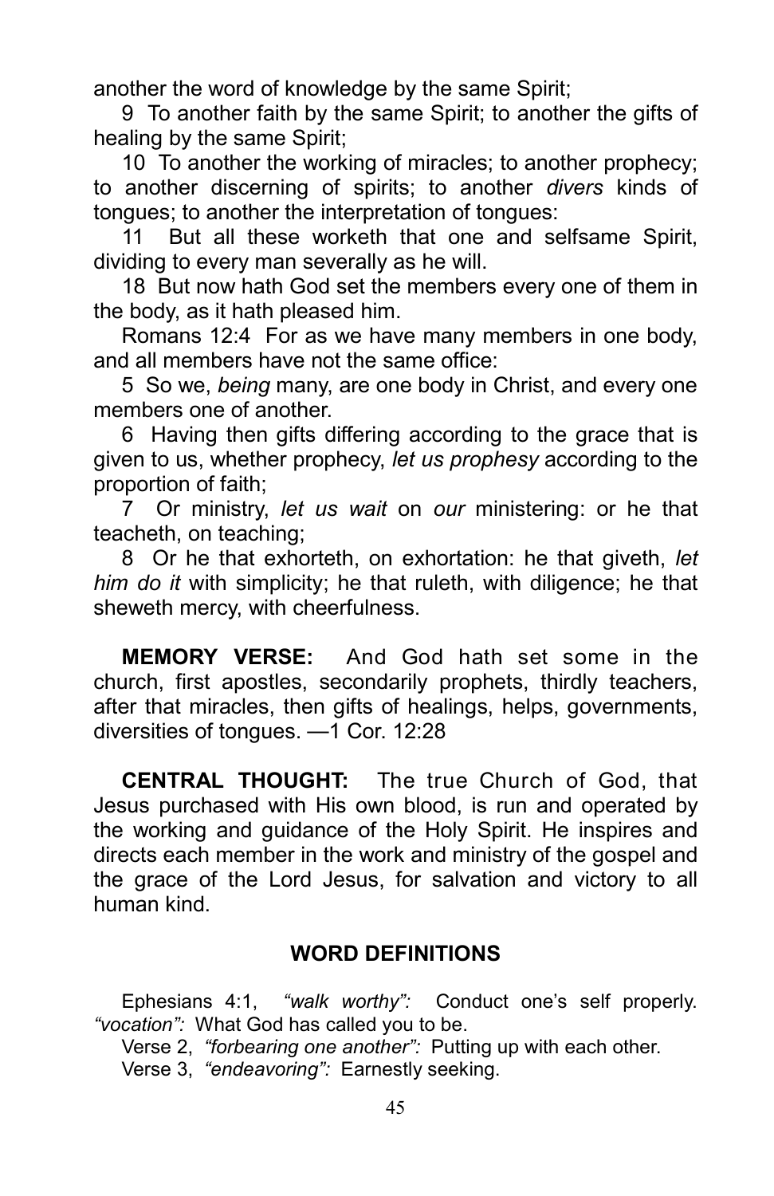another the word of knowledge by the same Spirit;

9 To another faith by the same Spirit; to another the gifts of healing by the same Spirit;

10 To another the working of miracles; to another prophecy; to another discerning of spirits; to another *divers* kinds of tongues; to another the interpretation of tongues:

11 But all these worketh that one and selfsame Spirit, dividing to every man severally as he will.

18 But now hath God set the members every one of them in the body, as it hath pleased him.

Romans 12:4 For as we have many members in one body, and all members have not the same office:

5 So we, *being* many, are one body in Christ, and every one members one of another.

6 Having then gifts differing according to the grace that is given to us, whether prophecy, *let us prophesy* according to the proportion of faith;

7 Or ministry, *let us wait* on *our* ministering: or he that teacheth, on teaching;

8 Or he that exhorteth, on exhortation: he that giveth, *let him do it* with simplicity; he that ruleth, with diligence; he that sheweth mercy, with cheerfulness.

**MEMORY VERSE:** And God hath set some in the church, first apostles, secondarily prophets, thirdly teachers, after that miracles, then gifts of healings, helps, governments, diversities of tongues. —1 Cor. 12:28

**CENTRAL THOUGHT:** The true Church of God, that Jesus purchased with His own blood, is run and operated by the working and guidance of the Holy Spirit. He inspires and directs each member in the work and ministry of the gospel and the grace of the Lord Jesus, for salvation and victory to all human kind.

## WORD DEFINITIONS

Ephesians 4:1, *"walk worthy":* Conduct one's self properly. *"vocation":* What God has called you to be.

Verse 2, *"forbearing one another":* Putting up with each other.

Verse 3, *"endeavoring":* Earnestly seeking.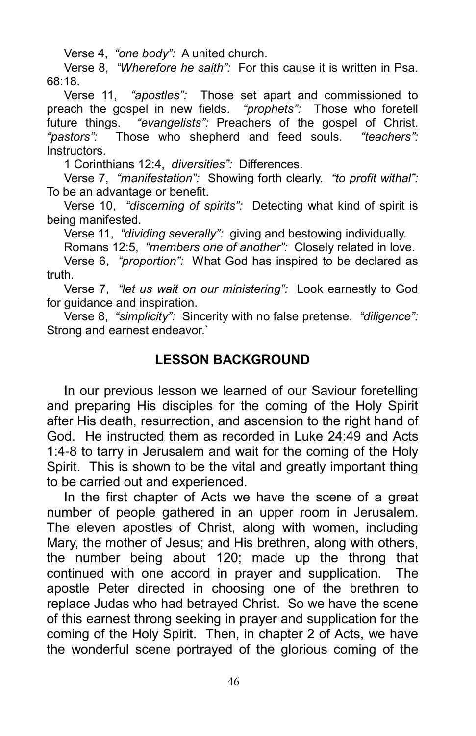Verse 4, *"one body":* A united church.

Verse 8, *"Wherefore he saith":* For this cause it is written in Psa. 68:18.

Verse 11, *"apostles":* Those set apart and commissioned to preach the gospel in new fields. *"prophets":* Those who foretell future things. *"evangelists":* Preachers of the gospel of Christ. *"pastors":* Those who shepherd and feed souls. *"teachers":* Instructors.

1 Corinthians 12:4, *diversities":* Differences.

Verse 7, *"manifestation":* Showing forth clearly. *"to profit withal":* To be an advantage or benefit.

Verse 10, *"discerning of spirits":* Detecting what kind of spirit is being manifested.

Verse 11, *"dividing severally":* giving and bestowing individually.

Romans 12:5, *"members one of another":* Closely related in love.

Verse 6, *"proportion":* What God has inspired to be declared as truth.

Verse 7, *"let us wait on our ministering":* Look earnestly to God for guidance and inspiration.

Verse 8, *"simplicity":* Sincerity with no false pretense. *"diligence":* Strong and earnest endeavor.`

## LESSON BACKGROUND

In our previous lesson we learned of our Saviour foretelling and preparing His disciples for the coming of the Holy Spirit after His death, resurrection, and ascension to the right hand of God. He instructed them as recorded in Luke 24:49 and Acts 1:4-8 to tarry in Jerusalem and wait for the coming of the Holy Spirit. This is shown to be the vital and greatly important thing to be carried out and experienced.

In the first chapter of Acts we have the scene of a great number of people gathered in an upper room in Jerusalem. The eleven apostles of Christ, along with women, including Mary, the mother of Jesus; and His brethren, along with others, the number being about 120; made up the throng that continued with one accord in prayer and supplication. The apostle Peter directed in choosing one of the brethren to replace Judas who had betrayed Christ. So we have the scene of this earnest throng seeking in prayer and supplication for the coming of the Holy Spirit. Then, in chapter 2 of Acts, we have the wonderful scene portrayed of the glorious coming of the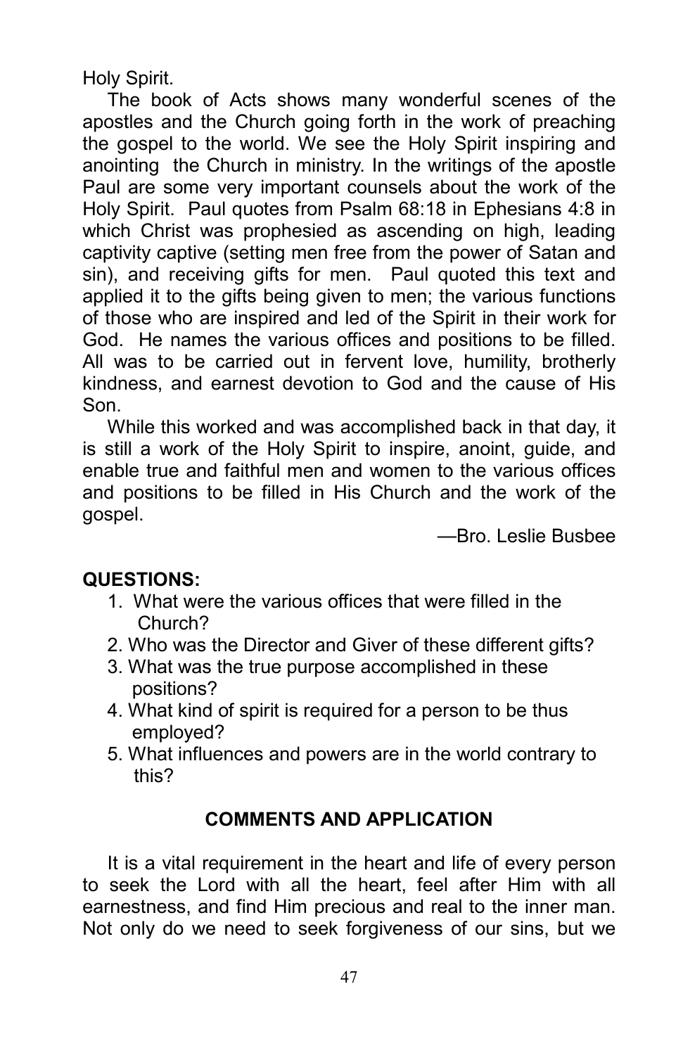Holy Spirit.

The book of Acts shows many wonderful scenes of the apostles and the Church going forth in the work of preaching the gospel to the world. We see the Holy Spirit inspiring and anointing the Church in ministry. In the writings of the apostle Paul are some very important counsels about the work of the Holy Spirit. Paul quotes from Psalm 68:18 in Ephesians 4:8 in which Christ was prophesied as ascending on high, leading captivity captive (setting men free from the power of Satan and sin), and receiving gifts for men. Paul quoted this text and applied it to the gifts being given to men; the various functions of those who are inspired and led of the Spirit in their work for God. He names the various offices and positions to be filled. All was to be carried out in fervent love, humility, brotherly kindness, and earnest devotion to God and the cause of His Son.

While this worked and was accomplished back in that day, it is still a work of the Holy Spirit to inspire, anoint, guide, and enable true and faithful men and women to the various offices and positions to be filled in His Church and the work of the gospel.

—Bro. Leslie Busbee

**QUESTIONS:**

1. What were the various offices that were filled in the Church?
2. Who was the Director and Giver of these different gifts?
3. What was the true purpose accomplished in these positions?
4. What kind of spirit is required for a person to be thus employed?
5. What influences and powers are in the world contrary to this?

**COMMENTS AND APPLICATION**

It is a vital requirement in the heart and life of every person to seek the Lord with all the heart, feel after Him with all earnestness, and find Him precious and real to the inner man. Not only do we need to seek forgiveness of our sins, but we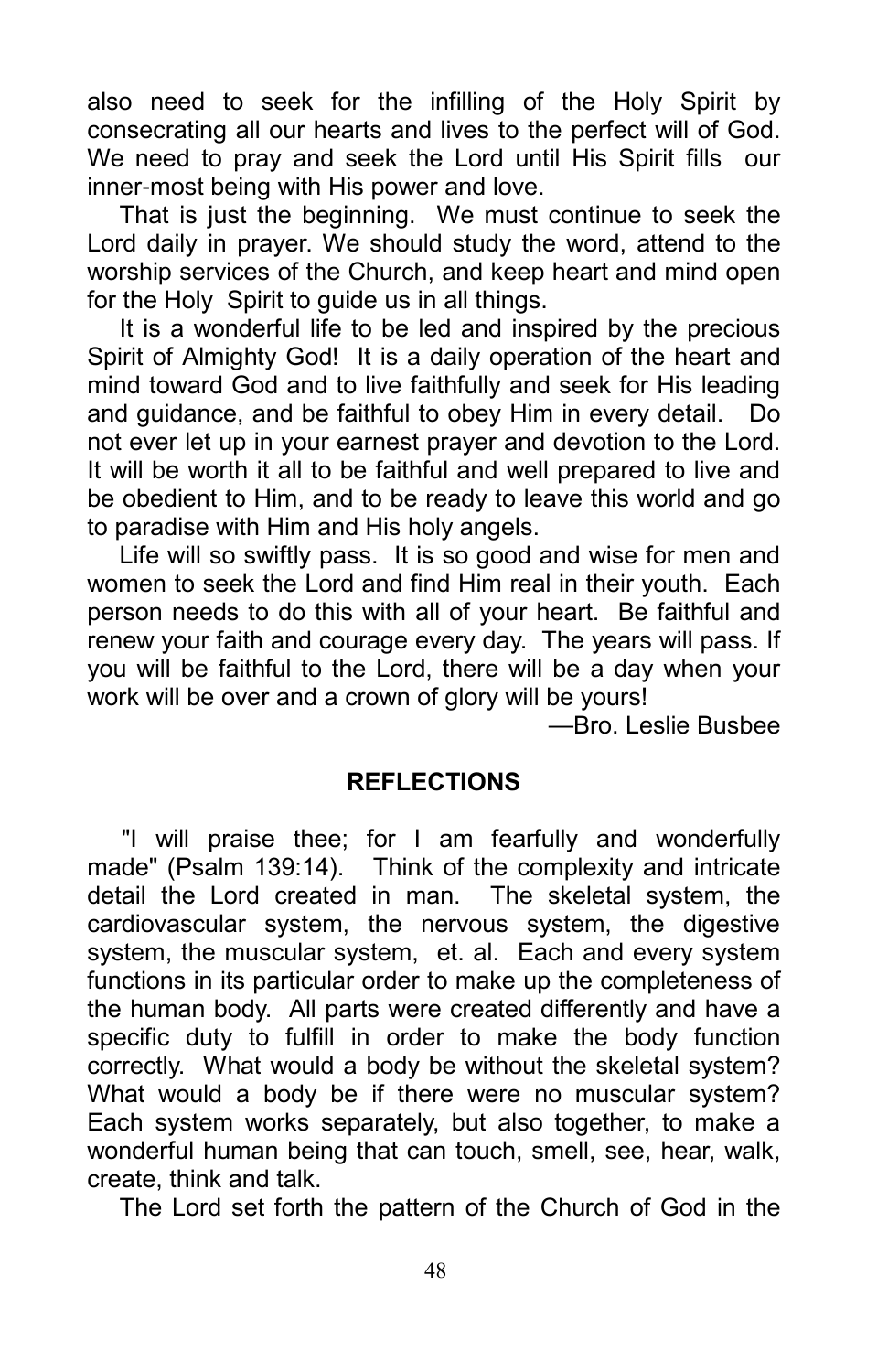also need to seek for the infilling of the Holy Spirit by consecrating all our hearts and lives to the perfect will of God. We need to pray and seek the Lord until His Spirit fills our inner-most being with His power and love.

That is just the beginning. We must continue to seek the Lord daily in prayer. We should study the word, attend to the worship services of the Church, and keep heart and mind open for the Holy Spirit to guide us in all things.

It is a wonderful life to be led and inspired by the precious Spirit of Almighty God! It is a daily operation of the heart and mind toward God and to live faithfully and seek for His leading and guidance, and be faithful to obey Him in every detail. Do not ever let up in your earnest prayer and devotion to the Lord. It will be worth it all to be faithful and well prepared to live and be obedient to Him, and to be ready to leave this world and go to paradise with Him and His holy angels.

Life will so swiftly pass. It is so good and wise for men and women to seek the Lord and find Him real in their youth. Each person needs to do this with all of your heart. Be faithful and renew your faith and courage every day. The years will pass. If you will be faithful to the Lord, there will be a day when your work will be over and a crown of glory will be yours!

—Bro. Leslie Busbee

## REFLECTIONS

"I will praise thee; for I am fearfully and wonderfully made" (Psalm 139:14). Think of the complexity and intricate detail the Lord created in man. The skeletal system, the cardiovascular system, the nervous system, the digestive system, the muscular system, et. al. Each and every system functions in its particular order to make up the completeness of the human body. All parts were created differently and have a specific duty to fulfill in order to make the body function correctly. What would a body be without the skeletal system? What would a body be if there were no muscular system? Each system works separately, but also together, to make a wonderful human being that can touch, smell, see, hear, walk, create, think and talk.

The Lord set forth the pattern of the Church of God in the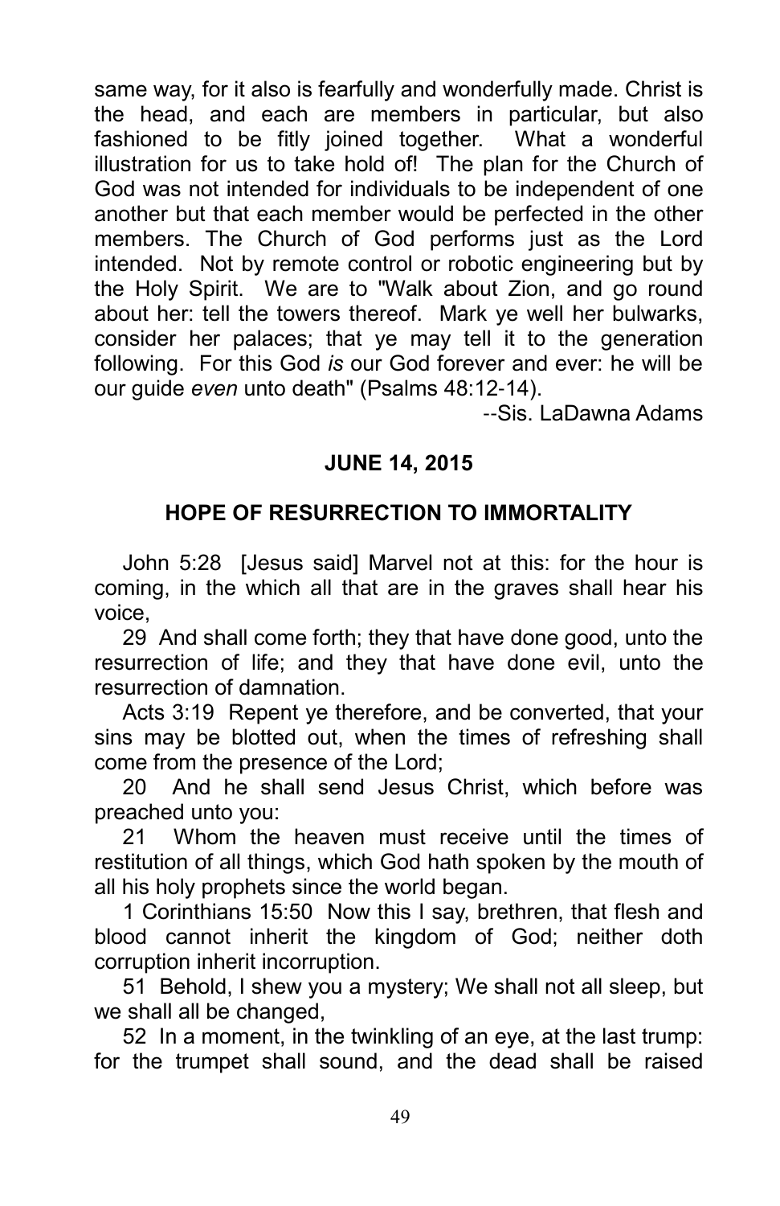same way, for it also is fearfully and wonderfully made. Christ is the head, and each are members in particular, but also fashioned to be fitly joined together. What a wonderful illustration for us to take hold of! The plan for the Church of God was not intended for individuals to be independent of one another but that each member would be perfected in the other members. The Church of God performs just as the Lord intended. Not by remote control or robotic engineering but by the Holy Spirit. We are to "Walk about Zion, and go round about her: tell the towers thereof. Mark ye well her bulwarks, consider her palaces; that ye may tell it to the generation following. For this God *is* our God forever and ever: he will be our guide *even* unto death" (Psalms 48:12-14).

--Sis. LaDawna Adams

**JUNE 14, 2015**

**HOPE OF RESURRECTION TO IMMORTALITY**

John 5:28 [Jesus said] Marvel not at this: for the hour is coming, in the which all that are in the graves shall hear his voice,

29 And shall come forth; they that have done good, unto the resurrection of life; and they that have done evil, unto the resurrection of damnation.

Acts 3:19 Repent ye therefore, and be converted, that your sins may be blotted out, when the times of refreshing shall come from the presence of the Lord;

20 And he shall send Jesus Christ, which before was preached unto you:

21 Whom the heaven must receive until the times of restitution of all things, which God hath spoken by the mouth of all his holy prophets since the world began.

1 Corinthians 15:50 Now this I say, brethren, that flesh and blood cannot inherit the kingdom of God; neither doth corruption inherit incorruption.

51 Behold, I shew you a mystery; We shall not all sleep, but we shall all be changed,

52 In a moment, in the twinkling of an eye, at the last trump: for the trumpet shall sound, and the dead shall be raised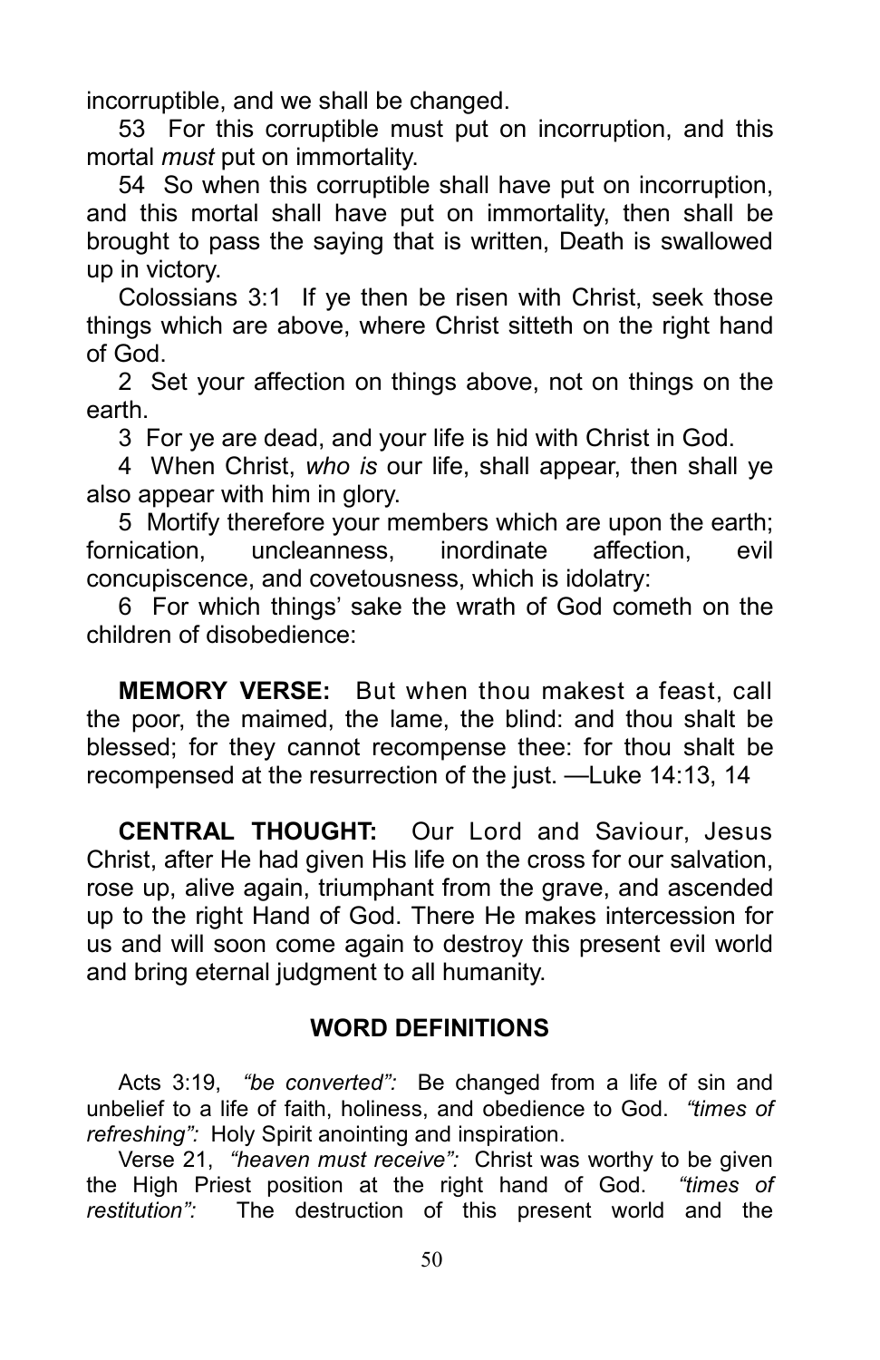incorruptible, and we shall be changed.

53 For this corruptible must put on incorruption, and this mortal *must* put on immortality.

54 So when this corruptible shall have put on incorruption, and this mortal shall have put on immortality, then shall be brought to pass the saying that is written, Death is swallowed up in victory.

Colossians 3:1 If ye then be risen with Christ, seek those things which are above, where Christ sitteth on the right hand of God.

2 Set your affection on things above, not on things on the earth.

3 For ye are dead, and your life is hid with Christ in God.

4 When Christ, *who is* our life, shall appear, then shall ye also appear with him in glory.

5 Mortify therefore your members which are upon the earth; fornication, uncleanness, inordinate affection, evil concupiscence, and covetousness, which is idolatry:

6 For which things' sake the wrath of God cometh on the children of disobedience:

**MEMORY VERSE:** But when thou makest a feast, call the poor, the maimed, the lame, the blind: and thou shalt be blessed; for they cannot recompense thee: for thou shalt be recompensed at the resurrection of the just. —Luke 14:13, 14

**CENTRAL THOUGHT:** Our Lord and Saviour, Jesus Christ, after He had given His life on the cross for our salvation, rose up, alive again, triumphant from the grave, and ascended up to the right Hand of God. There He makes intercession for us and will soon come again to destroy this present evil world and bring eternal judgment to all humanity.

## WORD DEFINITIONS

Acts 3:19, *"be converted":* Be changed from a life of sin and unbelief to a life of faith, holiness, and obedience to God. *"times of refreshing":* Holy Spirit anointing and inspiration.

Verse 21, *"heaven must receive":* Christ was worthy to be given the High Priest position at the right hand of God. *"times of restitution":* The destruction of this present world and the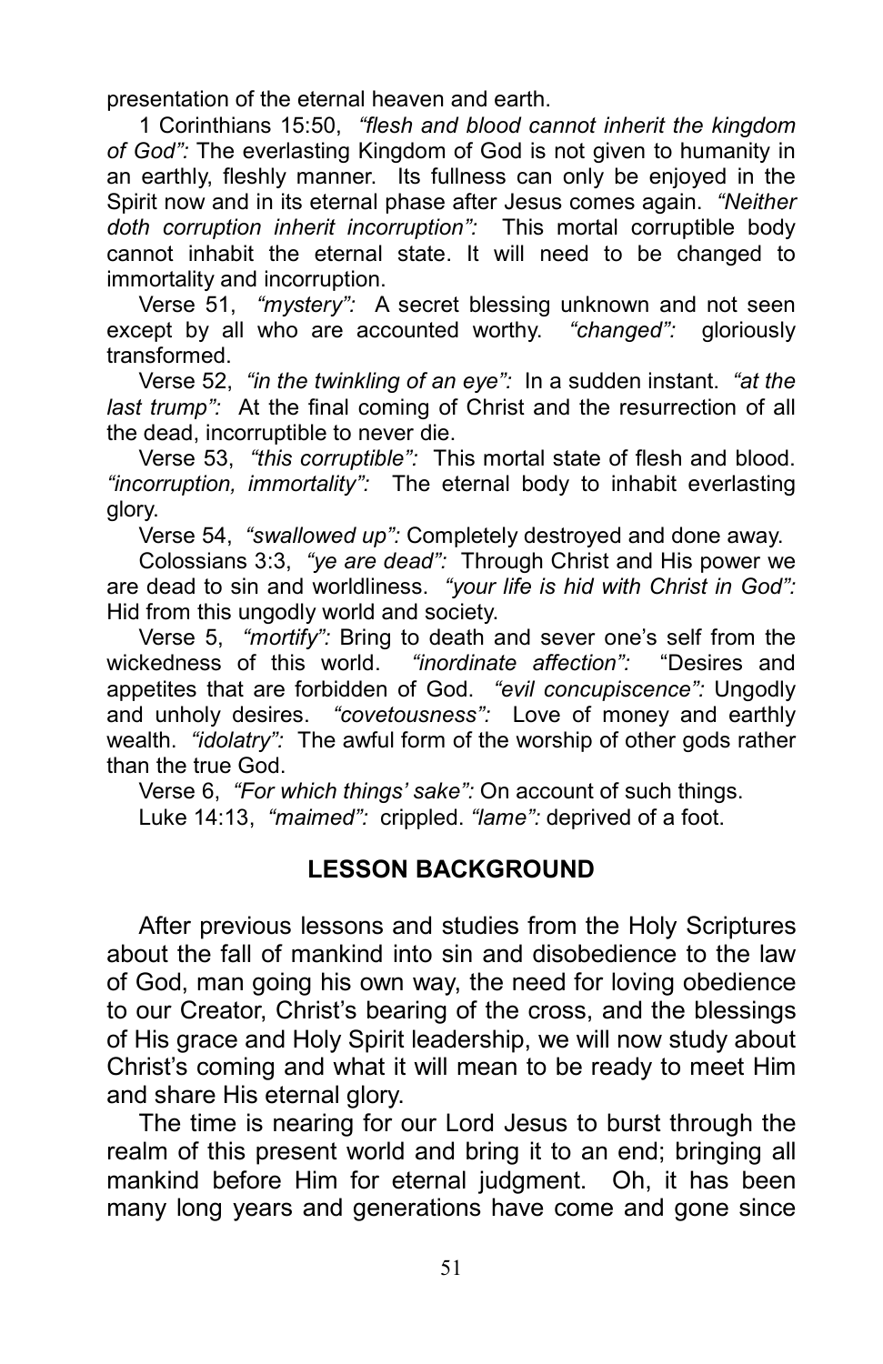presentation of the eternal heaven and earth.

1 Corinthians 15:50, *“flesh and blood cannot inherit the kingdom of God”:* The everlasting Kingdom of God is not given to humanity in an earthly, fleshly manner. Its fullness can only be enjoyed in the Spirit now and in its eternal phase after Jesus comes again. *“Neither doth corruption inherit incorruption”:* This mortal corruptible body cannot inhabit the eternal state. It will need to be changed to immortality and incorruption.

Verse 51, *“mystery”:* A secret blessing unknown and not seen except by all who are accounted worthy. *“changed”:* gloriously transformed.

Verse 52, *“in the twinkling of an eye”:* In a sudden instant. *“at the last trump”:* At the final coming of Christ and the resurrection of all the dead, incorruptible to never die.

Verse 53, *“this corruptible”:* This mortal state of flesh and blood. *“incorruption, immortality”:* The eternal body to inhabit everlasting glory.

Verse 54, *“swallowed up”:* Completely destroyed and done away.

Colossians 3:3, *“ye are dead”:* Through Christ and His power we are dead to sin and worldliness. *“your life is hid with Christ in God”:* Hid from this ungodly world and society.

Verse 5, *“mortify”:* Bring to death and sever one’s self from the wickedness of this world. *“inordinate affection”:* “Desires and appetites that are forbidden of God. *“evil concupiscence”:* Ungodly and unholy desires. *“covetousness”:* Love of money and earthly wealth. *“idolatry”:* The awful form of the worship of other gods rather than the true God.

Verse 6, *“For which things’ sake”:* On account of such things.

Luke 14:13, *“maimed”:* crippled. *“lame”:* deprived of a foot.

## LESSON BACKGROUND

After previous lessons and studies from the Holy Scriptures about the fall of mankind into sin and disobedience to the law of God, man going his own way, the need for loving obedience to our Creator, Christ’s bearing of the cross, and the blessings of His grace and Holy Spirit leadership, we will now study about Christ’s coming and what it will mean to be ready to meet Him and share His eternal glory.

The time is nearing for our Lord Jesus to burst through the realm of this present world and bring it to an end; bringing all mankind before Him for eternal judgment. Oh, it has been many long years and generations have come and gone since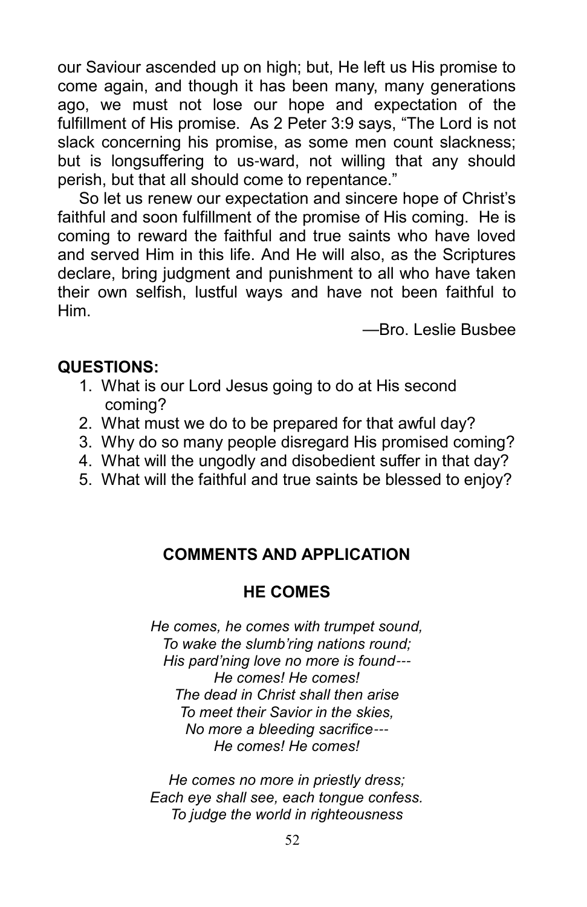our Saviour ascended up on high; but, He left us His promise to come again, and though it has been many, many generations ago, we must not lose our hope and expectation of the fulfillment of His promise. As 2 Peter 3:9 says, "The Lord is not slack concerning his promise, as some men count slackness; but is longsuffering to us-ward, not willing that any should perish, but that all should come to repentance."

So let us renew our expectation and sincere hope of Christ's faithful and soon fulfillment of the promise of His coming. He is coming to reward the faithful and true saints who have loved and served Him in this life. And He will also, as the Scriptures declare, bring judgment and punishment to all who have taken their own selfish, lustful ways and have not been faithful to Him.

—Bro. Leslie Busbee

**QUESTIONS:**

1. What is our Lord Jesus going to do at His second coming?
2. What must we do to be prepared for that awful day?
3. Why do so many people disregard His promised coming?
4. What will the ungodly and disobedient suffer in that day?
5. What will the faithful and true saints be blessed to enjoy?

## COMMENTS AND APPLICATION

### HE COMES

*He comes, he comes with trumpet sound,*
*To wake the slumb'ring nations round;*
*His pard'ning love no more is found---*
*He comes! He comes!*
*The dead in Christ shall then arise*
*To meet their Savior in the skies,*
*No more a bleeding sacrifice---*
*He comes! He comes!*

*He comes no more in priestly dress;*
*Each eye shall see, each tongue confess.*
*To judge the world in righteousness*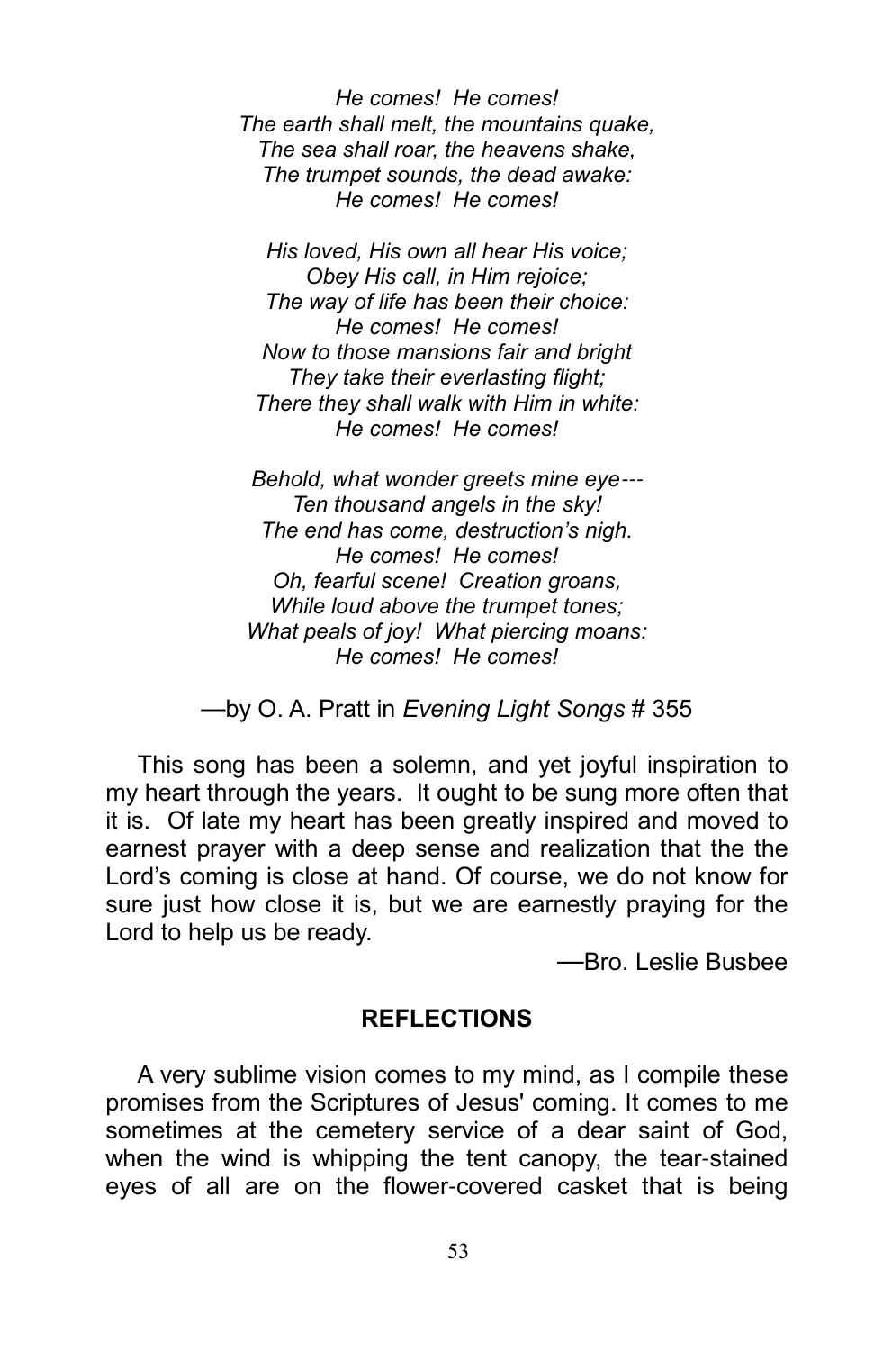*He comes! He comes!*
*The earth shall melt, the mountains quake,*
*The sea shall roar, the heavens shake,*
*The trumpet sounds, the dead awake:*
*He comes! He comes!*

*His loved, His own all hear His voice;*
*Obey His call, in Him rejoice;*
*The way of life has been their choice:*
*He comes! He comes!*
*Now to those mansions fair and bright*
*They take their everlasting flight;*
*There they shall walk with Him in white:*
*He comes! He comes!*

*Behold, what wonder greets mine eye---*
*Ten thousand angels in the sky!*
*The end has come, destruction's nigh.*
*He comes! He comes!*
*Oh, fearful scene! Creation groans,*
*While loud above the trumpet tones;*
*What peals of joy! What piercing moans:*
*He comes! He comes!*

—by O. A. Pratt in *Evening Light Songs* # 355

This song has been a solemn, and yet joyful inspiration to my heart through the years. It ought to be sung more often that it is. Of late my heart has been greatly inspired and moved to earnest prayer with a deep sense and realization that the the Lord's coming is close at hand. Of course, we do not know for sure just how close it is, but we are earnestly praying for the Lord to help us be ready.

—Bro. Leslie Busbee

**REFLECTIONS**

A very sublime vision comes to my mind, as I compile these promises from the Scriptures of Jesus' coming. It comes to me sometimes at the cemetery service of a dear saint of God, when the wind is whipping the tent canopy, the tear-stained eyes of all are on the flower-covered casket that is being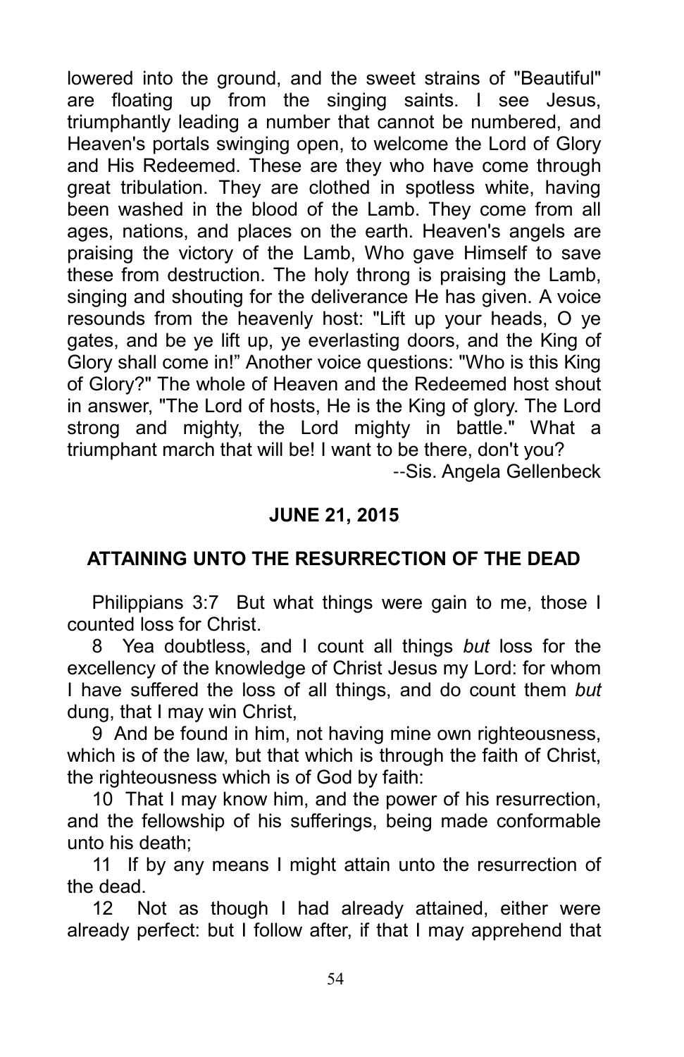lowered into the ground, and the sweet strains of "Beautiful" are floating up from the singing saints. I see Jesus, triumphantly leading a number that cannot be numbered, and Heaven's portals swinging open, to welcome the Lord of Glory and His Redeemed. These are they who have come through great tribulation. They are clothed in spotless white, having been washed in the blood of the Lamb. They come from all ages, nations, and places on the earth. Heaven's angels are praising the victory of the Lamb, Who gave Himself to save these from destruction. The holy throng is praising the Lamb, singing and shouting for the deliverance He has given. A voice resounds from the heavenly host: "Lift up your heads, O ye gates, and be ye lift up, ye everlasting doors, and the King of Glory shall come in!" Another voice questions: "Who is this King of Glory?" The whole of Heaven and the Redeemed host shout in answer, "The Lord of hosts, He is the King of glory. The Lord strong and mighty, the Lord mighty in battle." What a triumphant march that will be! I want to be there, don't you?

--Sis. Angela Gellenbeck

**JUNE 21, 2015**

**ATTAINING UNTO THE RESURRECTION OF THE DEAD**

Philippians 3:7 But what things were gain to me, those I counted loss for Christ.

8 Yea doubtless, and I count all things *but* loss for the excellency of the knowledge of Christ Jesus my Lord: for whom I have suffered the loss of all things, and do count them *but* dung, that I may win Christ,

9 And be found in him, not having mine own righteousness, which is of the law, but that which is through the faith of Christ, the righteousness which is of God by faith:

10 That I may know him, and the power of his resurrection, and the fellowship of his sufferings, being made conformable unto his death;

11 If by any means I might attain unto the resurrection of the dead.

12 Not as though I had already attained, either were already perfect: but I follow after, if that I may apprehend that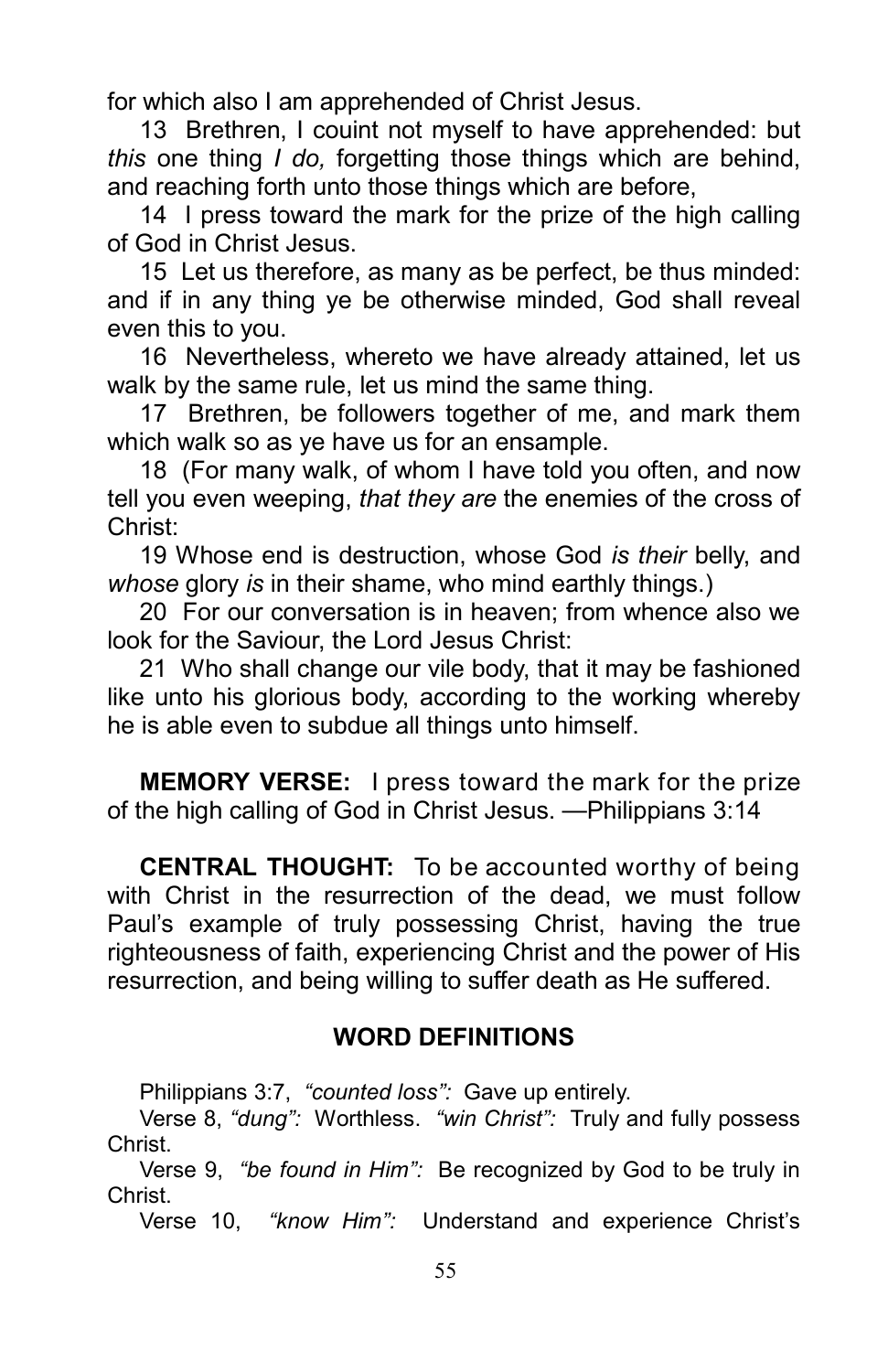for which also I am apprehended of Christ Jesus.

13 Brethren, I couint not myself to have apprehended: but *this* one thing *I do,* forgetting those things which are behind, and reaching forth unto those things which are before,

14 I press toward the mark for the prize of the high calling of God in Christ Jesus.

15 Let us therefore, as many as be perfect, be thus minded: and if in any thing ye be otherwise minded, God shall reveal even this to you.

16 Nevertheless, whereto we have already attained, let us walk by the same rule, let us mind the same thing.

17 Brethren, be followers together of me, and mark them which walk so as ye have us for an ensample.

18 (For many walk, of whom I have told you often, and now tell you even weeping, *that they are* the enemies of the cross of Christ:

19 Whose end is destruction, whose God *is their* belly, and *whose* glory *is* in their shame, who mind earthly things.)

20 For our conversation is in heaven; from whence also we look for the Saviour, the Lord Jesus Christ:

21 Who shall change our vile body, that it may be fashioned like unto his glorious body, according to the working whereby he is able even to subdue all things unto himself.

**MEMORY VERSE:** I press toward the mark for the prize of the high calling of God in Christ Jesus. —Philippians 3:14

**CENTRAL THOUGHT:** To be accounted worthy of being with Christ in the resurrection of the dead, we must follow Paul's example of truly possessing Christ, having the true righteousness of faith, experiencing Christ and the power of His resurrection, and being willing to suffer death as He suffered.

## WORD DEFINITIONS

Philippians 3:7, *"counted loss":* Gave up entirely.

Verse 8, *"dung":* Worthless. *"win Christ":* Truly and fully possess Christ.

Verse 9, *"be found in Him":* Be recognized by God to be truly in Christ.

Verse 10, *"know Him":* Understand and experience Christ's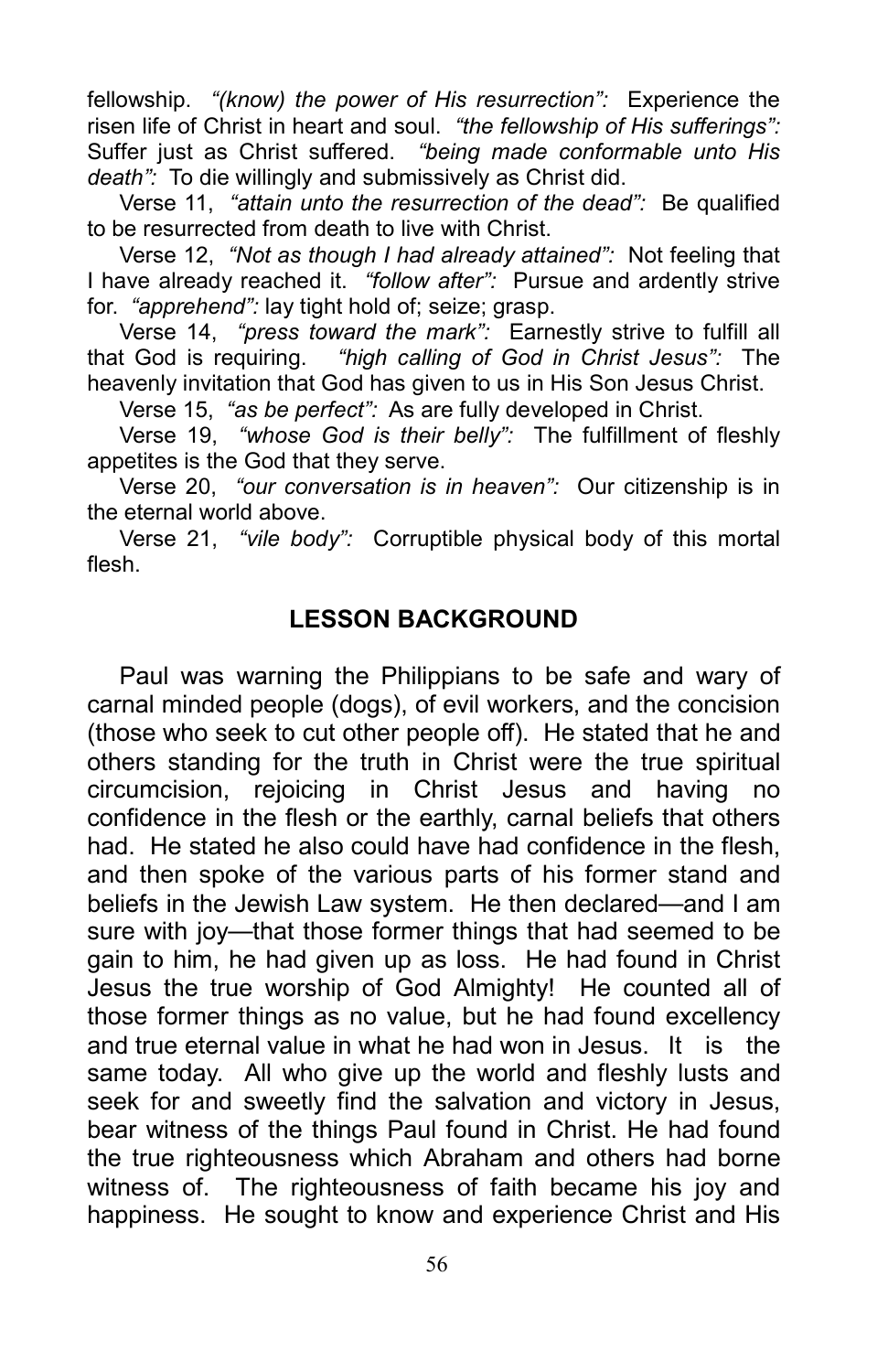fellowship. *"(know) the power of His resurrection":* Experience the risen life of Christ in heart and soul. *"the fellowship of His sufferings":* Suffer just as Christ suffered. *"being made conformable unto His death":* To die willingly and submissively as Christ did.

Verse 11, *"attain unto the resurrection of the dead":* Be qualified to be resurrected from death to live with Christ.

Verse 12, *"Not as though I had already attained":* Not feeling that I have already reached it. *"follow after":* Pursue and ardently strive for. *"apprehend":* lay tight hold of; seize; grasp.

Verse 14, *"press toward the mark":* Earnestly strive to fulfill all that God is requiring. *"high calling of God in Christ Jesus":* The heavenly invitation that God has given to us in His Son Jesus Christ.

Verse 15, *"as be perfect":* As are fully developed in Christ.

Verse 19, *"whose God is their belly":* The fulfillment of fleshly appetites is the God that they serve.

Verse 20, *"our conversation is in heaven":* Our citizenship is in the eternal world above.

Verse 21, *"vile body":* Corruptible physical body of this mortal flesh.

## LESSON BACKGROUND

Paul was warning the Philippians to be safe and wary of carnal minded people (dogs), of evil workers, and the concision (those who seek to cut other people off). He stated that he and others standing for the truth in Christ were the true spiritual circumcision, rejoicing in Christ Jesus and having no confidence in the flesh or the earthly, carnal beliefs that others had. He stated he also could have had confidence in the flesh, and then spoke of the various parts of his former stand and beliefs in the Jewish Law system. He then declared—and I am sure with joy—that those former things that had seemed to be gain to him, he had given up as loss. He had found in Christ Jesus the true worship of God Almighty! He counted all of those former things as no value, but he had found excellency and true eternal value in what he had won in Jesus. It is the same today. All who give up the world and fleshly lusts and seek for and sweetly find the salvation and victory in Jesus, bear witness of the things Paul found in Christ. He had found the true righteousness which Abraham and others had borne witness of. The righteousness of faith became his joy and happiness. He sought to know and experience Christ and His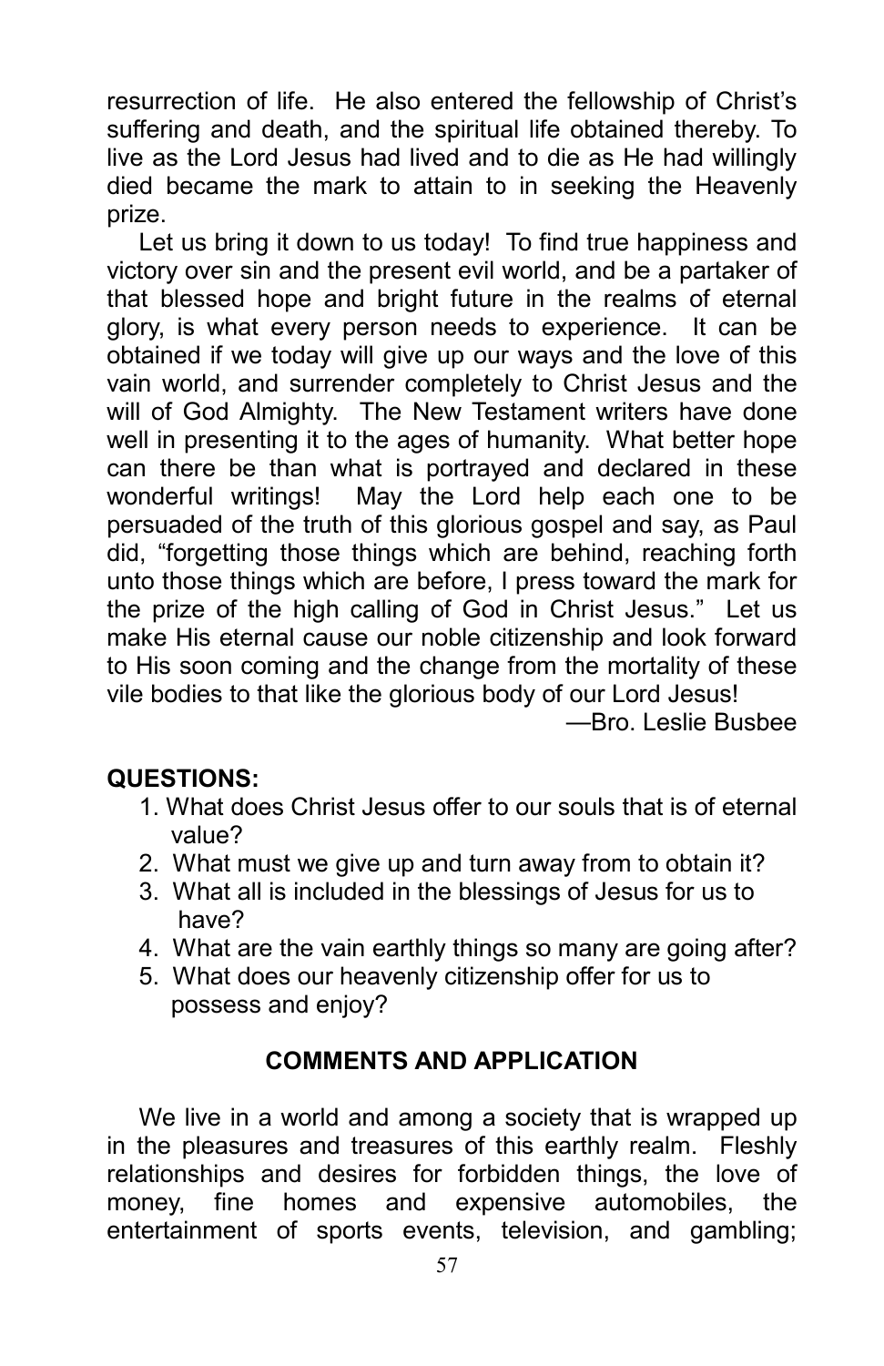resurrection of life. He also entered the fellowship of Christ's suffering and death, and the spiritual life obtained thereby. To live as the Lord Jesus had lived and to die as He had willingly died became the mark to attain to in seeking the Heavenly prize.

Let us bring it down to us today! To find true happiness and victory over sin and the present evil world, and be a partaker of that blessed hope and bright future in the realms of eternal glory, is what every person needs to experience. It can be obtained if we today will give up our ways and the love of this vain world, and surrender completely to Christ Jesus and the will of God Almighty. The New Testament writers have done well in presenting it to the ages of humanity. What better hope can there be than what is portrayed and declared in these wonderful writings! May the Lord help each one to be persuaded of the truth of this glorious gospel and say, as Paul did, "forgetting those things which are behind, reaching forth unto those things which are before, I press toward the mark for the prize of the high calling of God in Christ Jesus." Let us make His eternal cause our noble citizenship and look forward to His soon coming and the change from the mortality of these vile bodies to that like the glorious body of our Lord Jesus!

—Bro. Leslie Busbee

**QUESTIONS:**

1. What does Christ Jesus offer to our souls that is of eternal value?
2. What must we give up and turn away from to obtain it?
3. What all is included in the blessings of Jesus for us to have?
4. What are the vain earthly things so many are going after?
5. What does our heavenly citizenship offer for us to possess and enjoy?

**COMMENTS AND APPLICATION**

We live in a world and among a society that is wrapped up in the pleasures and treasures of this earthly realm. Fleshly relationships and desires for forbidden things, the love of money, fine homes and expensive automobiles, the entertainment of sports events, television, and gambling;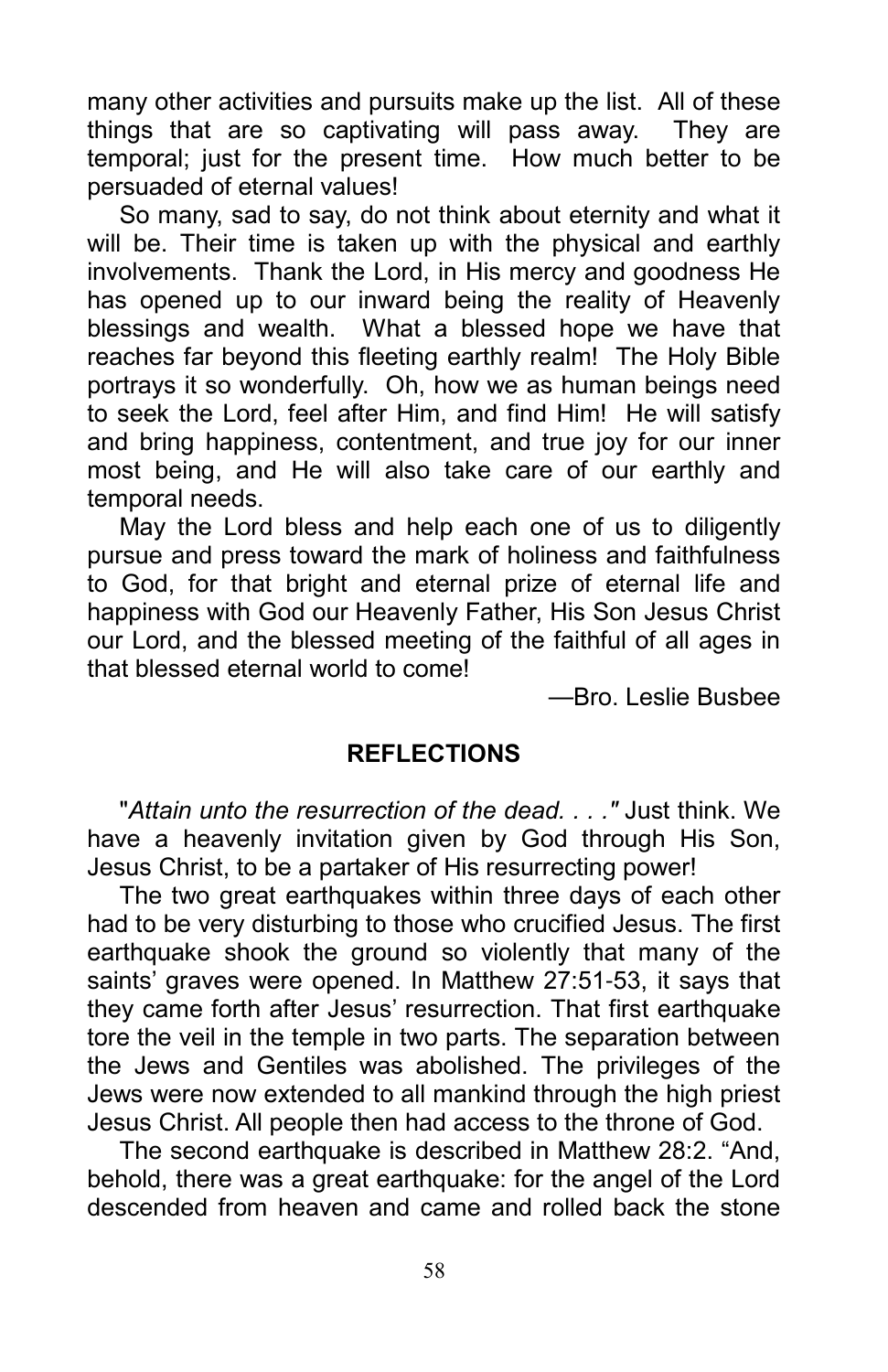many other activities and pursuits make up the list. All of these things that are so captivating will pass away. They are temporal; just for the present time. How much better to be persuaded of eternal values!

So many, sad to say, do not think about eternity and what it will be. Their time is taken up with the physical and earthly involvements. Thank the Lord, in His mercy and goodness He has opened up to our inward being the reality of Heavenly blessings and wealth. What a blessed hope we have that reaches far beyond this fleeting earthly realm! The Holy Bible portrays it so wonderfully. Oh, how we as human beings need to seek the Lord, feel after Him, and find Him! He will satisfy and bring happiness, contentment, and true joy for our inner most being, and He will also take care of our earthly and temporal needs.

May the Lord bless and help each one of us to diligently pursue and press toward the mark of holiness and faithfulness to God, for that bright and eternal prize of eternal life and happiness with God our Heavenly Father, His Son Jesus Christ our Lord, and the blessed meeting of the faithful of all ages in that blessed eternal world to come!

—Bro. Leslie Busbee

## REFLECTIONS

"*Attain unto the resurrection of the dead. . . ."* Just think. We have a heavenly invitation given by God through His Son, Jesus Christ, to be a partaker of His resurrecting power!

The two great earthquakes within three days of each other had to be very disturbing to those who crucified Jesus. The first earthquake shook the ground so violently that many of the saints' graves were opened. In Matthew 27:51-53, it says that they came forth after Jesus' resurrection. That first earthquake tore the veil in the temple in two parts. The separation between the Jews and Gentiles was abolished. The privileges of the Jews were now extended to all mankind through the high priest Jesus Christ. All people then had access to the throne of God.

The second earthquake is described in Matthew 28:2. "And, behold, there was a great earthquake: for the angel of the Lord descended from heaven and came and rolled back the stone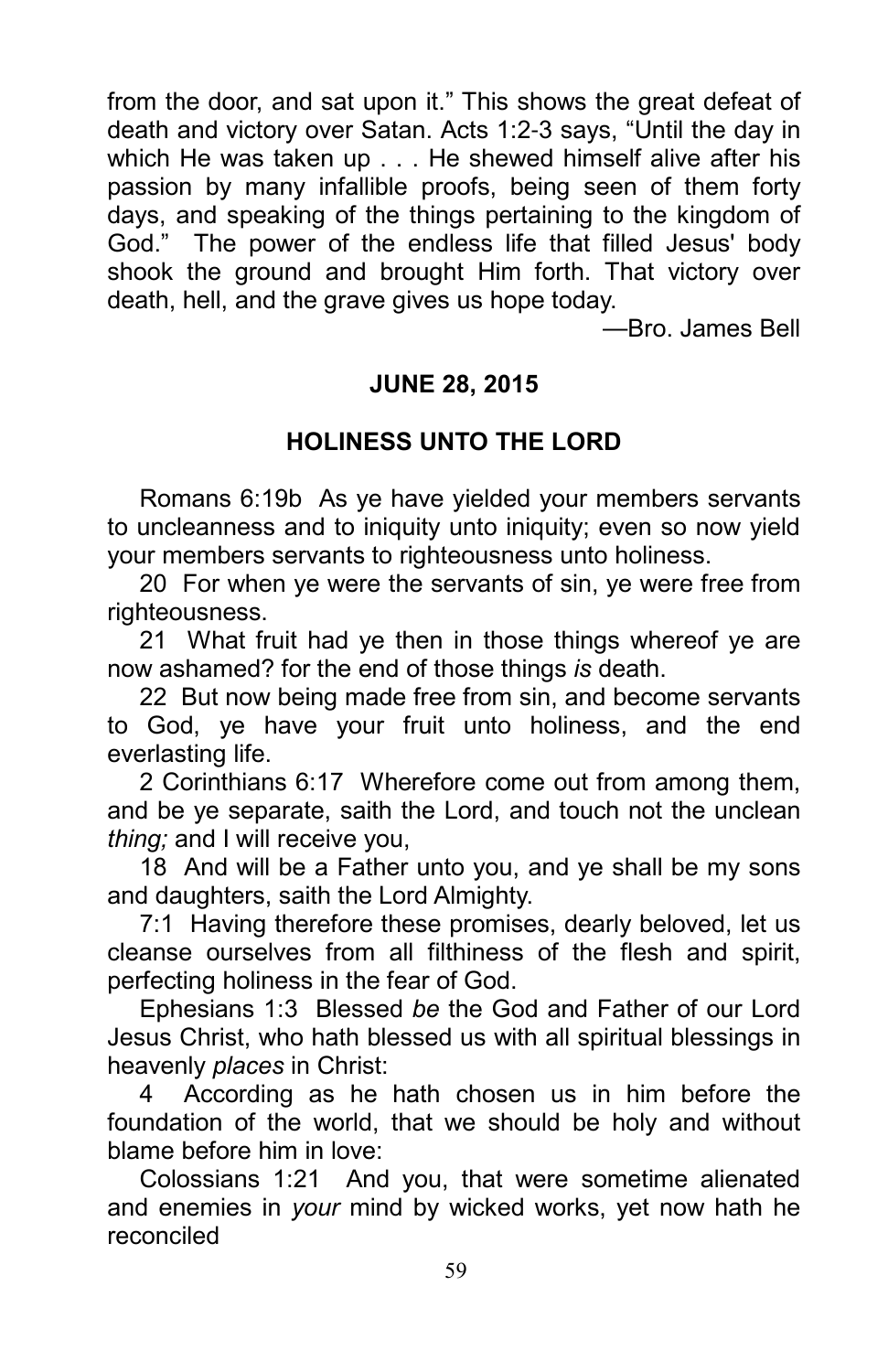from the door, and sat upon it." This shows the great defeat of death and victory over Satan. Acts 1:2-3 says, "Until the day in which He was taken up . . . He shewed himself alive after his passion by many infallible proofs, being seen of them forty days, and speaking of the things pertaining to the kingdom of God." The power of the endless life that filled Jesus' body shook the ground and brought Him forth. That victory over death, hell, and the grave gives us hope today.

—Bro. James Bell

**JUNE 28, 2015**

**HOLINESS UNTO THE LORD**

Romans 6:19b As ye have yielded your members servants to uncleanness and to iniquity unto iniquity; even so now yield your members servants to righteousness unto holiness.

20 For when ye were the servants of sin, ye were free from righteousness.

21 What fruit had ye then in those things whereof ye are now ashamed? for the end of those things *is* death.

22 But now being made free from sin, and become servants to God, ye have your fruit unto holiness, and the end everlasting life.

2 Corinthians 6:17 Wherefore come out from among them, and be ye separate, saith the Lord, and touch not the unclean *thing;* and I will receive you,

18 And will be a Father unto you, and ye shall be my sons and daughters, saith the Lord Almighty.

7:1 Having therefore these promises, dearly beloved, let us cleanse ourselves from all filthiness of the flesh and spirit, perfecting holiness in the fear of God.

Ephesians 1:3 Blessed *be* the God and Father of our Lord Jesus Christ, who hath blessed us with all spiritual blessings in heavenly *places* in Christ:

4 According as he hath chosen us in him before the foundation of the world, that we should be holy and without blame before him in love:

Colossians 1:21 And you, that were sometime alienated and enemies in *your* mind by wicked works, yet now hath he reconciled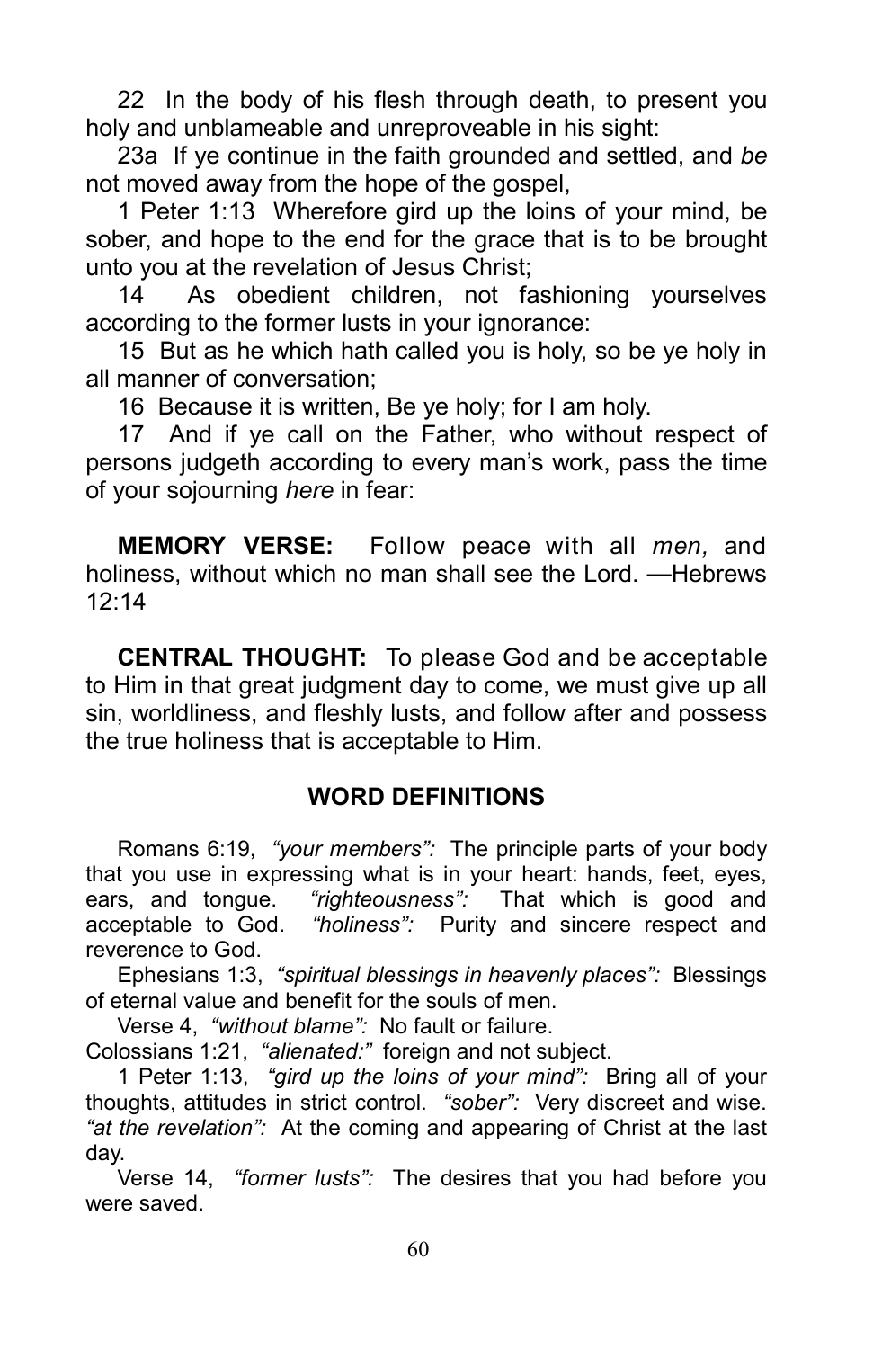22 In the body of his flesh through death, to present you holy and unblameable and unreproveable in his sight:

23a If ye continue in the faith grounded and settled, and *be* not moved away from the hope of the gospel,

1 Peter 1:13 Wherefore gird up the loins of your mind, be sober, and hope to the end for the grace that is to be brought unto you at the revelation of Jesus Christ;

14 As obedient children, not fashioning yourselves according to the former lusts in your ignorance:

15 But as he which hath called you is holy, so be ye holy in all manner of conversation;

16 Because it is written, Be ye holy; for I am holy.

17 And if ye call on the Father, who without respect of persons judgeth according to every man's work, pass the time of your sojourning *here* in fear:

**MEMORY VERSE:** Follow peace with all *men,* and holiness, without which no man shall see the Lord. —Hebrews 12:14

**CENTRAL THOUGHT:** To please God and be acceptable to Him in that great judgment day to come, we must give up all sin, worldliness, and fleshly lusts, and follow after and possess the true holiness that is acceptable to Him.

## WORD DEFINITIONS

Romans 6:19, *"your members":* The principle parts of your body that you use in expressing what is in your heart: hands, feet, eyes, ears, and tongue. *"righteousness":* That which is good and acceptable to God. *"holiness":* Purity and sincere respect and reverence to God.

Ephesians 1:3, *"spiritual blessings in heavenly places":* Blessings of eternal value and benefit for the souls of men.

Verse 4, *"without blame":* No fault or failure.

Colossians 1:21, *"alienated:"* foreign and not subject.

1 Peter 1:13, *"gird up the loins of your mind":* Bring all of your thoughts, attitudes in strict control. *"sober":* Very discreet and wise. *"at the revelation":* At the coming and appearing of Christ at the last day.

Verse 14, *"former lusts":* The desires that you had before you were saved.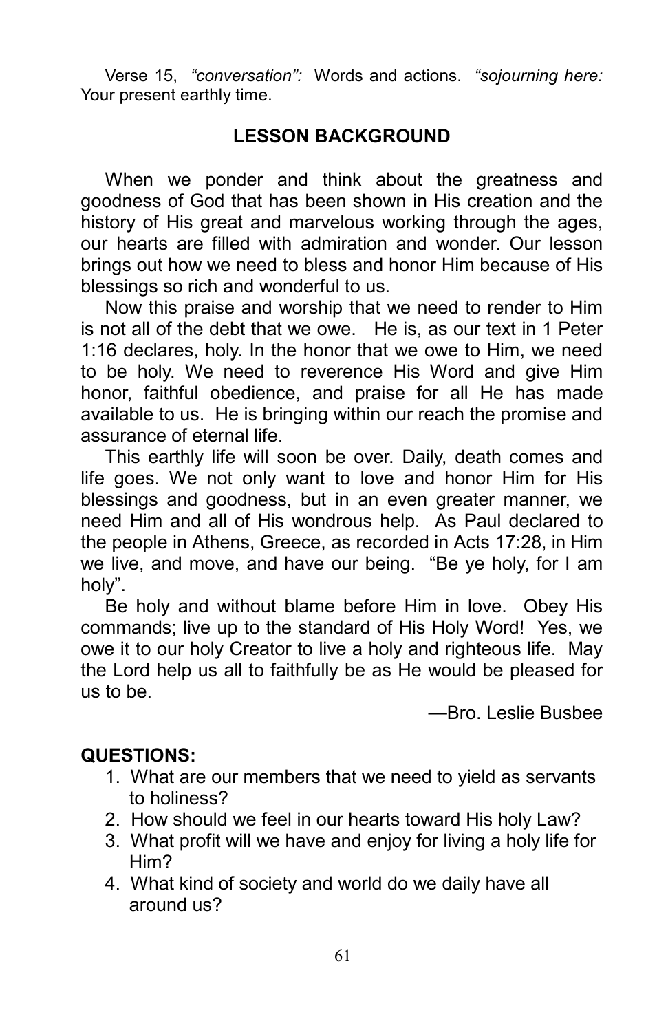Verse 15, *“conversation”:* Words and actions. *“sojourning here:* Your present earthly time.

## LESSON BACKGROUND

When we ponder and think about the greatness and goodness of God that has been shown in His creation and the history of His great and marvelous working through the ages, our hearts are filled with admiration and wonder. Our lesson brings out how we need to bless and honor Him because of His blessings so rich and wonderful to us.

Now this praise and worship that we need to render to Him is not all of the debt that we owe. He is, as our text in 1 Peter 1:16 declares, holy. In the honor that we owe to Him, we need to be holy. We need to reverence His Word and give Him honor, faithful obedience, and praise for all He has made available to us. He is bringing within our reach the promise and assurance of eternal life.

This earthly life will soon be over. Daily, death comes and life goes. We not only want to love and honor Him for His blessings and goodness, but in an even greater manner, we need Him and all of His wondrous help. As Paul declared to the people in Athens, Greece, as recorded in Acts 17:28, in Him we live, and move, and have our being. “Be ye holy, for I am holy”.

Be holy and without blame before Him in love. Obey His commands; live up to the standard of His Holy Word! Yes, we owe it to our holy Creator to live a holy and righteous life. May the Lord help us all to faithfully be as He would be pleased for us to be.

—Bro. Leslie Busbee

**QUESTIONS:**

1. What are our members that we need to yield as servants to holiness?
2. How should we feel in our hearts toward His holy Law?
3. What profit will we have and enjoy for living a holy life for Him?
4. What kind of society and world do we daily have all around us?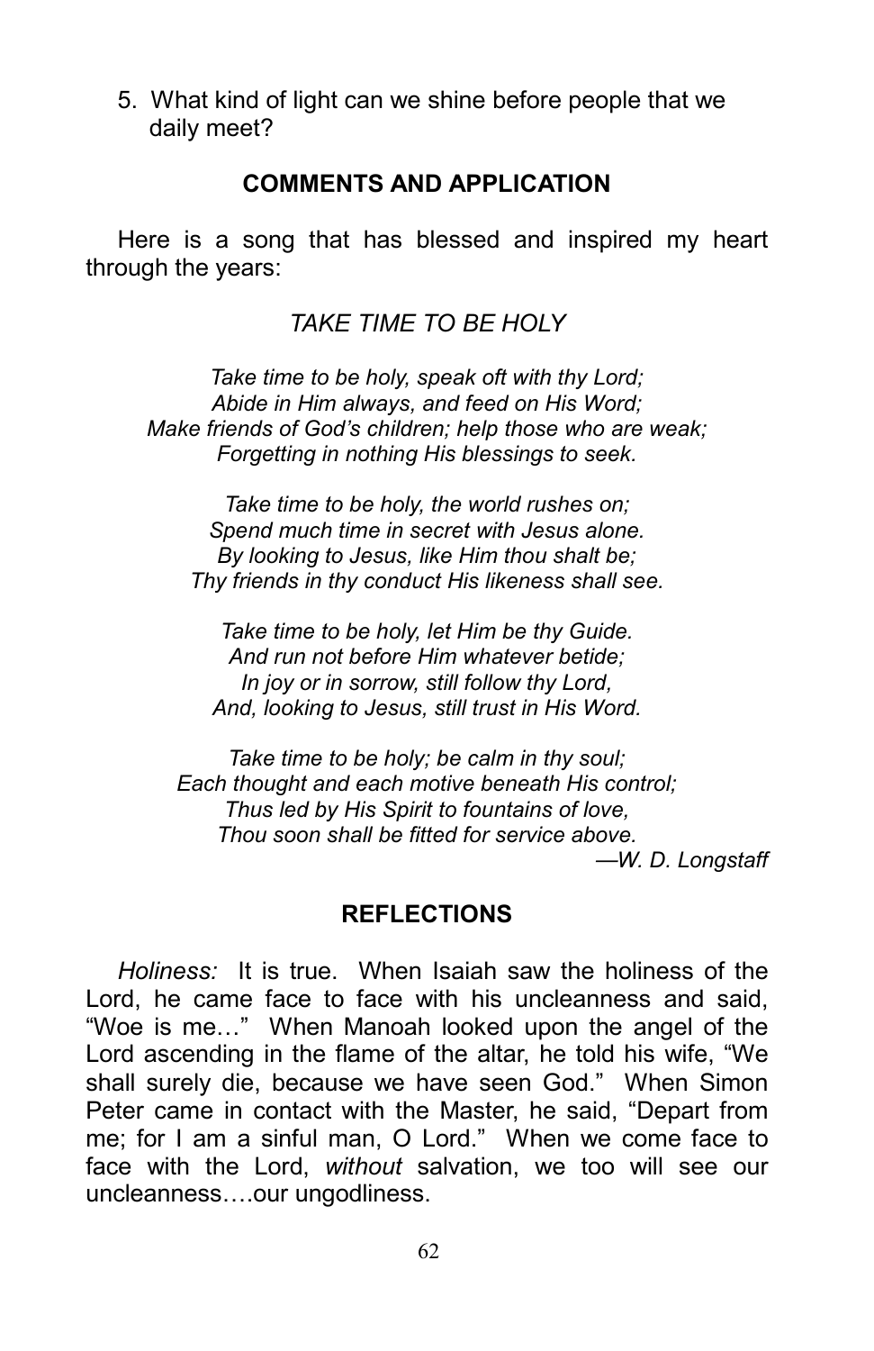5. What kind of light can we shine before people that we daily meet?

## COMMENTS AND APPLICATION

Here is a song that has blessed and inspired my heart through the years:

### *TAKE TIME TO BE HOLY*

*Take time to be holy, speak oft with thy Lord;*
*Abide in Him always, and feed on His Word;*
*Make friends of God's children; help those who are weak;*
*Forgetting in nothing His blessings to seek.*

*Take time to be holy, the world rushes on;*
*Spend much time in secret with Jesus alone.*
*By looking to Jesus, like Him thou shalt be;*
*Thy friends in thy conduct His likeness shall see.*

*Take time to be holy, let Him be thy Guide.*
*And run not before Him whatever betide;*
*In joy or in sorrow, still follow thy Lord,*
*And, looking to Jesus, still trust in His Word.*

*Take time to be holy; be calm in thy soul;*
*Each thought and each motive beneath His control;*
*Thus led by His Spirit to fountains of love,*
*Thou soon shall be fitted for service above.*

*—W. D. Longstaff*

## REFLECTIONS

*Holiness:* It is true. When Isaiah saw the holiness of the Lord, he came face to face with his uncleanness and said, "Woe is me…" When Manoah looked upon the angel of the Lord ascending in the flame of the altar, he told his wife, "We shall surely die, because we have seen God." When Simon Peter came in contact with the Master, he said, "Depart from me; for I am a sinful man, O Lord." When we come face to face with the Lord, *without* salvation, we too will see our uncleanness….our ungodliness.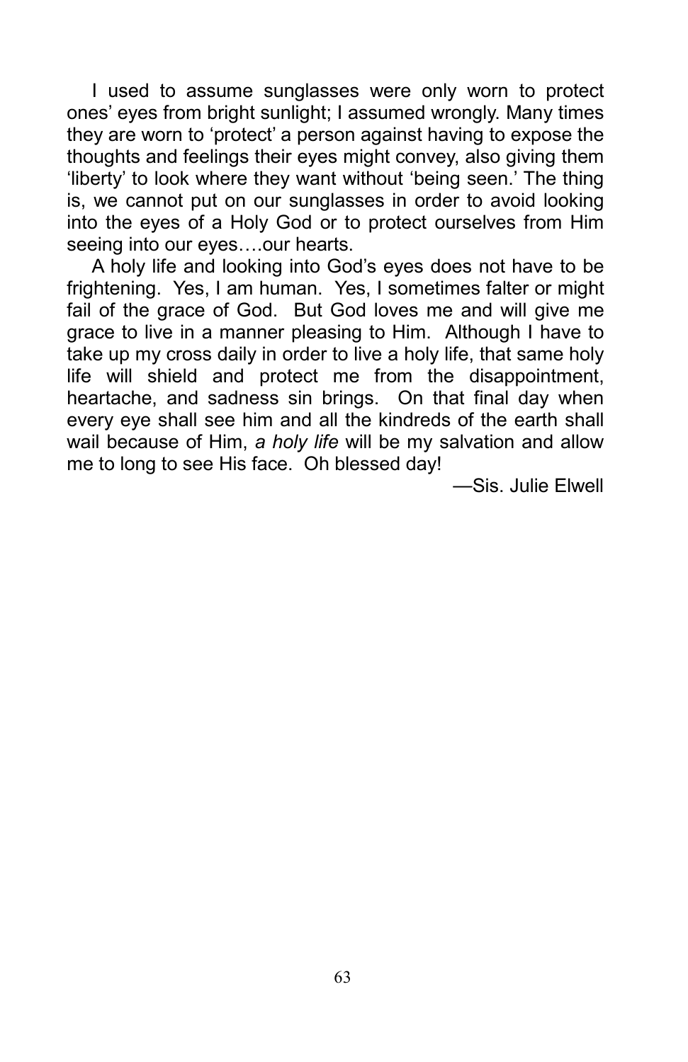I used to assume sunglasses were only worn to protect ones' eyes from bright sunlight; I assumed wrongly. Many times they are worn to 'protect' a person against having to expose the thoughts and feelings their eyes might convey, also giving them 'liberty' to look where they want without 'being seen.' The thing is, we cannot put on our sunglasses in order to avoid looking into the eyes of a Holy God or to protect ourselves from Him seeing into our eyes….our hearts.

A holy life and looking into God's eyes does not have to be frightening. Yes, I am human. Yes, I sometimes falter or might fail of the grace of God. But God loves me and will give me grace to live in a manner pleasing to Him. Although I have to take up my cross daily in order to live a holy life, that same holy life will shield and protect me from the disappointment, heartache, and sadness sin brings. On that final day when every eye shall see him and all the kindreds of the earth shall wail because of Him, *a holy life* will be my salvation and allow me to long to see His face. Oh blessed day!

—Sis. Julie Elwell